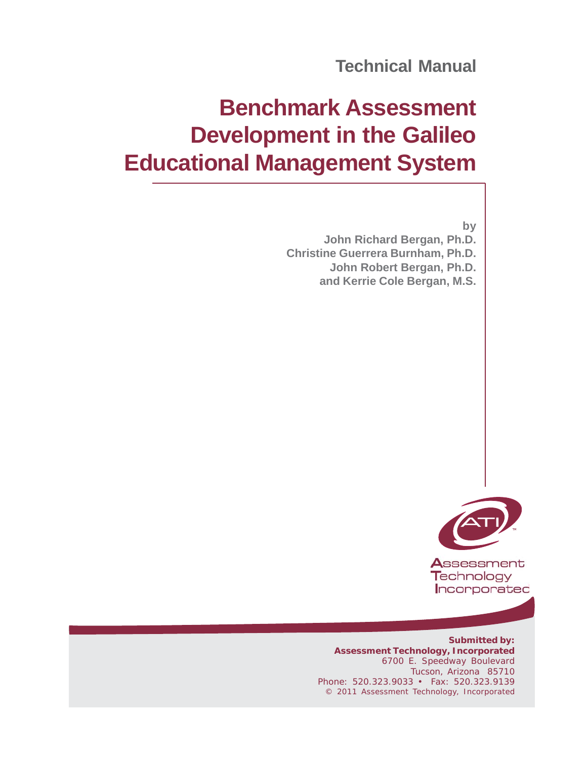Technical Manual

# Benchmark Assessment Development in the Galileo Educational Management System

by

**John Richard Bergan, Ph.D.**
**Christine Guerrera Burnham, Ph.D.**
**John Robert Bergan, Ph.D.**
**and Kerrie Cole Bergan, M.S.**

ATI™

Assessment
Technology
Incorporated

**Submitted by:**
**Assessment Technology, Incorporated**
6700 E. Speedway Boulevard
Tucson, Arizona 85710
Phone: 520.323.9033 • Fax: 520.323.9139
© 2011 Assessment Technology, Incorporated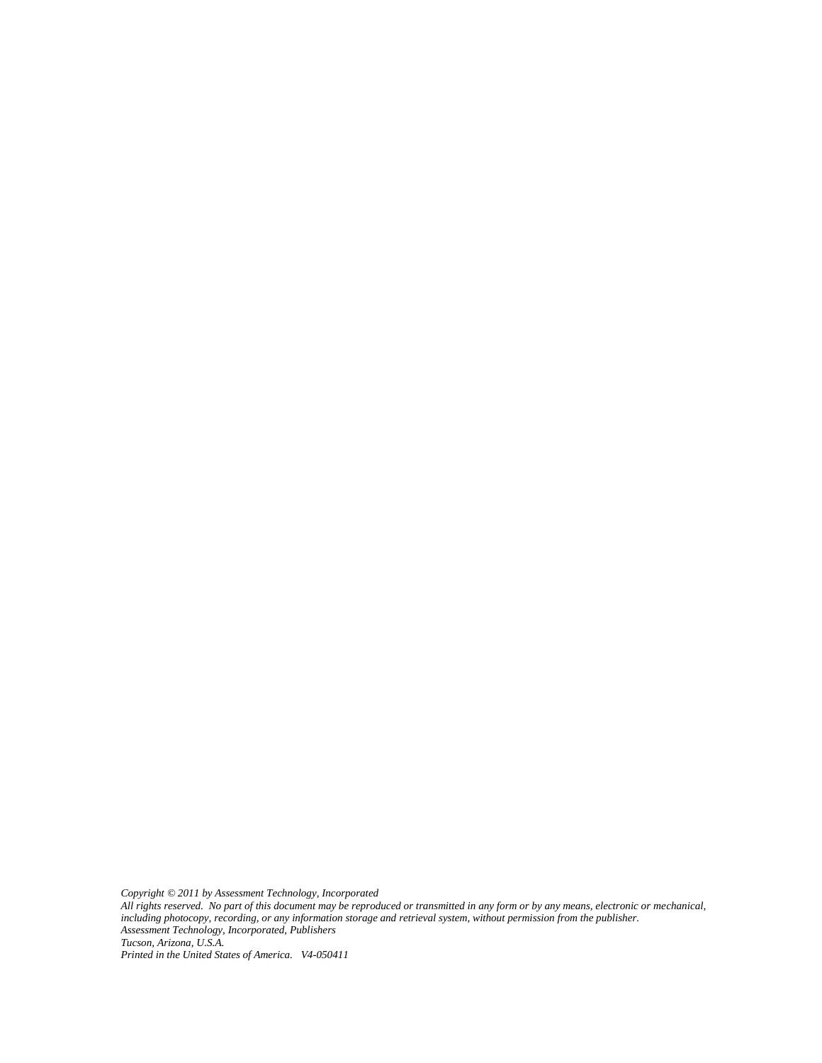*Copyright © 2011 by Assessment Technology, Incorporated*
*All rights reserved. No part of this document may be reproduced or transmitted in any form or by any means, electronic or mechanical, including photocopy, recording, or any information storage and retrieval system, without permission from the publisher.*
*Assessment Technology, Incorporated, Publishers*
*Tucson, Arizona, U.S.A.*
*Printed in the United States of America. V4-050411*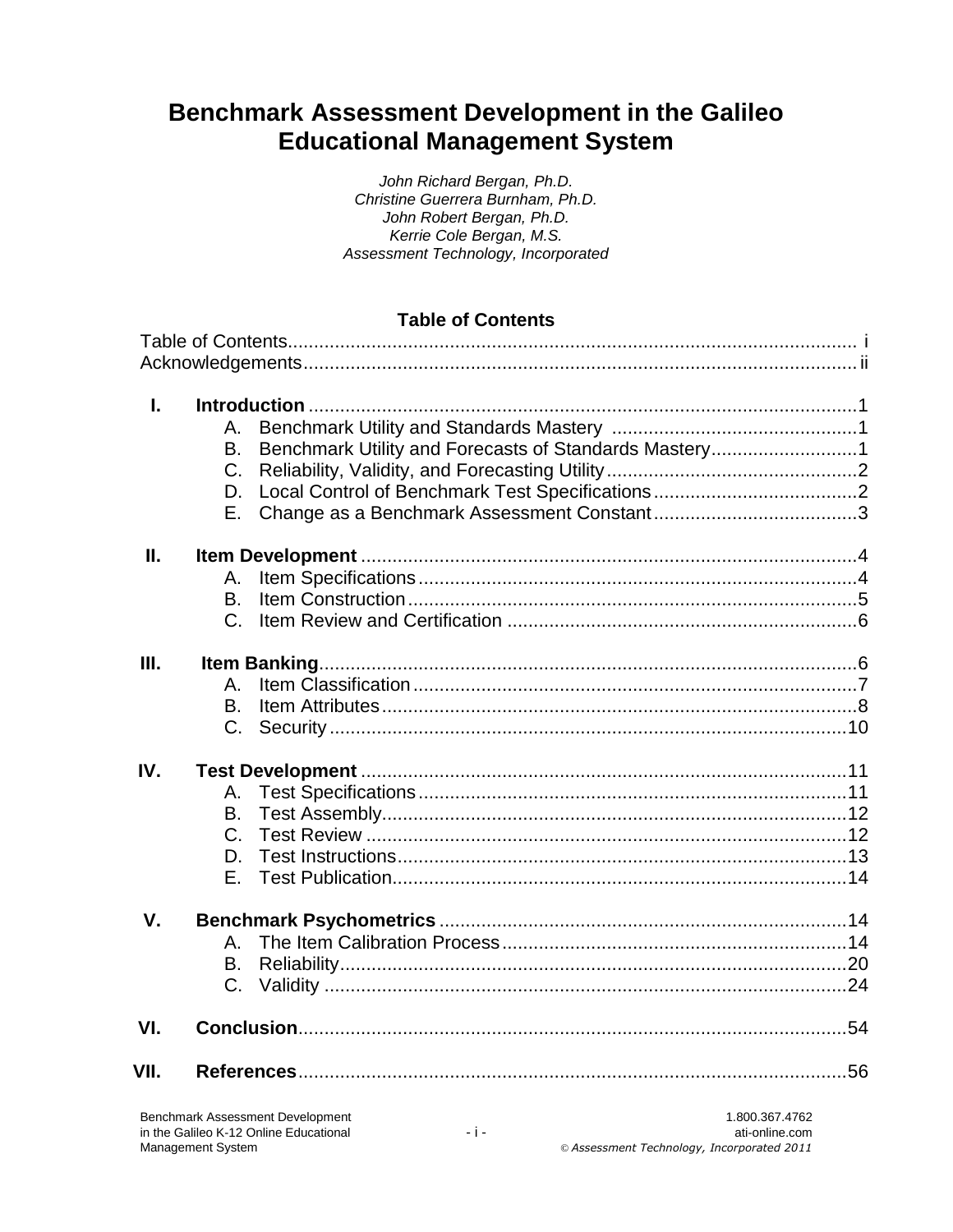# Benchmark Assessment Development in the Galileo Educational Management System

*John Richard Bergan, Ph.D.*
*Christine Guerrera Burnham, Ph.D.*
*John Robert Bergan, Ph.D.*
*Kerrie Cole Bergan, M.S.*
*Assessment Technology, Incorporated*

## Table of Contents

Table of Contents ........ i
Acknowledgements ........ ii

**I. Introduction** ........ 1
- A. Benchmark Utility and Standards Mastery ........ 1
- B. Benchmark Utility and Forecasts of Standards Mastery ........ 1
- C. Reliability, Validity, and Forecasting Utility ........ 2
- D. Local Control of Benchmark Test Specifications ........ 2
- E. Change as a Benchmark Assessment Constant ........ 3

**II. Item Development** ........ 4
- A. Item Specifications ........ 4
- B. Item Construction ........ 5
- C. Item Review and Certification ........ 6

**III. Item Banking** ........ 6
- A. Item Classification ........ 7
- B. Item Attributes ........ 8
- C. Security ........ 10

**IV. Test Development** ........ 11
- A. Test Specifications ........ 11
- B. Test Assembly ........ 12
- C. Test Review ........ 12
- D. Test Instructions ........ 13
- E. Test Publication ........ 14

**V. Benchmark Psychometrics** ........ 14
- A. The Item Calibration Process ........ 14
- B. Reliability ........ 20
- C. Validity ........ 24

**VI. Conclusion** ........ 54

**VII. References** ........ 56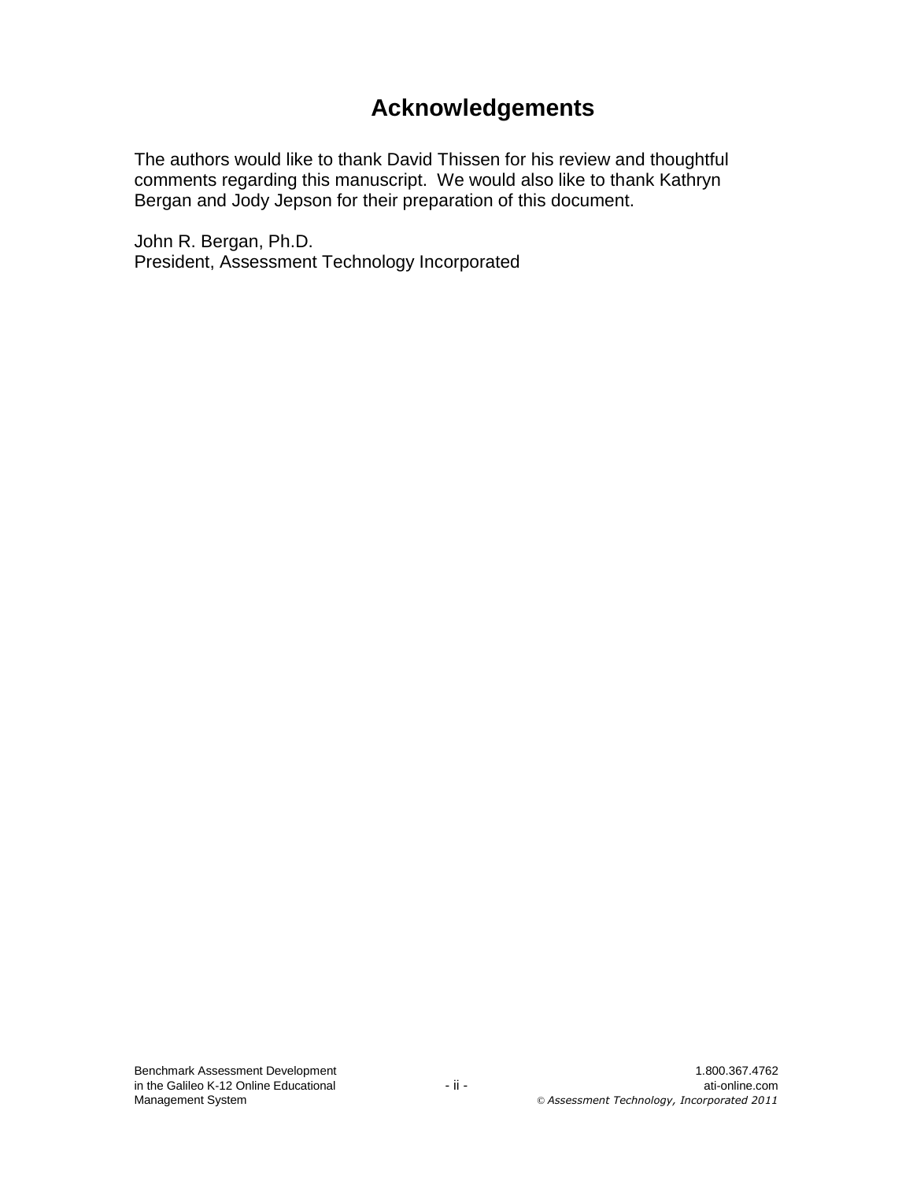# Acknowledgements

The authors would like to thank David Thissen for his review and thoughtful comments regarding this manuscript. We would also like to thank Kathryn Bergan and Jody Jepson for their preparation of this document.

John R. Bergan, Ph.D.
President, Assessment Technology Incorporated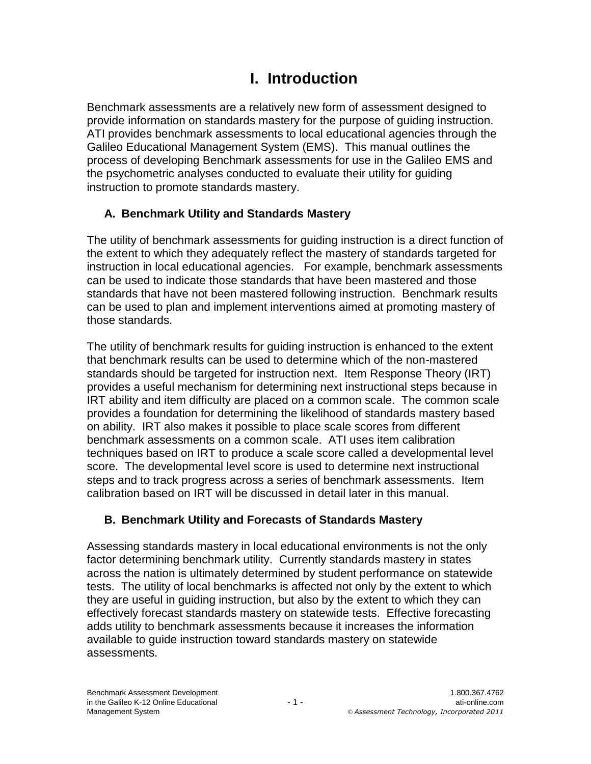# I. Introduction

Benchmark assessments are a relatively new form of assessment designed to provide information on standards mastery for the purpose of guiding instruction. ATI provides benchmark assessments to local educational agencies through the Galileo Educational Management System (EMS). This manual outlines the process of developing Benchmark assessments for use in the Galileo EMS and the psychometric analyses conducted to evaluate their utility for guiding instruction to promote standards mastery.

## A. Benchmark Utility and Standards Mastery

The utility of benchmark assessments for guiding instruction is a direct function of the extent to which they adequately reflect the mastery of standards targeted for instruction in local educational agencies. For example, benchmark assessments can be used to indicate those standards that have been mastered and those standards that have not been mastered following instruction. Benchmark results can be used to plan and implement interventions aimed at promoting mastery of those standards.

The utility of benchmark results for guiding instruction is enhanced to the extent that benchmark results can be used to determine which of the non-mastered standards should be targeted for instruction next. Item Response Theory (IRT) provides a useful mechanism for determining next instructional steps because in IRT ability and item difficulty are placed on a common scale. The common scale provides a foundation for determining the likelihood of standards mastery based on ability. IRT also makes it possible to place scale scores from different benchmark assessments on a common scale. ATI uses item calibration techniques based on IRT to produce a scale score called a developmental level score. The developmental level score is used to determine next instructional steps and to track progress across a series of benchmark assessments. Item calibration based on IRT will be discussed in detail later in this manual.

## B. Benchmark Utility and Forecasts of Standards Mastery

Assessing standards mastery in local educational environments is not the only factor determining benchmark utility. Currently standards mastery in states across the nation is ultimately determined by student performance on statewide tests. The utility of local benchmarks is affected not only by the extent to which they are useful in guiding instruction, but also by the extent to which they can effectively forecast standards mastery on statewide tests. Effective forecasting adds utility to benchmark assessments because it increases the information available to guide instruction toward standards mastery on statewide assessments.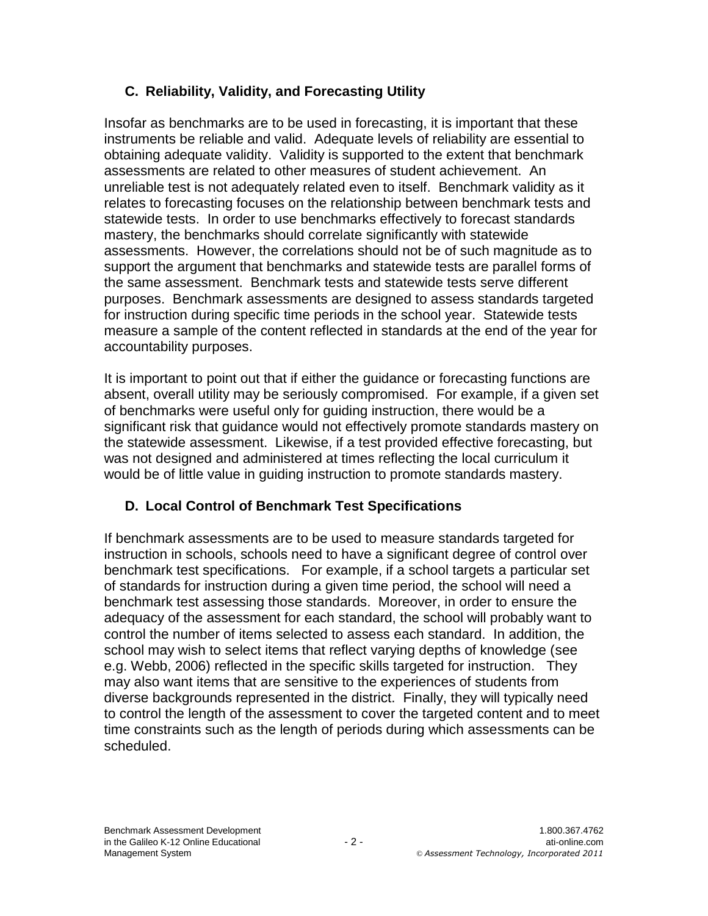### C. Reliability, Validity, and Forecasting Utility

Insofar as benchmarks are to be used in forecasting, it is important that these instruments be reliable and valid. Adequate levels of reliability are essential to obtaining adequate validity. Validity is supported to the extent that benchmark assessments are related to other measures of student achievement. An unreliable test is not adequately related even to itself. Benchmark validity as it relates to forecasting focuses on the relationship between benchmark tests and statewide tests. In order to use benchmarks effectively to forecast standards mastery, the benchmarks should correlate significantly with statewide assessments. However, the correlations should not be of such magnitude as to support the argument that benchmarks and statewide tests are parallel forms of the same assessment. Benchmark tests and statewide tests serve different purposes. Benchmark assessments are designed to assess standards targeted for instruction during specific time periods in the school year. Statewide tests measure a sample of the content reflected in standards at the end of the year for accountability purposes.

It is important to point out that if either the guidance or forecasting functions are absent, overall utility may be seriously compromised. For example, if a given set of benchmarks were useful only for guiding instruction, there would be a significant risk that guidance would not effectively promote standards mastery on the statewide assessment. Likewise, if a test provided effective forecasting, but was not designed and administered at times reflecting the local curriculum it would be of little value in guiding instruction to promote standards mastery.

### D. Local Control of Benchmark Test Specifications

If benchmark assessments are to be used to measure standards targeted for instruction in schools, schools need to have a significant degree of control over benchmark test specifications. For example, if a school targets a particular set of standards for instruction during a given time period, the school will need a benchmark test assessing those standards. Moreover, in order to ensure the adequacy of the assessment for each standard, the school will probably want to control the number of items selected to assess each standard. In addition, the school may wish to select items that reflect varying depths of knowledge (see e.g. Webb, 2006) reflected in the specific skills targeted for instruction. They may also want items that are sensitive to the experiences of students from diverse backgrounds represented in the district. Finally, they will typically need to control the length of the assessment to cover the targeted content and to meet time constraints such as the length of periods during which assessments can be scheduled.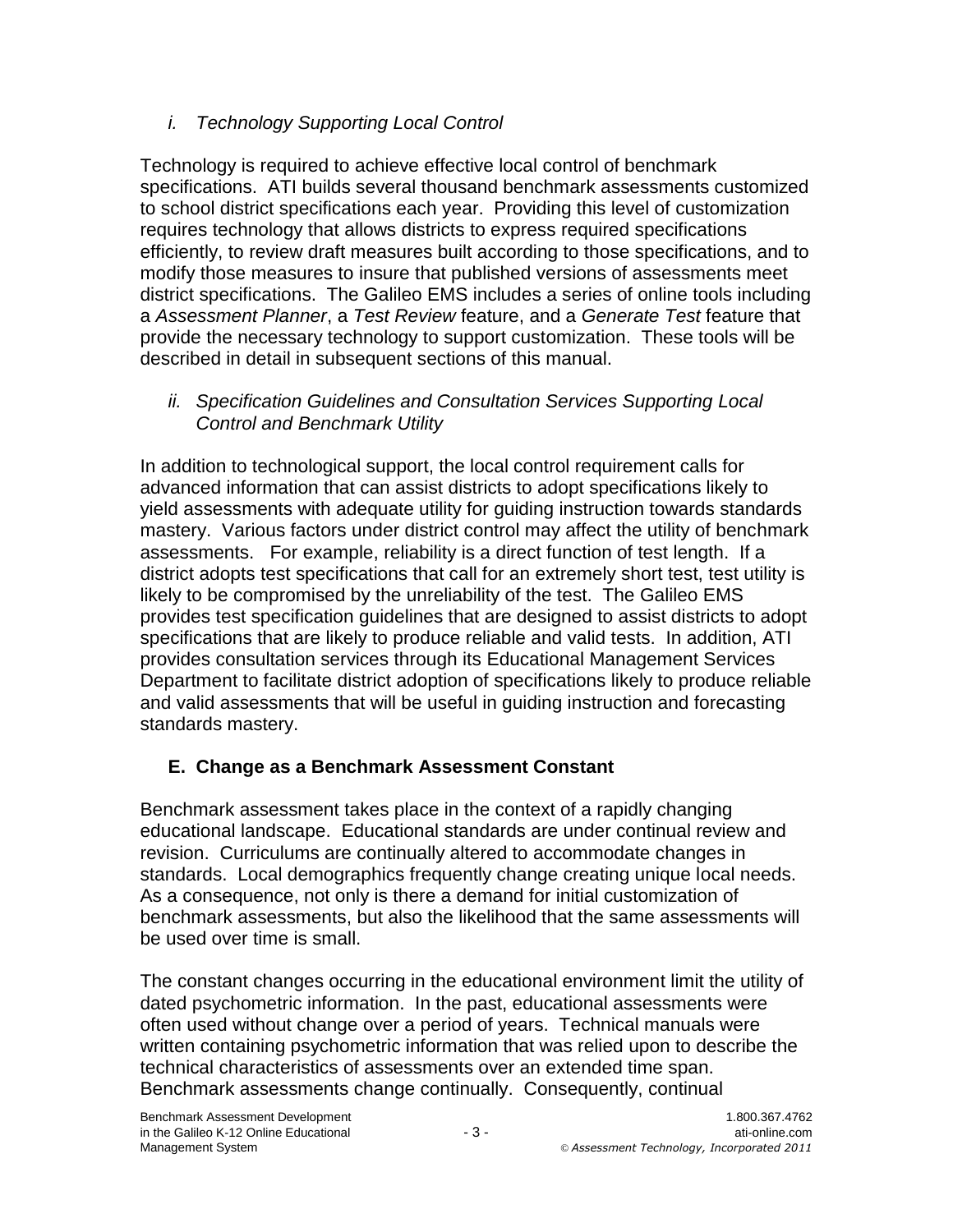### *i. Technology Supporting Local Control*

Technology is required to achieve effective local control of benchmark specifications. ATI builds several thousand benchmark assessments customized to school district specifications each year. Providing this level of customization requires technology that allows districts to express required specifications efficiently, to review draft measures built according to those specifications, and to modify those measures to insure that published versions of assessments meet district specifications. The Galileo EMS includes a series of online tools including a *Assessment Planner*, a *Test Review* feature, and a *Generate Test* feature that provide the necessary technology to support customization. These tools will be described in detail in subsequent sections of this manual.

### *ii. Specification Guidelines and Consultation Services Supporting Local Control and Benchmark Utility*

In addition to technological support, the local control requirement calls for advanced information that can assist districts to adopt specifications likely to yield assessments with adequate utility for guiding instruction towards standards mastery. Various factors under district control may affect the utility of benchmark assessments. For example, reliability is a direct function of test length. If a district adopts test specifications that call for an extremely short test, test utility is likely to be compromised by the unreliability of the test. The Galileo EMS provides test specification guidelines that are designed to assist districts to adopt specifications that are likely to produce reliable and valid tests. In addition, ATI provides consultation services through its Educational Management Services Department to facilitate district adoption of specifications likely to produce reliable and valid assessments that will be useful in guiding instruction and forecasting standards mastery.

## E. Change as a Benchmark Assessment Constant

Benchmark assessment takes place in the context of a rapidly changing educational landscape. Educational standards are under continual review and revision. Curriculums are continually altered to accommodate changes in standards. Local demographics frequently change creating unique local needs. As a consequence, not only is there a demand for initial customization of benchmark assessments, but also the likelihood that the same assessments will be used over time is small.

The constant changes occurring in the educational environment limit the utility of dated psychometric information. In the past, educational assessments were often used without change over a period of years. Technical manuals were written containing psychometric information that was relied upon to describe the technical characteristics of assessments over an extended time span. Benchmark assessments change continually. Consequently, continual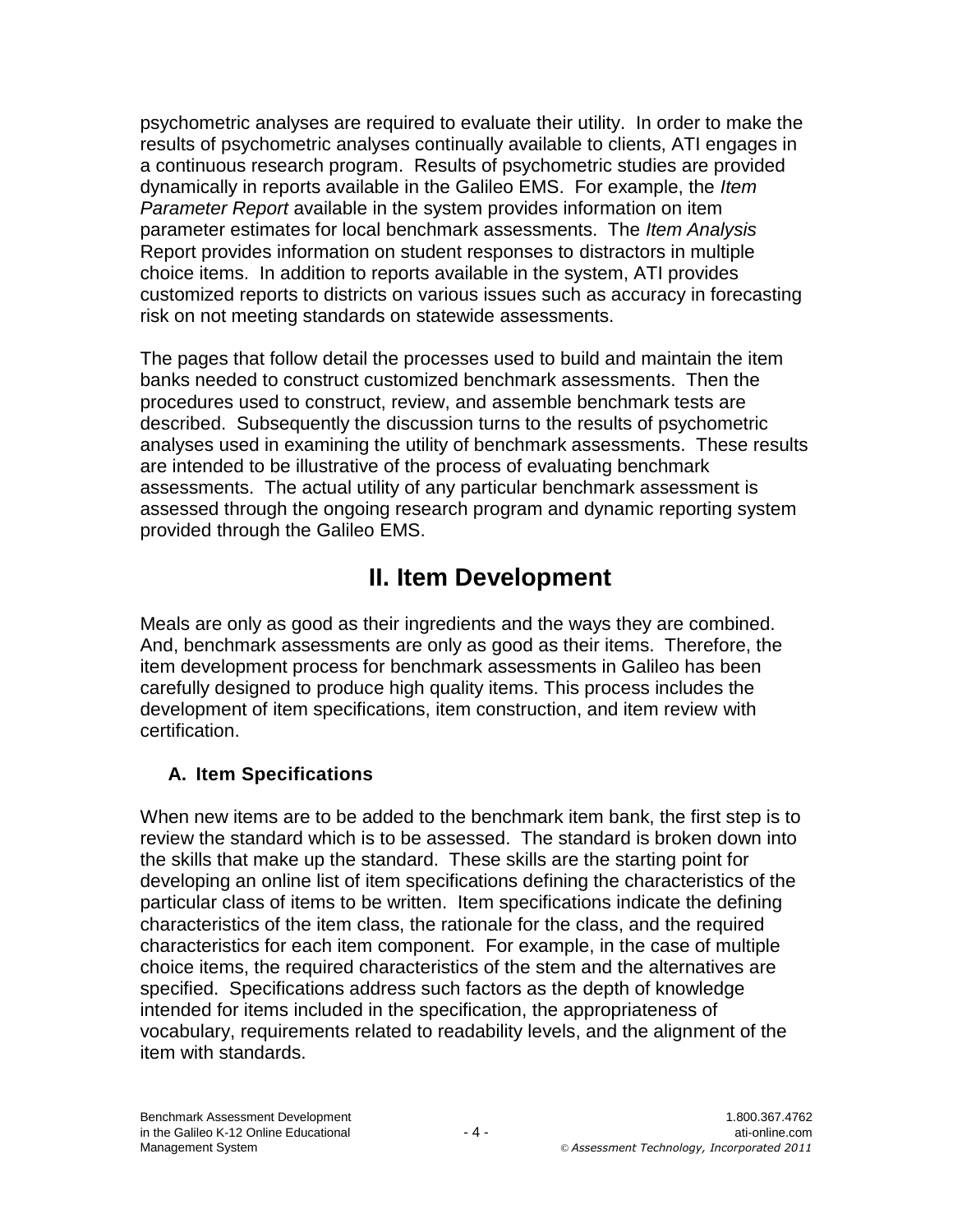psychometric analyses are required to evaluate their utility. In order to make the results of psychometric analyses continually available to clients, ATI engages in a continuous research program. Results of psychometric studies are provided dynamically in reports available in the Galileo EMS. For example, the *Item Parameter Report* available in the system provides information on item parameter estimates for local benchmark assessments. The *Item Analysis* Report provides information on student responses to distractors in multiple choice items. In addition to reports available in the system, ATI provides customized reports to districts on various issues such as accuracy in forecasting risk on not meeting standards on statewide assessments.

The pages that follow detail the processes used to build and maintain the item banks needed to construct customized benchmark assessments. Then the procedures used to construct, review, and assemble benchmark tests are described. Subsequently the discussion turns to the results of psychometric analyses used in examining the utility of benchmark assessments. These results are intended to be illustrative of the process of evaluating benchmark assessments. The actual utility of any particular benchmark assessment is assessed through the ongoing research program and dynamic reporting system provided through the Galileo EMS.

# II. Item Development

Meals are only as good as their ingredients and the ways they are combined. And, benchmark assessments are only as good as their items. Therefore, the item development process for benchmark assessments in Galileo has been carefully designed to produce high quality items. This process includes the development of item specifications, item construction, and item review with certification.

## A. Item Specifications

When new items are to be added to the benchmark item bank, the first step is to review the standard which is to be assessed. The standard is broken down into the skills that make up the standard. These skills are the starting point for developing an online list of item specifications defining the characteristics of the particular class of items to be written. Item specifications indicate the defining characteristics of the item class, the rationale for the class, and the required characteristics for each item component. For example, in the case of multiple choice items, the required characteristics of the stem and the alternatives are specified. Specifications address such factors as the depth of knowledge intended for items included in the specification, the appropriateness of vocabulary, requirements related to readability levels, and the alignment of the item with standards.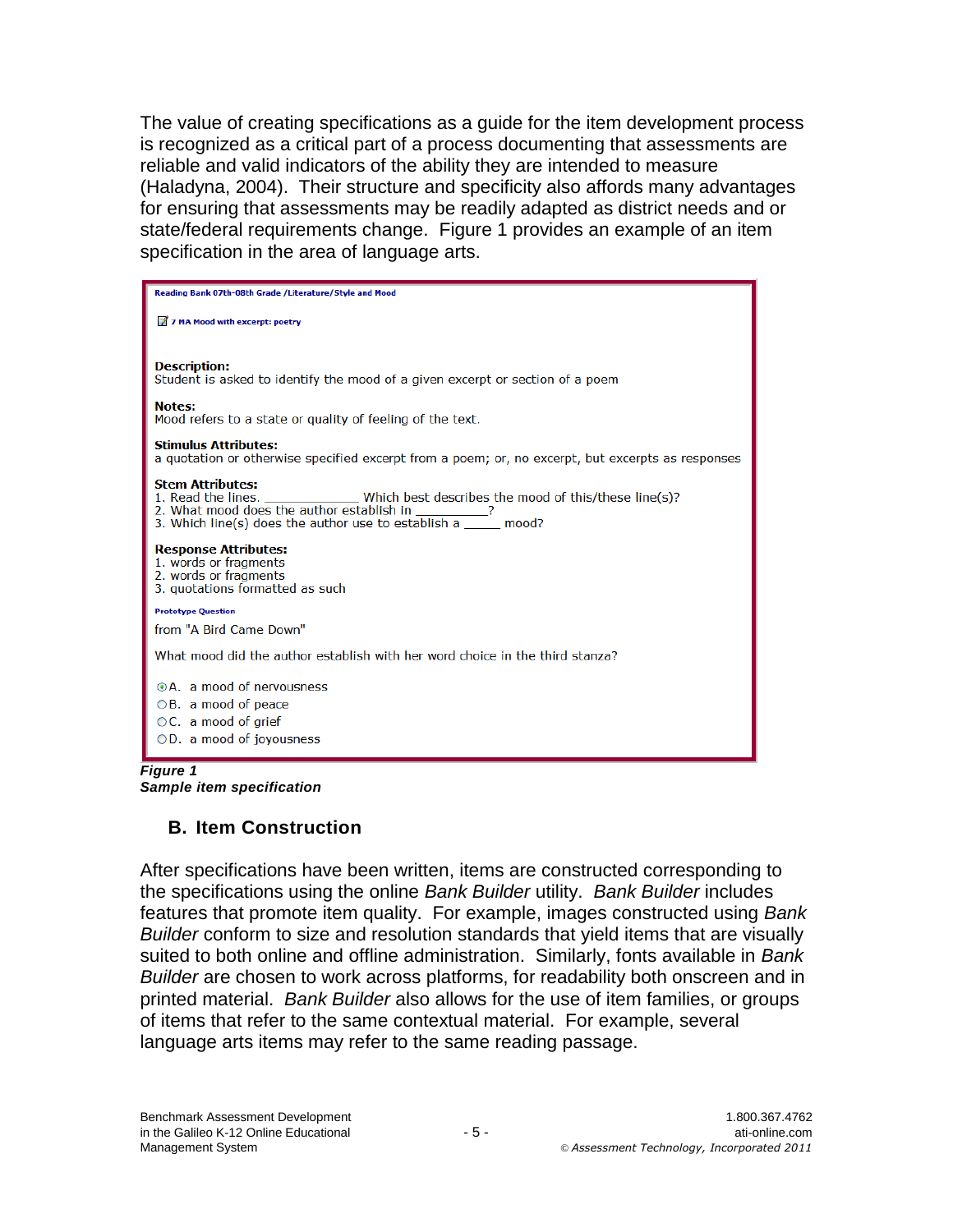The value of creating specifications as a guide for the item development process is recognized as a critical part of a process documenting that assessments are reliable and valid indicators of the ability they are intended to measure (Haladyna, 2004). Their structure and specificity also affords many advantages for ensuring that assessments may be readily adapted as district needs and or state/federal requirements change. Figure 1 provides an example of an item specification in the area of language arts.

Reading Bank 07th-08th Grade /Literature/Style and Mood

7 MA Mood with excerpt: poetry

**Description:**
Student is asked to identify the mood of a given excerpt or section of a poem

**Notes:**
Mood refers to a state or quality of feeling of the text.

**Stimulus Attributes:**
a quotation or otherwise specified excerpt from a poem; or, no excerpt, but excerpts as responses

**Stem Attributes:**
1. Read the lines. ____________ Which best describes the mood of this/these line(s)?
2. What mood does the author establish in __________?
3. Which line(s) does the author use to establish a _____ mood?

**Response Attributes:**
1. words or fragments
2. words or fragments
3. quotations formatted as such

Prototype Question

from "A Bird Came Down"

What mood did the author establish with her word choice in the third stanza?

- ◉ A. a mood of nervousness
- ○ B. a mood of peace
- ○ C. a mood of grief
- ○ D. a mood of joyousness

***Figure 1***
***Sample item specification***

## B. Item Construction

After specifications have been written, items are constructed corresponding to the specifications using the online *Bank Builder* utility. *Bank Builder* includes features that promote item quality. For example, images constructed using *Bank Builder* conform to size and resolution standards that yield items that are visually suited to both online and offline administration. Similarly, fonts available in *Bank Builder* are chosen to work across platforms, for readability both onscreen and in printed material. *Bank Builder* also allows for the use of item families, or groups of items that refer to the same contextual material. For example, several language arts items may refer to the same reading passage.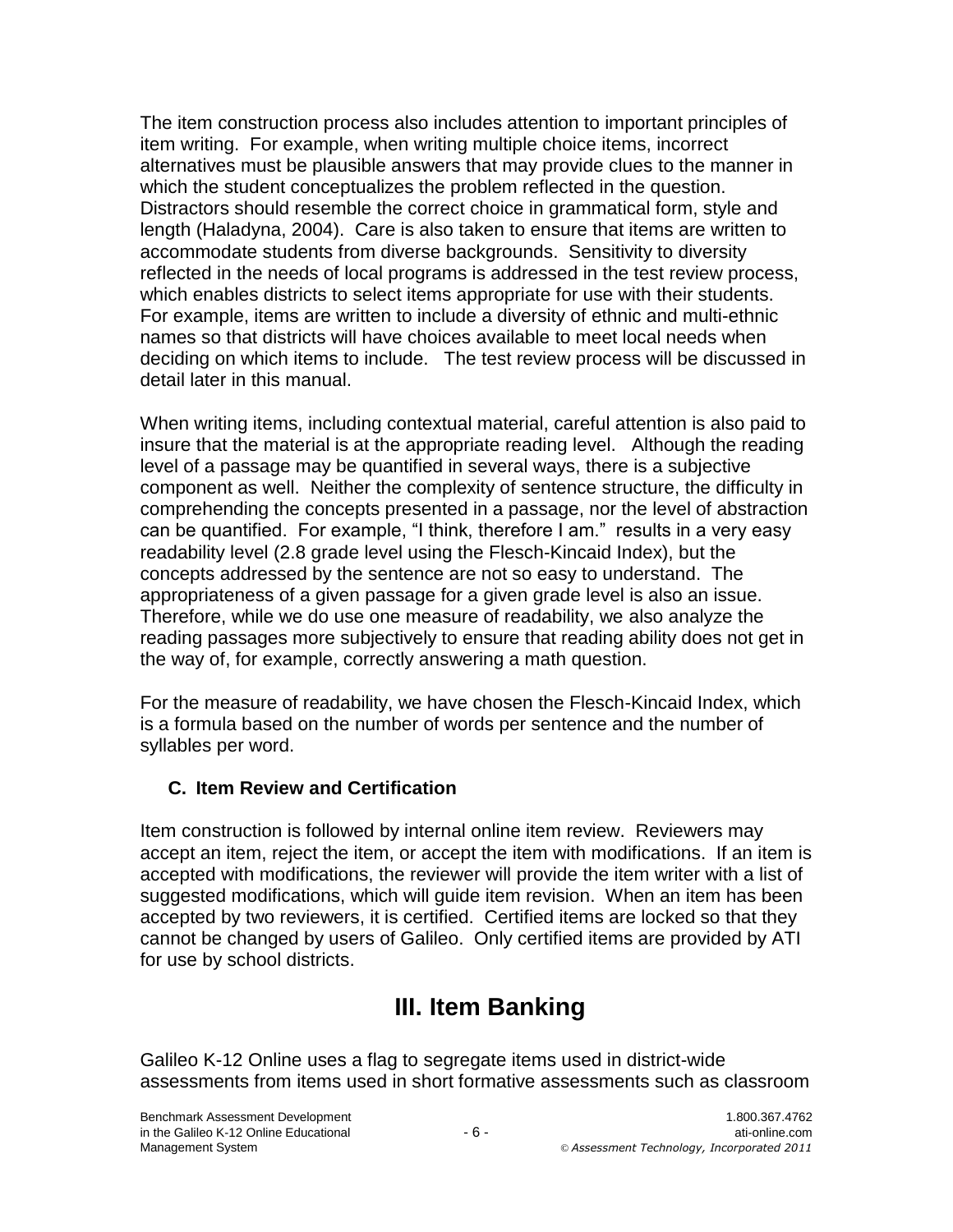The item construction process also includes attention to important principles of item writing. For example, when writing multiple choice items, incorrect alternatives answers must be plausible answers that may provide clues to the manner in which the student conceptualizes the problem reflected in the question. Distractors should resemble the correct choice in grammatical form, style and length (Haladyna, 2004). Care is also taken to ensure that items are written to accommodate students from diverse backgrounds. Sensitivity to diversity reflected in the needs of local programs is addressed in the test review process, which enables districts to select items appropriate for use with their students. For example, items are written to include a diversity of ethnic and multi-ethnic names so that districts will have choices available to meet local needs when deciding on which items to include. The test review process will be discussed in detail later in this manual.

When writing items, including contextual material, careful attention is also paid to insure that the material is at the appropriate reading level. Although the reading level of a passage may be quantified in several ways, there is a subjective component as well. Neither the complexity of sentence structure, the difficulty in comprehending the concepts presented in a passage, nor the level of abstraction can be quantified. For example, "I think, therefore I am." results in a very easy readability level (2.8 grade level using the Flesch-Kincaid Index), but the concepts addressed by the sentence are not so easy to understand. The appropriateness of a given passage for a given grade level is also an issue. Therefore, while we do use one measure of readability, we also analyze the reading passages more subjectively to ensure that reading ability does not get in the way of, for example, correctly answering a math question.

For the measure of readability, we have chosen the Flesch-Kincaid Index, which is a formula based on the number of words per sentence and the number of syllables per word.

### C. Item Review and Certification

Item construction is followed by internal online item review. Reviewers may accept an item, reject the item, or accept the item with modifications. If an item is accepted with modifications, the reviewer will provide the item writer with a list of suggested modifications, which will guide item revision. When an item has been accepted by two reviewers, it is certified. Certified items are locked so that they cannot be changed by users of Galileo. Only certified items are provided by ATI for use by school districts.

## III. Item Banking

Galileo K-12 Online uses a flag to segregate items used in district-wide assessments from items used in short formative assessments such as classroom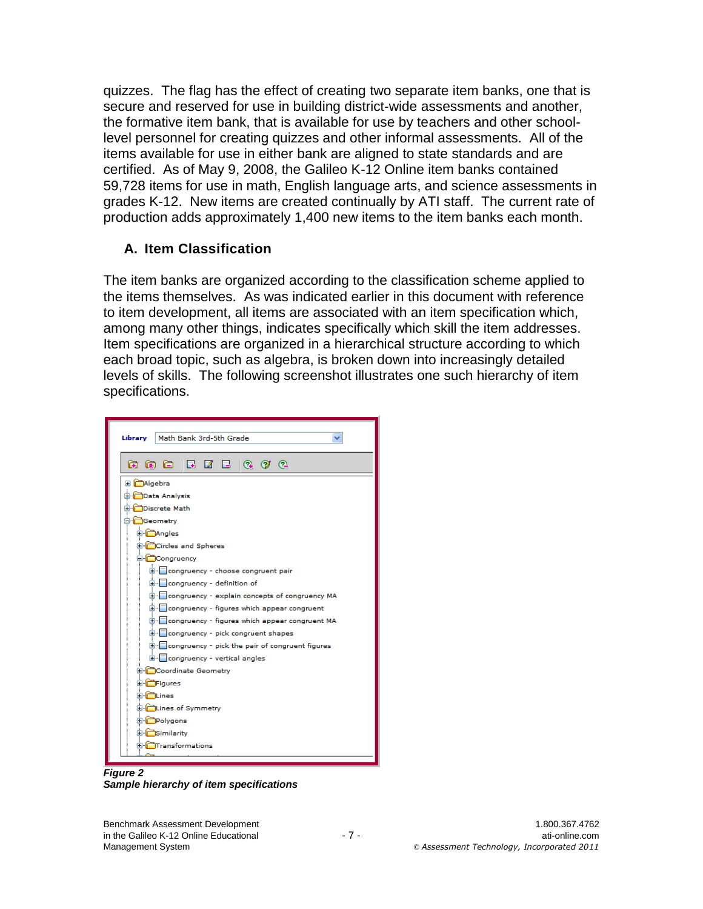quizzes. The flag has the effect of creating two separate item banks, one that is secure and reserved for use in building district-wide assessments and another, the formative item bank, that is available for use by teachers and other school-level personnel for creating quizzes and other informal assessments. All of the items available for use in either bank are aligned to state standards and are certified. As of May 9, 2008, the Galileo K-12 Online item banks contained 59,728 items for use in math, English language arts, and science assessments in grades K-12. New items are created continually by ATI staff. The current rate of production adds approximately 1,400 new items to the item banks each month.

### A. Item Classification

The item banks are organized according to the classification scheme applied to the items themselves. As was indicated earlier in this document with reference to item development, all items are associated with an item specification which, among many other things, indicates specifically which skill the item addresses. Item specifications are organized in a hierarchical structure according to which each broad topic, such as algebra, is broken down into increasingly detailed levels of skills. The following screenshot illustrates one such hierarchy of item specifications.

Library: Math Bank 3rd-5th Grade

- Algebra
- Data Analysis
- Discrete Math
- Geometry
  - Angles
  - Circles and Spheres
  - Congruency
    - congruency - choose congruent pair
    - congruency - definition of
    - congruency - explain concepts of congruency MA
    - congruency - figures which appear congruent
    - congruency - figures which appear congruent MA
    - congruency - pick congruent shapes
    - congruency - pick the pair of congruent figures
    - congruency - vertical angles
  - Coordinate Geometry
  - Figures
  - Lines
  - Lines of Symmetry
  - Polygons
  - Similarity
  - Transformations

***Figure 2***
***Sample hierarchy of item specifications***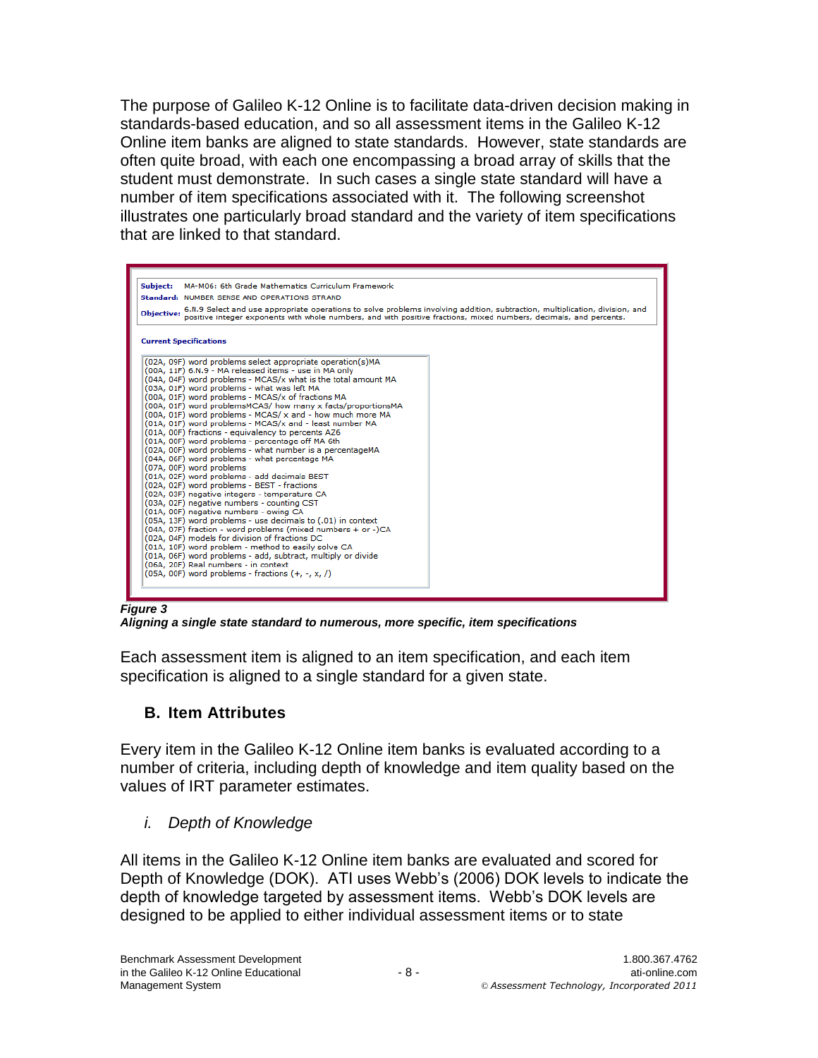The purpose of Galileo K-12 Online is to facilitate data-driven decision making in standards-based education, and so all assessment items in the Galileo K-12 Online item banks are aligned to state standards. However, state standards are often quite broad, with each one encompassing a broad array of skills that the student must demonstrate. In such cases a single state standard will have a number of item specifications associated with it. The following screenshot illustrates one particularly broad standard and the variety of item specifications that are linked to that standard.

**Subject:** MA-M06: 6th Grade Mathematics Curriculum Framework
**Standard:** NUMBER SENSE AND OPERATIONS STRAND
**Objective:** 6.N.9 Select and use appropriate operations to solve problems involving addition, subtraction, multiplication, division, and positive integer exponents with whole numbers, and with positive fractions, mixed numbers, decimals, and percents.

**Current Specifications**

(02A, 09F) word problems select appropriate operation(s)MA
(00A, 11F) 6.N.9 - MA released items - use in MA only
(04A, 04F) word problems - MCAS/x what is the total amount MA
(03A, 01F) word problems - what was left MA
(00A, 01F) word problems - MCAS/x of fractions MA
(00A, 01F) word problemsMCAS/ how many x facts/proportionsMA
(00A, 01F) word problems - MCAS/ x and - how much more MA
(01A, 01F) word problems - MCAS/x and - least number MA
(01A, 00F) fractions - equivalency to percents AZ6
(01A, 00F) word problems - percentage off MA 6th
(02A, 00F) word problems - what number is a percentageMA
(04A, 06F) word problems - what percentage MA
(07A, 00F) word problems
(01A, 02F) word problems - add decimals BEST
(02A, 02F) word problems - BEST - fractions
(02A, 03F) negative integers - temperature CA
(03A, 02F) negative numbers - counting CST
(01A, 00F) negative numbers - owing CA
(05A, 13F) word problems - use decimals to (.01) in context
(04A, 07F) fraction - word problems (mixed numbers + or -)CA
(02A, 04F) models for division of fractions DC
(01A, 10F) word problem - method to easily solve CA
(01A, 06F) word problems - add, subtract, multiply or divide
(06A, 20F) Real numbers - in context
(05A, 00F) word problems - fractions (+, -, x, /)

***Figure 3***
***Aligning a single state standard to numerous, more specific, item specifications***

Each assessment item is aligned to an item specification, and each item specification is aligned to a single standard for a given state.

## B. Item Attributes

Every item in the Galileo K-12 Online item banks is evaluated according to a number of criteria, including depth of knowledge and item quality based on the values of IRT parameter estimates.

### *i. Depth of Knowledge*

All items in the Galileo K-12 Online item banks are evaluated and scored for Depth of Knowledge (DOK). ATI uses Webb's (2006) DOK levels to indicate the depth of knowledge targeted by assessment items. Webb's DOK levels are designed to be applied to either individual assessment items or to state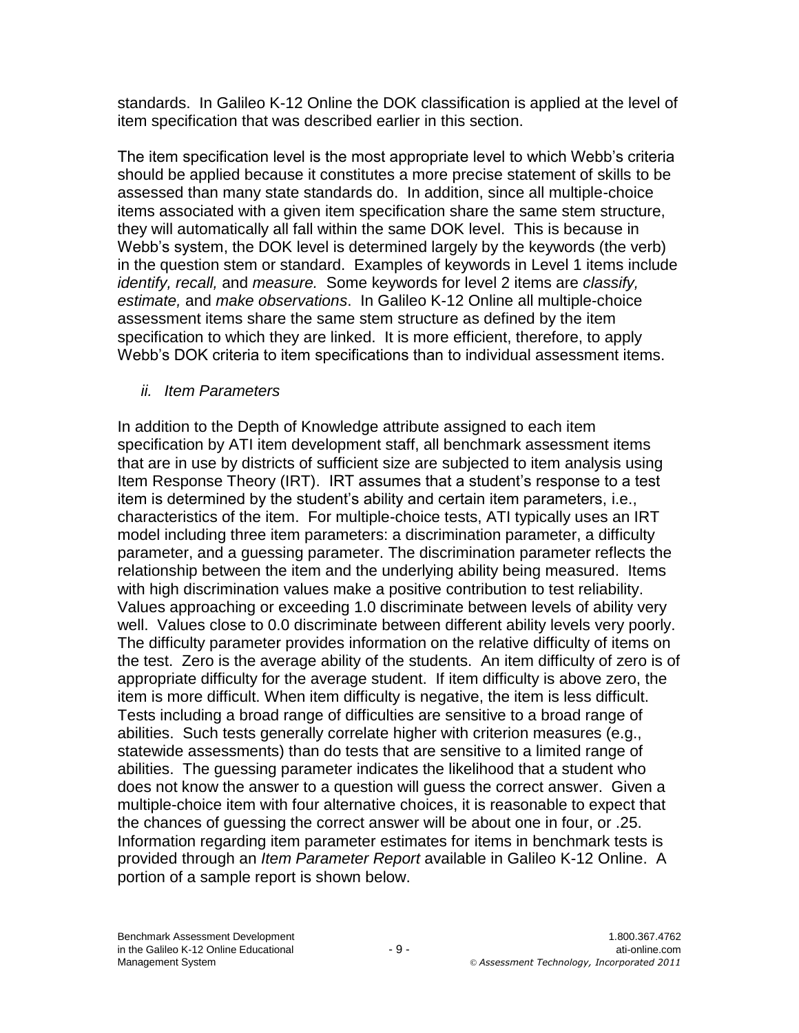standards. In Galileo K-12 Online the DOK classification is applied at the level of item specification that was described earlier in this section.

The item specification level is the most appropriate level to which Webb's criteria should be applied because it constitutes a more precise statement of skills to be assessed than many state standards do. In addition, since all multiple-choice items associated with a given item specification share the same stem structure, they will automatically all fall within the same DOK level. This is because in Webb's system, the DOK level is determined largely by the keywords (the verb) in the question stem or standard. Examples of keywords in Level 1 items include *identify, recall,* and *measure.* Some keywords for level 2 items are *classify, estimate,* and *make observations*. In Galileo K-12 Online all multiple-choice assessment items share the same stem structure as defined by the item specification to which they are linked. It is more efficient, therefore, to apply Webb's DOK criteria to item specifications than to individual assessment items.

### *ii. Item Parameters*

In addition to the Depth of Knowledge attribute assigned to each item specification by ATI item development staff, all benchmark assessment items that are in use by districts of sufficient size are subjected to item analysis using Item Response Theory (IRT). IRT assumes that a student's response to a test item is determined by the student's ability and certain item parameters, i.e., characteristics of the item. For multiple-choice tests, ATI typically uses an IRT model including three item parameters: a discrimination parameter, a difficulty parameter, and a guessing parameter. The discrimination parameter reflects the relationship between the item and the underlying ability being measured. Items with high discrimination values make a positive contribution to test reliability. Values approaching or exceeding 1.0 discriminate between levels of ability very well. Values close to 0.0 discriminate between different ability levels very poorly. The difficulty parameter provides information on the relative difficulty of items on the test. Zero is the average ability of the students. An item difficulty of zero is of appropriate difficulty for the average student. If item difficulty is above zero, the item is more difficult. When item difficulty is negative, the item is less difficult. Tests including a broad range of difficulties are sensitive to a broad range of abilities. Such tests generally correlate higher with criterion measures (e.g., statewide assessments) than do tests that are sensitive to a limited range of abilities. The guessing parameter indicates the likelihood that a student who does not know the answer to a question will guess the correct answer. Given a multiple-choice item with four alternative choices, it is reasonable to expect that the chances of guessing the correct answer will be about one in four, or .25. Information regarding item parameter estimates for items in benchmark tests is provided through an *Item Parameter Report* available in Galileo K-12 Online. A portion of a sample report is shown below.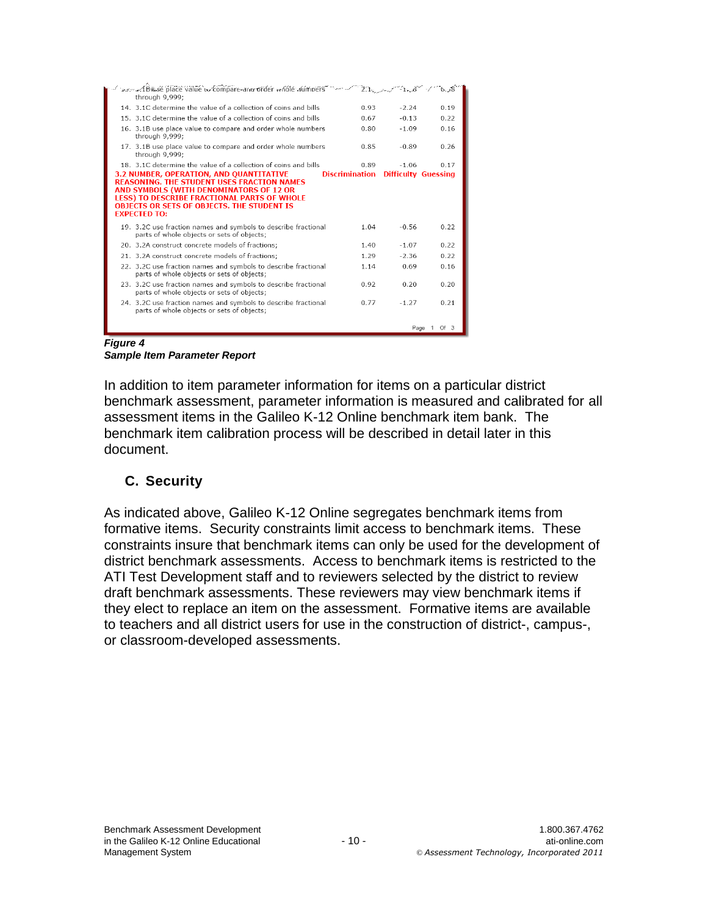| | Discrimination | Difficulty | Guessing |
|---|---|---|---|
| 13. 3.1B use place value to compare and order whole numbers through 9,999; | 2.1_ | -1._8 | 0._8 |
| 14. 3.1C determine the value of a collection of coins and bills | 0.93 | -2.24 | 0.19 |
| 15. 3.1C determine the value of a collection of coins and bills | 0.67 | -0.13 | 0.22 |
| 16. 3.1B use place value to compare and order whole numbers through 9,999; | 0.80 | -1.09 | 0.16 |
| 17. 3.1B use place value to compare and order whole numbers through 9,999; | 0.85 | -0.89 | 0.26 |
| 18. 3.1C determine the value of a collection of coins and bills | 0.89 | -1.06 | 0.17 |
| **3.2 NUMBER, OPERATION, AND QUANTITATIVE REASONING. THE STUDENT USES FRACTION NAMES AND SYMBOLS (WITH DENOMINATORS OF 12 OR LESS) TO DESCRIBE FRACTIONAL PARTS OF WHOLE OBJECTS OR SETS OF OBJECTS. THE STUDENT IS EXPECTED TO:** | **Discrimination** | **Difficulty** | **Guessing** |
| 19. 3.2C use fraction names and symbols to describe fractional parts of whole objects or sets of objects; | 1.04 | -0.56 | 0.22 |
| 20. 3.2A construct concrete models of fractions; | 1.40 | -1.07 | 0.22 |
| 21. 3.2A construct concrete models of fractions; | 1.29 | -2.36 | 0.22 |
| 22. 3.2C use fraction names and symbols to describe fractional parts of whole objects or sets of objects; | 1.14 | 0.69 | 0.16 |
| 23. 3.2C use fraction names and symbols to describe fractional parts of whole objects or sets of objects; | 0.92 | 0.20 | 0.20 |
| 24. 3.2C use fraction names and symbols to describe fractional parts of whole objects or sets of objects; | 0.77 | -1.27 | 0.21 |

Page 1 Of 3

***Figure 4***
***Sample Item Parameter Report***

In addition to item parameter information for items on a particular district benchmark assessment, parameter information is measured and calibrated for all assessment items in the Galileo K-12 Online benchmark item bank. The benchmark item calibration process will be described in detail later in this document.

## C. Security

As indicated above, Galileo K-12 Online segregates benchmark items from formative items. Security constraints limit access to benchmark items. These constraints insure that benchmark items can only be used for the development of district benchmark assessments. Access to benchmark items is restricted to the ATI Test Development staff and to reviewers selected by the district to review draft benchmark assessments. These reviewers may view benchmark items if they elect to replace an item on the assessment. Formative items are available to teachers and all district users for use in the construction of district-, campus-, or classroom-developed assessments.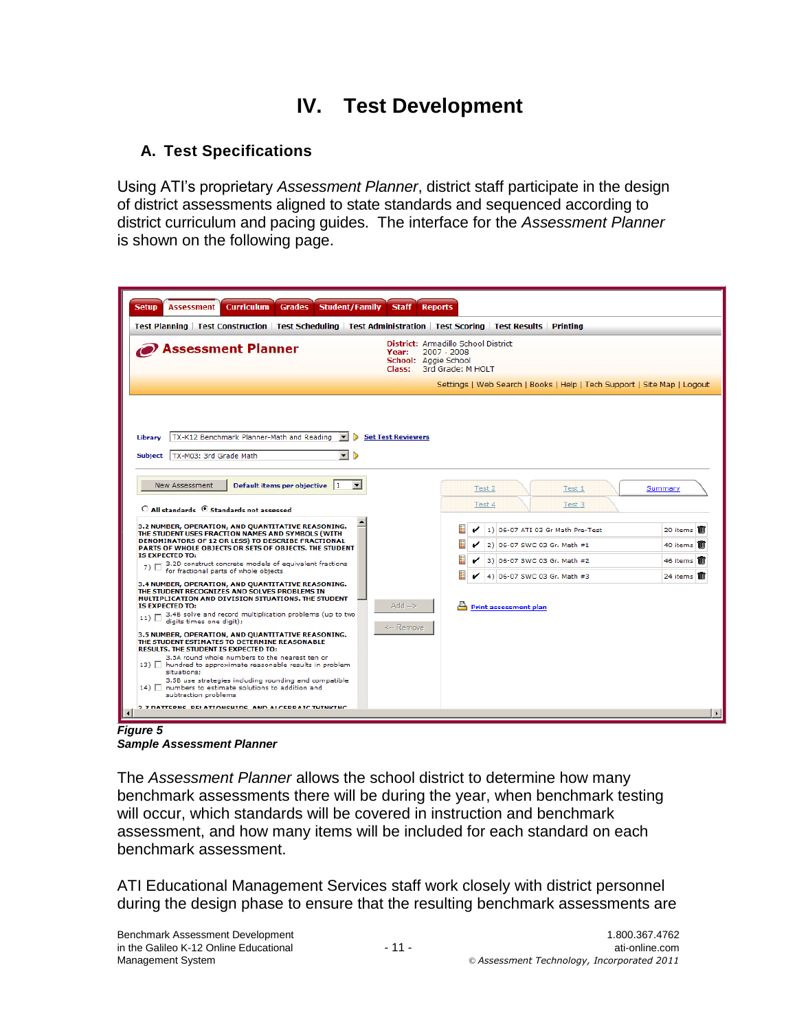# IV. Test Development

## A. Test Specifications

Using ATI's proprietary *Assessment Planner*, district staff participate in the design of district assessments aligned to state standards and sequenced according to district curriculum and pacing guides. The interface for the *Assessment Planner* is shown on the following page.

***Figure 5***
***Sample Assessment Planner***

The *Assessment Planner* allows the school district to determine how many benchmark assessments there will be during the year, when benchmark testing will occur, which standards will be covered in instruction and benchmark assessment, and how many items will be included for each standard on each benchmark assessment.

ATI Educational Management Services staff work closely with district personnel during the design phase to ensure that the resulting benchmark assessments are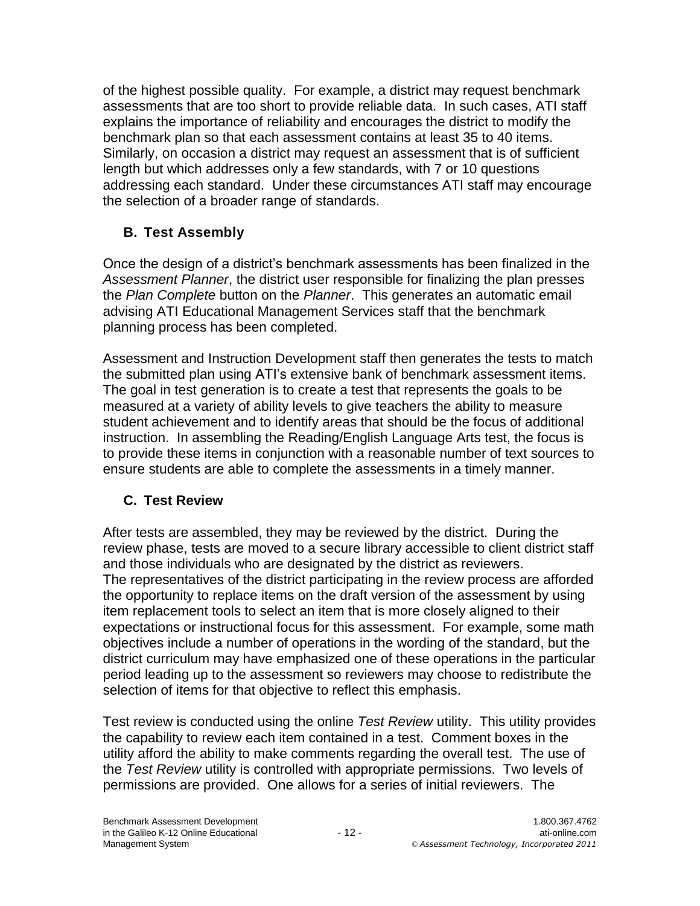of the highest possible quality. For example, a district may request benchmark assessments that are too short to provide reliable data. In such cases, ATI staff explains the importance of reliability and encourages the district to modify the benchmark plan so that each assessment contains at least 35 to 40 items. Similarly, on occasion a district may request an assessment that is of sufficient length but which addresses only a few standards, with 7 or 10 questions addressing each standard. Under these circumstances ATI staff may encourage the selection of a broader range of standards.

### B. Test Assembly

Once the design of a district's benchmark assessments has been finalized in the *Assessment Planner*, the district user responsible for finalizing the plan presses the *Plan Complete* button on the *Planner*. This generates an automatic email advising ATI Educational Management Services staff that the benchmark planning process has been completed.

Assessment and Instruction Development staff then generates the tests to match the submitted plan using ATI's extensive bank of benchmark assessment items. The goal in test generation is to create a test that represents the goals to be measured at a variety of ability levels to give teachers the ability to measure student achievement and to identify areas that should be the focus of additional instruction. In assembling the Reading/English Language Arts test, the focus is to provide these items in conjunction with a reasonable number of text sources to ensure students are able to complete the assessments in a timely manner.

### C. Test Review

After tests are assembled, they may be reviewed by the district. During the review phase, tests are moved to a secure library accessible to client district staff and those individuals who are designated by the district as reviewers. The representatives of the district participating in the review process are afforded the opportunity to replace items on the draft version of the assessment by using item replacement tools to select an item that is more closely aligned to their expectations or instructional focus for this assessment. For example, some math objectives include a number of operations in the wording of the standard, but the district curriculum may have emphasized one of these operations in the particular period leading up to the assessment so reviewers may choose to redistribute the selection of items for that objective to reflect this emphasis.

Test review is conducted using the online *Test Review* utility. This utility provides the capability to review each item contained in a test. Comment boxes in the utility afford the ability to make comments regarding the overall test. The use of the *Test Review* utility is controlled with appropriate permissions. Two levels of permissions are provided. One allows for a series of initial reviewers. The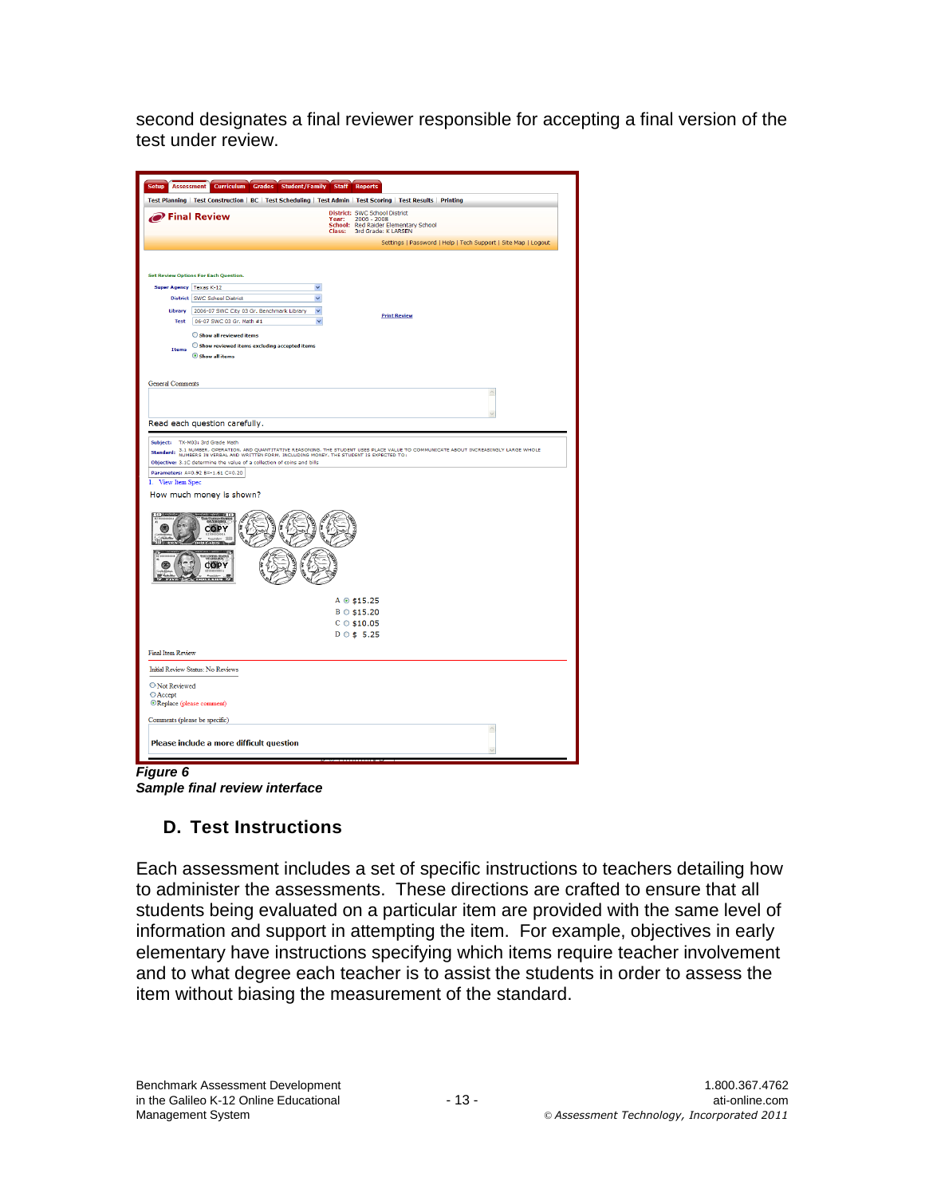second designates a final reviewer responsible for accepting a final version of the test under review.

***Figure 6***
***Sample final review interface***

## D. Test Instructions

Each assessment includes a set of specific instructions to teachers detailing how to administer the assessments. These directions are crafted to ensure that all students being evaluated on a particular item are provided with the same level of information and support in attempting the item. For example, objectives in early elementary have instructions specifying which items require teacher involvement and to what degree each teacher is to assist the students in order to assess the item without biasing the measurement of the standard.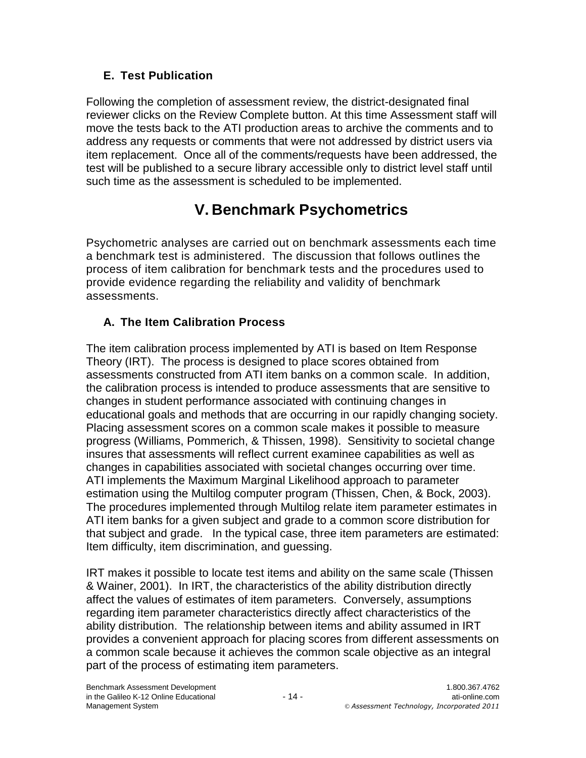### E. Test Publication

Following the completion of assessment review, the district-designated final reviewer clicks on the Review Complete button. At this time Assessment staff will move the tests back to the ATI production areas to archive the comments and to address any requests or comments that were not addressed by district users via item replacement. Once all of the comments/requests have been addressed, the test will be published to a secure library accessible only to district level staff until such time as the assessment is scheduled to be implemented.

## V. Benchmark Psychometrics

Psychometric analyses are carried out on benchmark assessments each time a benchmark test is administered. The discussion that follows outlines the process of item calibration for benchmark tests and the procedures used to provide evidence regarding the reliability and validity of benchmark assessments.

### A. The Item Calibration Process

The item calibration process implemented by ATI is based on Item Response Theory (IRT). The process is designed to place scores obtained from assessments constructed from ATI item banks on a common scale. In addition, the calibration process is intended to produce assessments that are sensitive to changes in student performance associated with continuing changes in educational goals and methods that are occurring in our rapidly changing society. Placing assessment scores on a common scale makes it possible to measure progress (Williams, Pommerich, & Thissen, 1998). Sensitivity to societal change insures that assessments will reflect current examinee capabilities as well as changes in capabilities associated with societal changes occurring over time. ATI implements the Maximum Marginal Likelihood approach to parameter estimation using the Multilog computer program (Thissen, Chen, & Bock, 2003). The procedures implemented through Multilog relate item parameter estimates in ATI item banks for a given subject and grade to a common score distribution for that subject and grade. In the typical case, three item parameters are estimated: Item difficulty, item discrimination, and guessing.

IRT makes it possible to locate test items and ability on the same scale (Thissen & Wainer, 2001). In IRT, the characteristics of the ability distribution directly affect the values of estimates of item parameters. Conversely, assumptions regarding item parameter characteristics directly affect characteristics of the ability distribution. The relationship between items and ability assumed in IRT provides a convenient approach for placing scores from different assessments on a common scale because it achieves the common scale objective as an integral part of the process of estimating item parameters.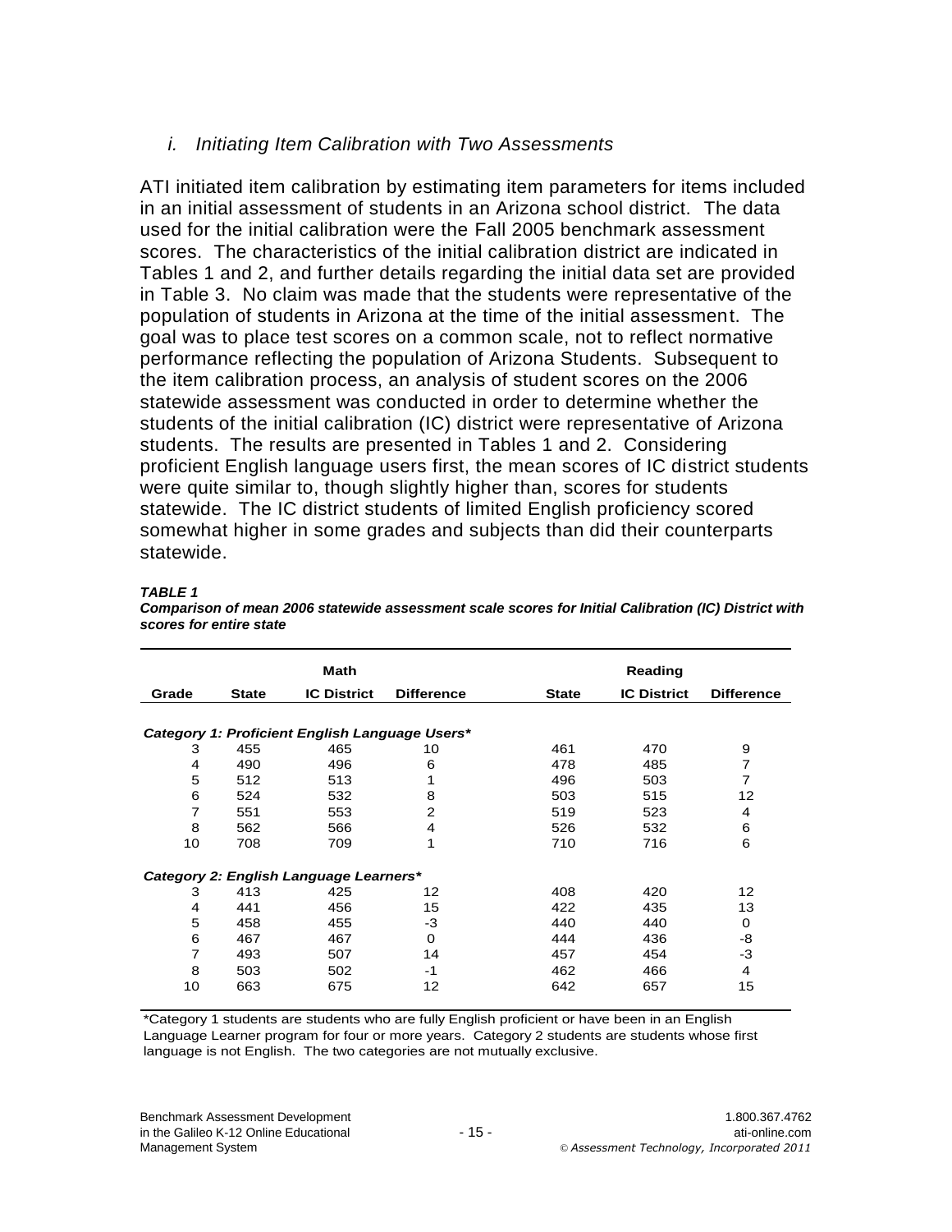### *i. Initiating Item Calibration with Two Assessments*

ATI initiated item calibration by estimating item parameters for items included in an initial assessment of students in an Arizona school district. The data used for the initial calibration were the Fall 2005 benchmark assessment scores. The characteristics of the initial calibration district are indicated in Tables 1 and 2, and further details regarding the initial data set are provided in Table 3. No claim was made that the students were representative of the population of students in Arizona at the time of the initial assessment. The goal was to place test scores on a common scale, not to reflect normative performance reflecting the population of Arizona Students. Subsequent to the item calibration process, an analysis of student scores on the 2006 statewide assessment was conducted in order to determine whether the students of the initial calibration (IC) district were representative of Arizona students. The results are presented in Tables 1 and 2. Considering proficient English language users first, the mean scores of IC district students were quite similar to, though slightly higher than, scores for students statewide. The IC district students of limited English proficiency scored somewhat higher in some grades and subjects than did their counterparts statewide.

***TABLE 1***

***Comparison of mean 2006 statewide assessment scale scores for Initial Calibration (IC) District with scores for entire state***

| | Math | | | Reading | | |
|---|---|---|---|---|---|---|
| **Grade** | **State** | **IC District** | **Difference** | **State** | **IC District** | **Difference** |
| ***Category 1: Proficient English Language Users**** | | | | | | |
| 3 | 455 | 465 | 10 | 461 | 470 | 9 |
| 4 | 490 | 496 | 6 | 478 | 485 | 7 |
| 5 | 512 | 513 | 1 | 496 | 503 | 7 |
| 6 | 524 | 532 | 8 | 503 | 515 | 12 |
| 7 | 551 | 553 | 2 | 519 | 523 | 4 |
| 8 | 562 | 566 | 4 | 526 | 532 | 6 |
| 10 | 708 | 709 | 1 | 710 | 716 | 6 |
| ***Category 2: English Language Learners**** | | | | | | |
| 3 | 413 | 425 | 12 | 408 | 420 | 12 |
| 4 | 441 | 456 | 15 | 422 | 435 | 13 |
| 5 | 458 | 455 | -3 | 440 | 440 | 0 |
| 6 | 467 | 467 | 0 | 444 | 436 | -8 |
| 7 | 493 | 507 | 14 | 457 | 454 | -3 |
| 8 | 503 | 502 | -1 | 462 | 466 | 4 |
| 10 | 663 | 675 | 12 | 642 | 657 | 15 |

*Category 1 students are students who are fully English proficient or have been in an English Language Learner program for four or more years. Category 2 students are students whose first language is not English. The two categories are not mutually exclusive.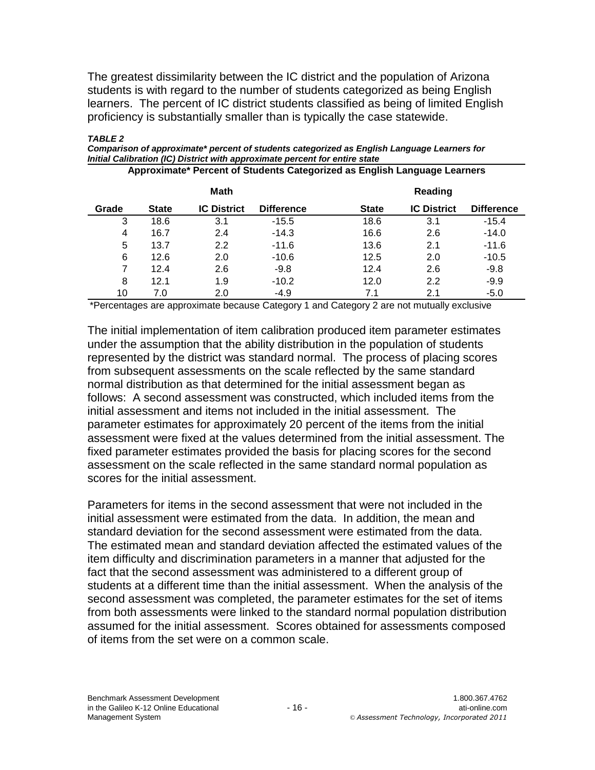The greatest dissimilarity between the IC district and the population of Arizona students is with regard to the number of students categorized as being English learners. The percent of IC district students classified as being of limited English proficiency is substantially smaller than is typically the case statewide.

***TABLE 2***
***Comparison of approximate\* percent of students categorized as English Language Learners for Initial Calibration (IC) District with approximate percent for entire state***

| Approximate* Percent of Students Categorized as English Language Learners | | | | | | |
|---|---|---|---|---|---|---|
| | Math | | | Reading | | |
| Grade | State | IC District | Difference | State | IC District | Difference |
| 3 | 18.6 | 3.1 | -15.5 | 18.6 | 3.1 | -15.4 |
| 4 | 16.7 | 2.4 | -14.3 | 16.6 | 2.6 | -14.0 |
| 5 | 13.7 | 2.2 | -11.6 | 13.6 | 2.1 | -11.6 |
| 6 | 12.6 | 2.0 | -10.6 | 12.5 | 2.0 | -10.5 |
| 7 | 12.4 | 2.6 | -9.8 | 12.4 | 2.6 | -9.8 |
| 8 | 12.1 | 1.9 | -10.2 | 12.0 | 2.2 | -9.9 |
| 10 | 7.0 | 2.0 | -4.9 | 7.1 | 2.1 | -5.0 |

*Percentages are approximate because Category 1 and Category 2 are not mutually exclusive

The initial implementation of item calibration produced item parameter estimates under the assumption that the ability distribution in the population of students represented by the district was standard normal. The process of placing scores from subsequent assessments on the scale reflected by the same standard normal distribution as that determined for the initial assessment began as follows: A second assessment was constructed, which included items from the initial assessment and items not included in the initial assessment. The parameter estimates for approximately 20 percent of the items from the initial assessment were fixed at the values determined from the initial assessment. The fixed parameter estimates provided the basis for placing scores for the second assessment on the scale reflected in the same standard normal population as scores for the initial assessment.

Parameters for items in the second assessment that were not included in the initial assessment were estimated from the data. In addition, the mean and standard deviation for the second assessment were estimated from the data. The estimated mean and standard deviation affected the estimated values of the item difficulty and discrimination parameters in a manner that adjusted for the fact that the second assessment was administered to a different group of students at a different time than the initial assessment. When the analysis of the second assessment was completed, the parameter estimates for the set of items from both assessments were linked to the standard normal population distribution assumed for the initial assessment. Scores obtained for assessments composed of items from the set were on a common scale.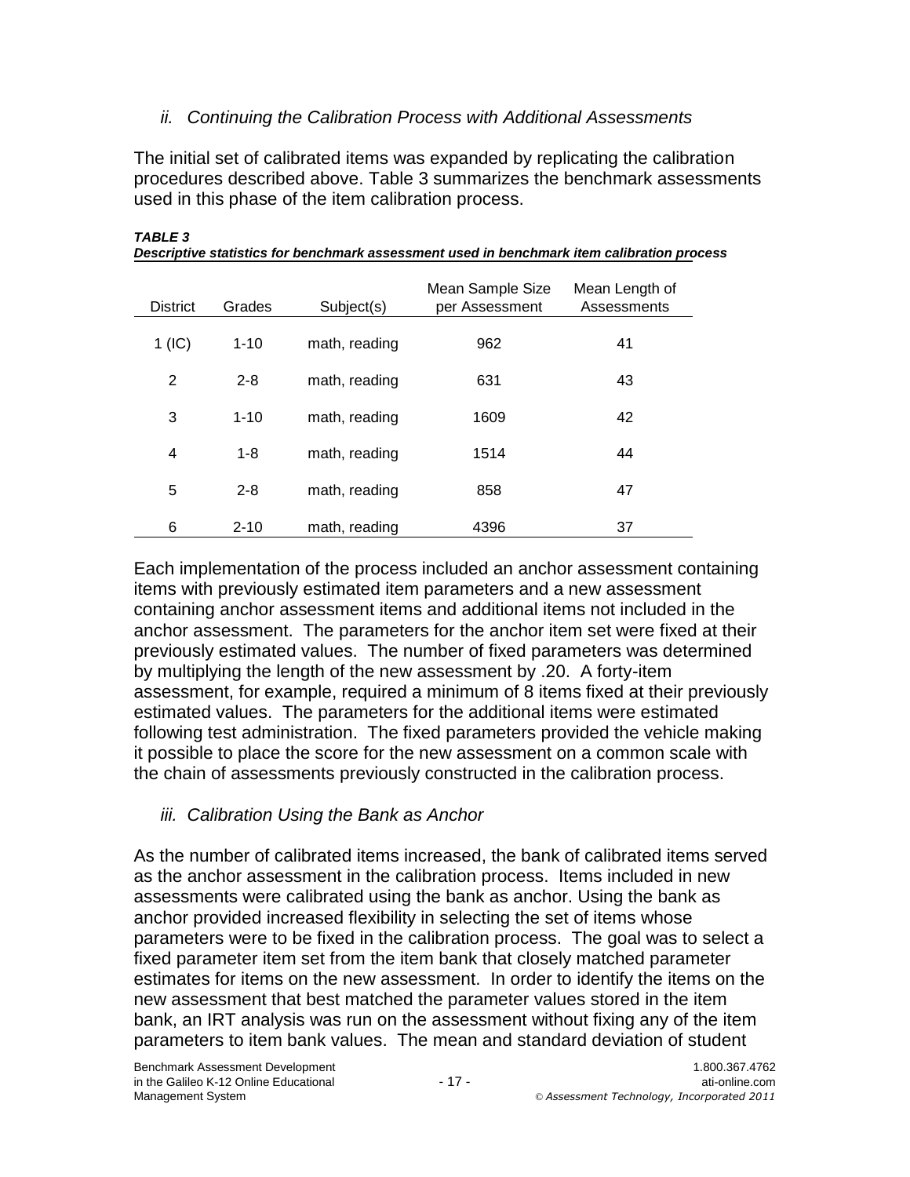### *ii. Continuing the Calibration Process with Additional Assessments*

The initial set of calibrated items was expanded by replicating the calibration procedures described above. Table 3 summarizes the benchmark assessments used in this phase of the item calibration process.

***TABLE 3***
***Descriptive statistics for benchmark assessment used in benchmark item calibration process***

| District | Grades | Subject(s) | Mean Sample Size per Assessment | Mean Length of Assessments |
|---|---|---|---|---|
| 1 (IC) | 1-10 | math, reading | 962 | 41 |
| 2 | 2-8 | math, reading | 631 | 43 |
| 3 | 1-10 | math, reading | 1609 | 42 |
| 4 | 1-8 | math, reading | 1514 | 44 |
| 5 | 2-8 | math, reading | 858 | 47 |
| 6 | 2-10 | math, reading | 4396 | 37 |

Each implementation of the process included an anchor assessment containing items with previously estimated item parameters and a new assessment containing anchor assessment items and additional items not included in the anchor assessment. The parameters for the anchor item set were fixed at their previously estimated values. The number of fixed parameters was determined by multiplying the length of the new assessment by .20. A forty-item assessment, for example, required a minimum of 8 items fixed at their previously estimated values. The parameters for the additional items were estimated following test administration. The fixed parameters provided the vehicle making it possible to place the score for the new assessment on a common scale with the chain of assessments previously constructed in the calibration process.

### *iii. Calibration Using the Bank as Anchor*

As the number of calibrated items increased, the bank of calibrated items served as the anchor assessment in the calibration process. Items included in new assessments were calibrated using the bank as anchor. Using the bank as anchor provided increased flexibility in selecting the set of items whose parameters were to be fixed in the calibration process. The goal was to select a fixed parameter item set from the item bank that closely matched parameter estimates for items on the new assessment. In order to identify the items on the new assessment that best matched the parameter values stored in the item bank, an IRT analysis was run on the assessment without fixing any of the item parameters to item bank values. The mean and standard deviation of student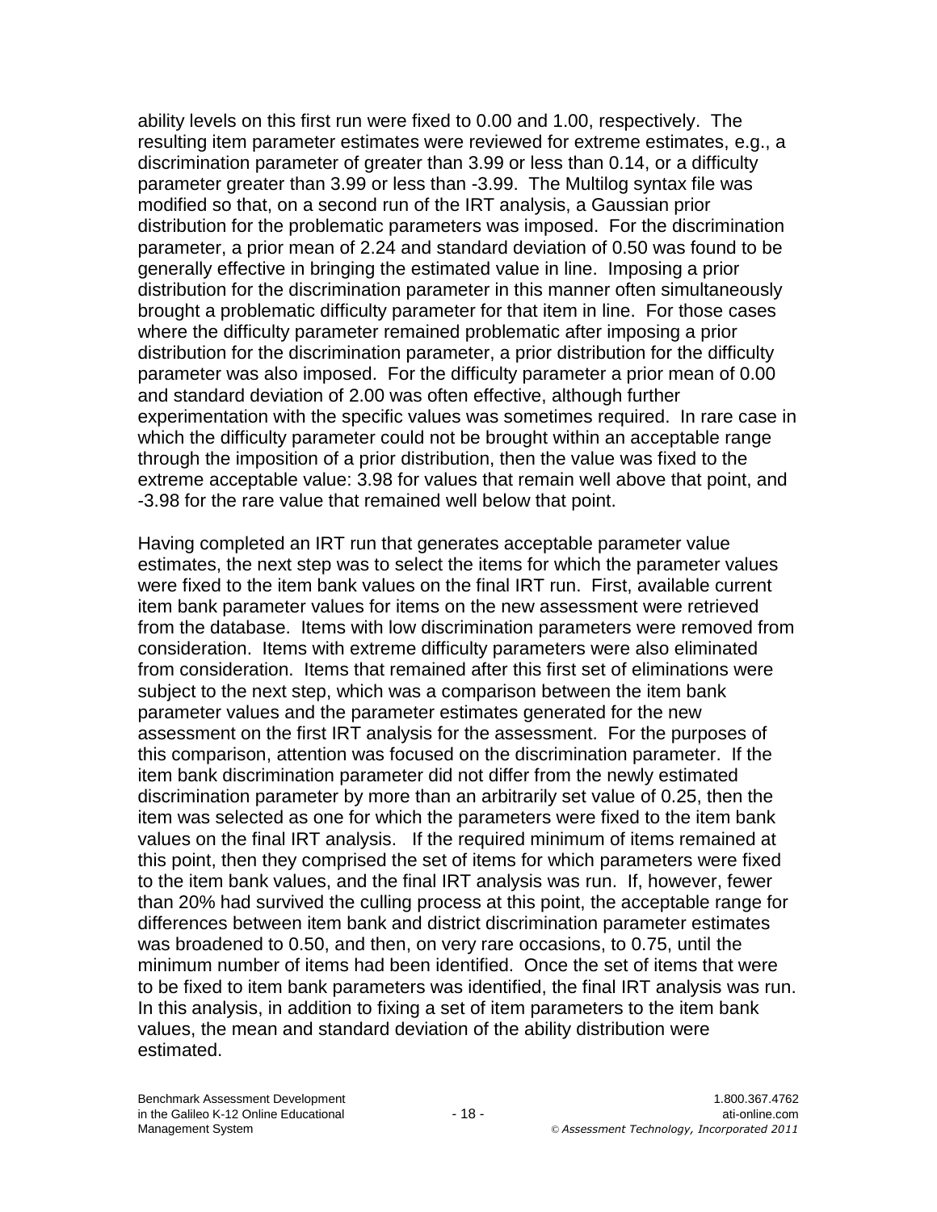ability levels on this first run were fixed to 0.00 and 1.00, respectively. The resulting item parameter estimates were reviewed for extreme estimates, e.g., a discrimination parameter of greater than 3.99 or less than 0.14, or a difficulty parameter greater than 3.99 or less than -3.99. The Multilog syntax file was modified so that, on a second run of the IRT analysis, a Gaussian prior distribution for the problematic parameters was imposed. For the discrimination parameter, a prior mean of 2.24 and standard deviation of 0.50 was found to be generally effective in bringing the estimated value in line. Imposing a prior distribution for the discrimination parameter in this manner often simultaneously brought a problematic difficulty parameter for that item in line. For those cases where the difficulty parameter remained problematic after imposing a prior distribution for the discrimination parameter, a prior distribution for the difficulty parameter was also imposed. For the difficulty parameter a prior mean of 0.00 and standard deviation of 2.00 was often effective, although further experimentation with the specific values was sometimes required. In rare case in which the difficulty parameter could not be brought within an acceptable range through the imposition of a prior distribution, then the value was fixed to the extreme acceptable value: 3.98 for values that remain well above that point, and -3.98 for the rare value that remained well below that point.

Having completed an IRT run that generates acceptable parameter value estimates, the next step was to select the items for which the parameter values were fixed to the item bank values on the final IRT run. First, available current item bank parameter values for items on the new assessment were retrieved from the database. Items with low discrimination parameters were removed from consideration. Items with extreme difficulty parameters were also eliminated from consideration. Items that remained after this first set of eliminations were subject to the next step, which was a comparison between the item bank parameter values and the parameter estimates generated for the new assessment on the first IRT analysis for the assessment. For the purposes of this comparison, attention was focused on the discrimination parameter. If the item bank discrimination parameter did not differ from the newly estimated discrimination parameter by more than an arbitrarily set value of 0.25, then the item was selected as one for which the parameters were fixed to the item bank values on the final IRT analysis. If the required minimum of items remained at this point, then they comprised the set of items for which parameters were fixed to the item bank values, and the final IRT analysis was run. If, however, fewer than 20% had survived the culling process at this point, the acceptable range for differences between item bank and district discrimination parameter estimates was broadened to 0.50, and then, on very rare occasions, to 0.75, until the minimum number of items had been identified. Once the set of items that were to be fixed to item bank parameters was identified, the final IRT analysis was run. In this analysis, in addition to fixing a set of item parameters to the item bank values, the mean and standard deviation of the ability distribution were estimated.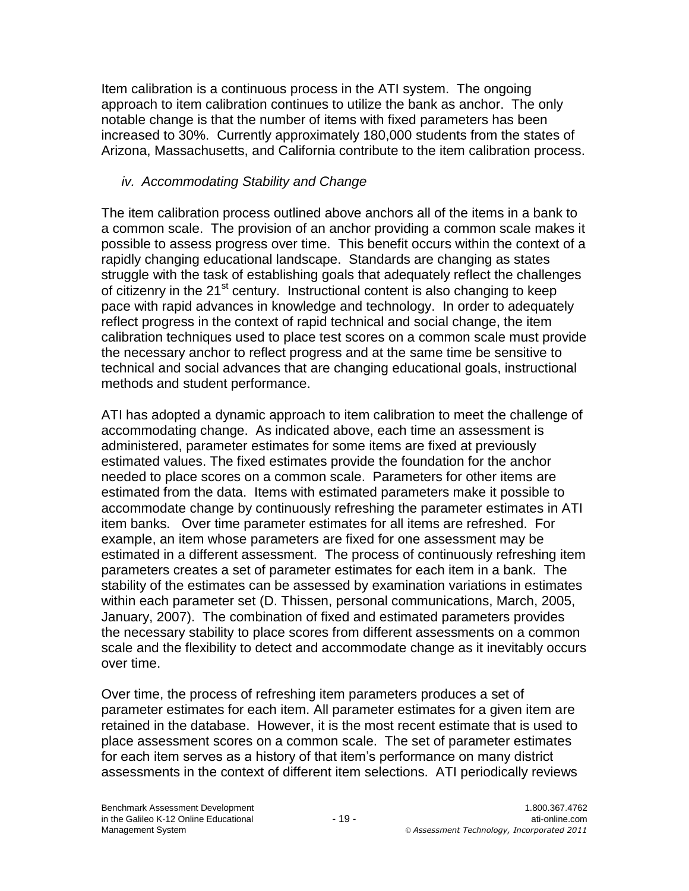Item calibration is a continuous process in the ATI system. The ongoing approach to item calibration continues to utilize the bank as anchor. The only notable change is that the number of items with fixed parameters has been increased to 30%. Currently approximately 180,000 students from the states of Arizona, Massachusetts, and California contribute to the item calibration process.

### *iv. Accommodating Stability and Change*

The item calibration process outlined above anchors all of the items in a bank to a common scale. The provision of an anchor providing a common scale makes it possible to assess progress over time. This benefit occurs within the context of a rapidly changing educational landscape. Standards are changing as states struggle with the task of establishing goals that adequately reflect the challenges of citizenry in the 21st century. Instructional content is also changing to keep pace with rapid advances in knowledge and technology. In order to adequately reflect progress in the context of rapid technical and social change, the item calibration techniques used to place test scores on a common scale must provide the necessary anchor to reflect progress and at the same time be sensitive to technical and social advances that are changing educational goals, instructional methods and student performance.

ATI has adopted a dynamic approach to item calibration to meet the challenge of accommodating change. As indicated above, each time an assessment is administered, parameter estimates for some items are fixed at previously estimated values. The fixed estimates provide the foundation for the anchor needed to place scores on a common scale. Parameters for other items are estimated from the data. Items with estimated parameters make it possible to accommodate change by continuously refreshing the parameter estimates in ATI item banks. Over time parameter estimates for all items are refreshed. For example, an item whose parameters are fixed for one assessment may be estimated in a different assessment. The process of continuously refreshing item parameters creates a set of parameter estimates for each item in a bank. The stability of the estimates can be assessed by examination variations in estimates within each parameter set (D. Thissen, personal communications, March, 2005, January, 2007). The combination of fixed and estimated parameters provides the necessary stability to place scores from different assessments on a common scale and the flexibility to detect and accommodate change as it inevitably occurs over time.

Over time, the process of refreshing item parameters produces a set of parameter estimates for each item. All parameter estimates for a given item are retained in the database. However, it is the most recent estimate that is used to place assessment scores on a common scale. The set of parameter estimates for each item serves as a history of that item's performance on many district assessments in the context of different item selections. ATI periodically reviews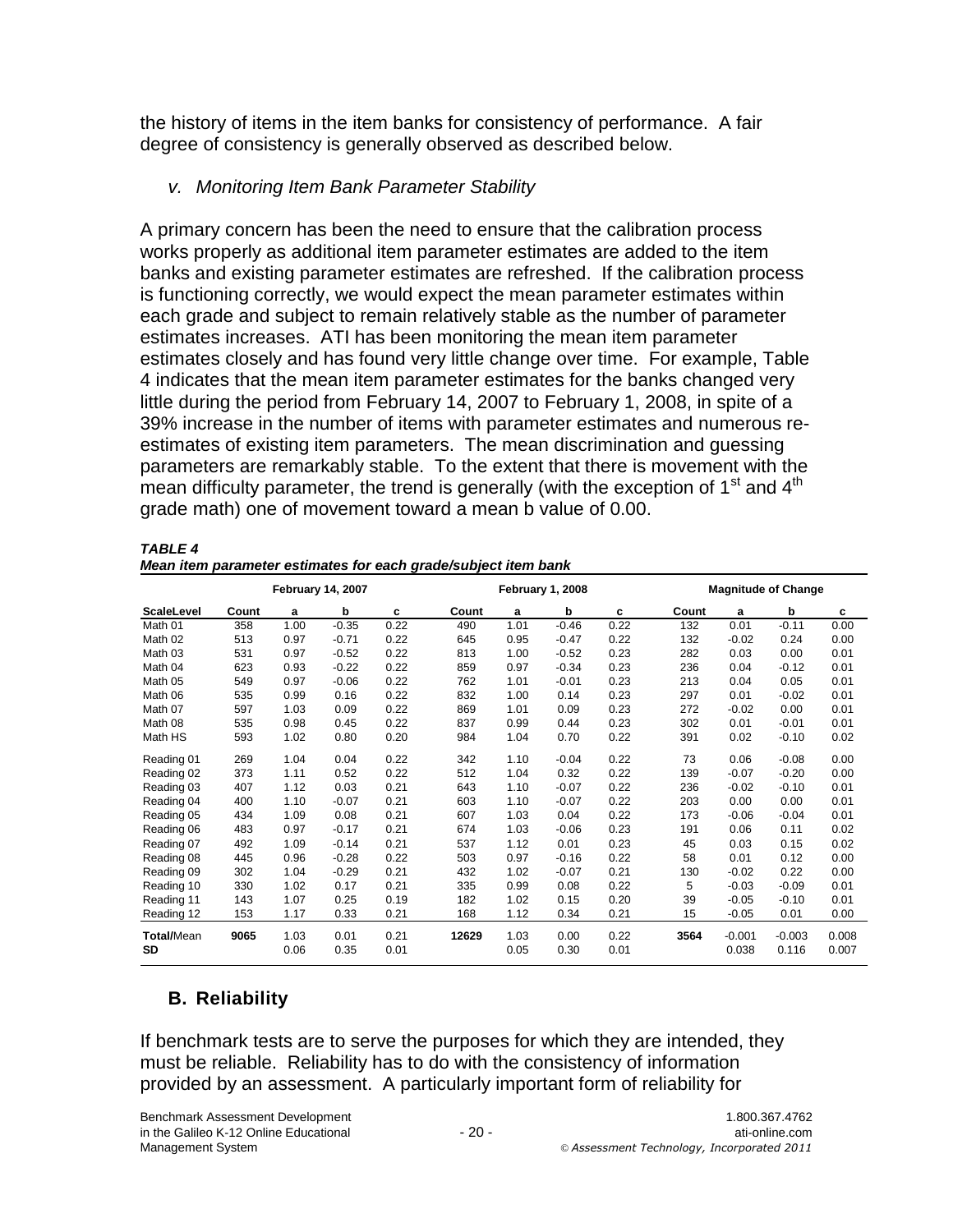the history of items in the item banks for consistency of performance. A fair degree of consistency is generally observed as described below.

### *v. Monitoring Item Bank Parameter Stability*

A primary concern has been the need to ensure that the calibration process works properly as additional item parameter estimates are added to the item banks and existing parameter estimates are refreshed. If the calibration process is functioning correctly, we would expect the mean parameter estimates within each grade and subject to remain relatively stable as the number of parameter estimates increases. ATI has been monitoring the mean item parameter estimates closely and has found very little change over time. For example, Table 4 indicates that the mean item parameter estimates for the banks changed very little during the period from February 14, 2007 to February 1, 2008, in spite of a 39% increase in the number of items with parameter estimates and numerous re-estimates of existing item parameters. The mean discrimination and guessing parameters are remarkably stable. To the extent that there is movement with the mean difficulty parameter, the trend is generally (with the exception of 1st and 4th grade math) one of movement toward a mean b value of 0.00.

***TABLE 4***
***Mean item parameter estimates for each grade/subject item bank***

| | February 14, 2007 | | | | February 1, 2008 | | | | Magnitude of Change | | | |
|---|---|---|---|---|---|---|---|---|---|---|---|---|
| **ScaleLevel** | **Count** | **a** | **b** | **c** | **Count** | **a** | **b** | **c** | **Count** | **a** | **b** | **c** |
| Math 01 | 358 | 1.00 | -0.35 | 0.22 | 490 | 1.01 | -0.46 | 0.22 | 132 | 0.01 | -0.11 | 0.00 |
| Math 02 | 513 | 0.97 | -0.71 | 0.22 | 645 | 0.95 | -0.47 | 0.22 | 132 | -0.02 | 0.24 | 0.00 |
| Math 03 | 531 | 0.97 | -0.52 | 0.22 | 813 | 1.00 | -0.52 | 0.23 | 282 | 0.03 | 0.00 | 0.01 |
| Math 04 | 623 | 0.93 | -0.22 | 0.22 | 859 | 0.97 | -0.34 | 0.23 | 236 | 0.04 | -0.12 | 0.01 |
| Math 05 | 549 | 0.97 | -0.06 | 0.22 | 762 | 1.01 | -0.01 | 0.23 | 213 | 0.04 | 0.05 | 0.01 |
| Math 06 | 535 | 0.99 | 0.16 | 0.22 | 832 | 1.00 | 0.14 | 0.23 | 297 | 0.01 | -0.02 | 0.01 |
| Math 07 | 597 | 1.03 | 0.09 | 0.22 | 869 | 1.01 | 0.09 | 0.23 | 272 | -0.02 | 0.00 | 0.01 |
| Math 08 | 535 | 0.98 | 0.45 | 0.22 | 837 | 0.99 | 0.44 | 0.23 | 302 | 0.01 | -0.01 | 0.01 |
| Math HS | 593 | 1.02 | 0.80 | 0.20 | 984 | 1.04 | 0.70 | 0.22 | 391 | 0.02 | -0.10 | 0.02 |
| Reading 01 | 269 | 1.04 | 0.04 | 0.22 | 342 | 1.10 | -0.04 | 0.22 | 73 | 0.06 | -0.08 | 0.00 |
| Reading 02 | 373 | 1.11 | 0.52 | 0.22 | 512 | 1.04 | 0.32 | 0.22 | 139 | -0.07 | -0.20 | 0.00 |
| Reading 03 | 407 | 1.12 | 0.03 | 0.21 | 643 | 1.10 | -0.07 | 0.22 | 236 | -0.02 | -0.10 | 0.01 |
| Reading 04 | 400 | 1.10 | -0.07 | 0.21 | 603 | 1.10 | -0.07 | 0.22 | 203 | 0.00 | 0.00 | 0.01 |
| Reading 05 | 434 | 1.09 | 0.08 | 0.21 | 607 | 1.03 | 0.04 | 0.22 | 173 | -0.06 | -0.04 | 0.01 |
| Reading 06 | 483 | 0.97 | -0.17 | 0.21 | 674 | 1.03 | -0.06 | 0.23 | 191 | 0.06 | 0.11 | 0.02 |
| Reading 07 | 492 | 1.09 | -0.14 | 0.21 | 537 | 1.12 | 0.01 | 0.23 | 45 | 0.03 | 0.15 | 0.02 |
| Reading 08 | 445 | 0.96 | -0.28 | 0.22 | 503 | 0.97 | -0.16 | 0.22 | 58 | 0.01 | 0.12 | 0.00 |
| Reading 09 | 302 | 1.04 | -0.29 | 0.21 | 432 | 1.02 | -0.07 | 0.21 | 130 | -0.02 | 0.22 | 0.00 |
| Reading 10 | 330 | 1.02 | 0.17 | 0.21 | 335 | 0.99 | 0.08 | 0.22 | 5 | -0.03 | -0.09 | 0.01 |
| Reading 11 | 143 | 1.07 | 0.25 | 0.19 | 182 | 1.02 | 0.15 | 0.20 | 39 | -0.05 | -0.10 | 0.01 |
| Reading 12 | 153 | 1.17 | 0.33 | 0.21 | 168 | 1.12 | 0.34 | 0.21 | 15 | -0.05 | 0.01 | 0.00 |
| **Total**/Mean | **9065** | 1.03 | 0.01 | 0.21 | **12629** | 1.03 | 0.00 | 0.22 | **3564** | -0.001 | -0.003 | 0.008 |
| **SD** | | 0.06 | 0.35 | 0.01 | | 0.05 | 0.30 | 0.01 | | 0.038 | 0.116 | 0.007 |

## B. Reliability

If benchmark tests are to serve the purposes for which they are intended, they must be reliable. Reliability has to do with the consistency of information provided by an assessment. A particularly important form of reliability for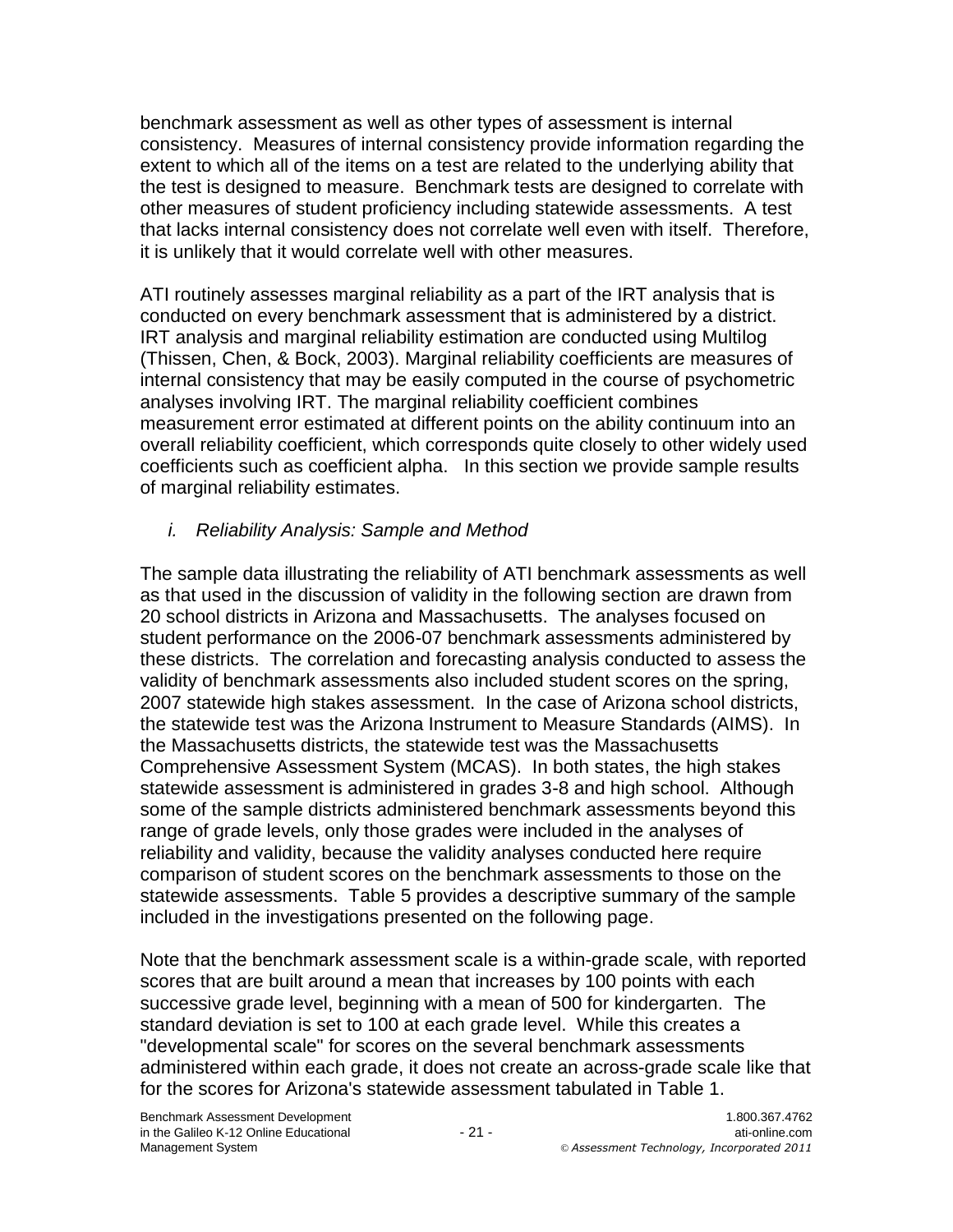benchmark assessment as well as other types of assessment is internal consistency. Measures of internal consistency provide information regarding the extent to which all of the items on a test are related to the underlying ability that the test is designed to measure. Benchmark tests are designed to correlate with other measures of student proficiency including statewide assessments. A test that lacks internal consistency does not correlate well even with itself. Therefore, it is unlikely that it would correlate well with other measures.

ATI routinely assesses marginal reliability as a part of the IRT analysis that is conducted on every benchmark assessment that is administered by a district. IRT analysis and marginal reliability estimation are conducted using Multilog (Thissen, Chen, & Bock, 2003). Marginal reliability coefficients are measures of internal consistency that may be easily computed in the course of psychometric analyses involving IRT. The marginal reliability coefficient combines measurement error estimated at different points on the ability continuum into an overall reliability coefficient, which corresponds quite closely to other widely used coefficients such as coefficient alpha. In this section we provide sample results of marginal reliability estimates.

*i. Reliability Analysis: Sample and Method*

The sample data illustrating the reliability of ATI benchmark assessments as well as that used in the discussion of validity in the following section are drawn from 20 school districts in Arizona and Massachusetts. The analyses focused on student performance on the 2006-07 benchmark assessments administered by these districts. The correlation and forecasting analysis conducted to assess the validity of benchmark assessments also included student scores on the spring, 2007 statewide high stakes assessment. In the case of Arizona school districts, the statewide test was the Arizona Instrument to Measure Standards (AIMS). In the Massachusetts districts, the statewide test was the Massachusetts Comprehensive Assessment System (MCAS). In both states, the high stakes statewide assessment is administered in grades 3-8 and high school. Although some of the sample districts administered benchmark assessments beyond this range of grade levels, only those grades were included in the analyses of reliability and validity, because the validity analyses conducted here require comparison of student scores on the benchmark assessments to those on the statewide assessments. Table 5 provides a descriptive summary of the sample included in the investigations presented on the following page.

Note that the benchmark assessment scale is a within-grade scale, with reported scores that are built around a mean that increases by 100 points with each successive grade level, beginning with a mean of 500 for kindergarten. The standard deviation is set to 100 at each grade level. While this creates a "developmental scale" for scores on the several benchmark assessments administered within each grade, it does not create an across-grade scale like that for the scores for Arizona's statewide assessment tabulated in Table 1.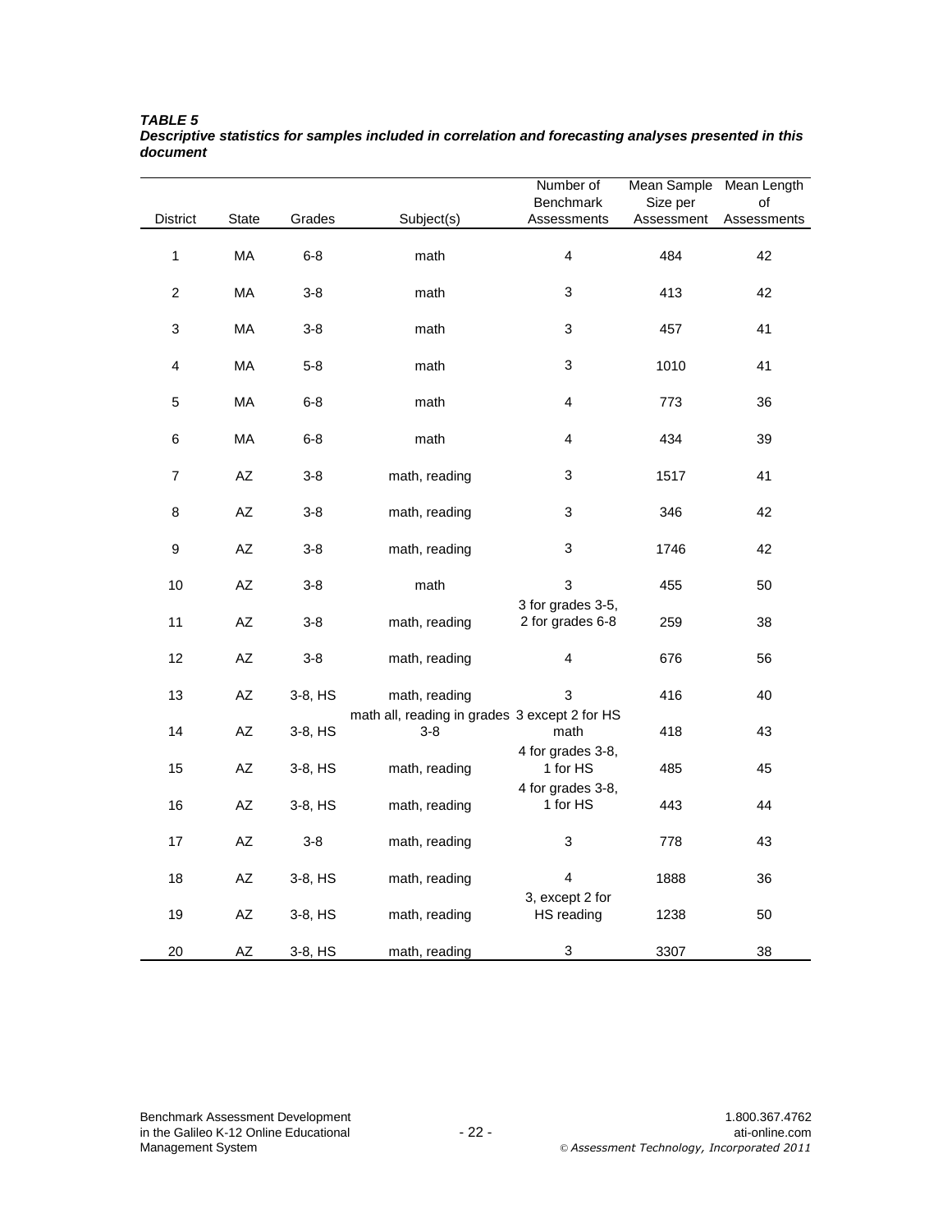***TABLE 5***
***Descriptive statistics for samples included in correlation and forecasting analyses presented in this document***

| District | State | Grades | Subject(s) | Number of Benchmark Assessments | Mean Sample Size per Assessment | Mean Length of Assessments |
|---|---|---|---|---|---|---|
| 1 | MA | 6-8 | math | 4 | 484 | 42 |
| 2 | MA | 3-8 | math | 3 | 413 | 42 |
| 3 | MA | 3-8 | math | 3 | 457 | 41 |
| 4 | MA | 5-8 | math | 3 | 1010 | 41 |
| 5 | MA | 6-8 | math | 4 | 773 | 36 |
| 6 | MA | 6-8 | math | 4 | 434 | 39 |
| 7 | AZ | 3-8 | math, reading | 3 | 1517 | 41 |
| 8 | AZ | 3-8 | math, reading | 3 | 346 | 42 |
| 9 | AZ | 3-8 | math, reading | 3 | 1746 | 42 |
| 10 | AZ | 3-8 | math | 3 | 455 | 50 |
| 11 | AZ | 3-8 | math, reading | 3 for grades 3-5, 2 for grades 6-8 | 259 | 38 |
| 12 | AZ | 3-8 | math, reading | 4 | 676 | 56 |
| 13 | AZ | 3-8, HS | math, reading | 3 | 416 | 40 |
| 14 | AZ | 3-8, HS | math all, reading in grades 3-8 | 3 except 2 for HS math | 418 | 43 |
| 15 | AZ | 3-8, HS | math, reading | 4 for grades 3-8, 1 for HS | 485 | 45 |
| 16 | AZ | 3-8, HS | math, reading | 4 for grades 3-8, 1 for HS | 443 | 44 |
| 17 | AZ | 3-8 | math, reading | 3 | 778 | 43 |
| 18 | AZ | 3-8, HS | math, reading | 4 | 1888 | 36 |
| 19 | AZ | 3-8, HS | math, reading | 3, except 2 for HS reading | 1238 | 50 |
| 20 | AZ | 3-8, HS | math, reading | 3 | 3307 | 38 |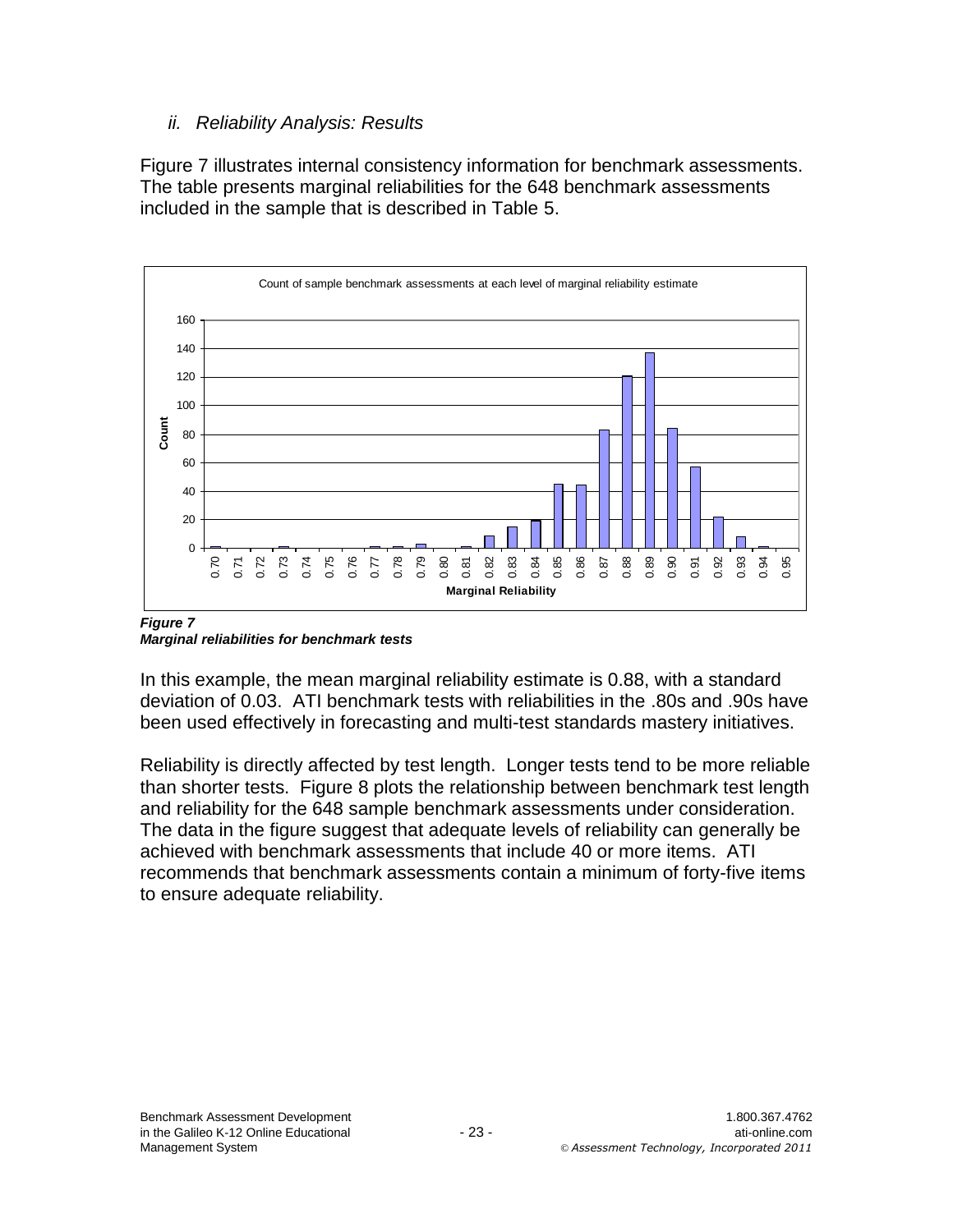### *ii. Reliability Analysis: Results*

Figure 7 illustrates internal consistency information for benchmark assessments. The table presents marginal reliabilities for the 648 benchmark assessments included in the sample that is described in Table 5.

***Figure 7***
***Marginal reliabilities for benchmark tests***

In this example, the mean marginal reliability estimate is 0.88, with a standard deviation of 0.03. ATI benchmark tests with reliabilities in the .80s and .90s have been used effectively in forecasting and multi-test standards mastery initiatives.

Reliability is directly affected by test length. Longer tests tend to be more reliable than shorter tests. Figure 8 plots the relationship between benchmark test length and reliability for the 648 sample benchmark assessments under consideration. The data in the figure suggest that adequate levels of reliability can generally be achieved with benchmark assessments that include 40 or more items. ATI recommends that benchmark assessments contain a minimum of forty-five items to ensure adequate reliability.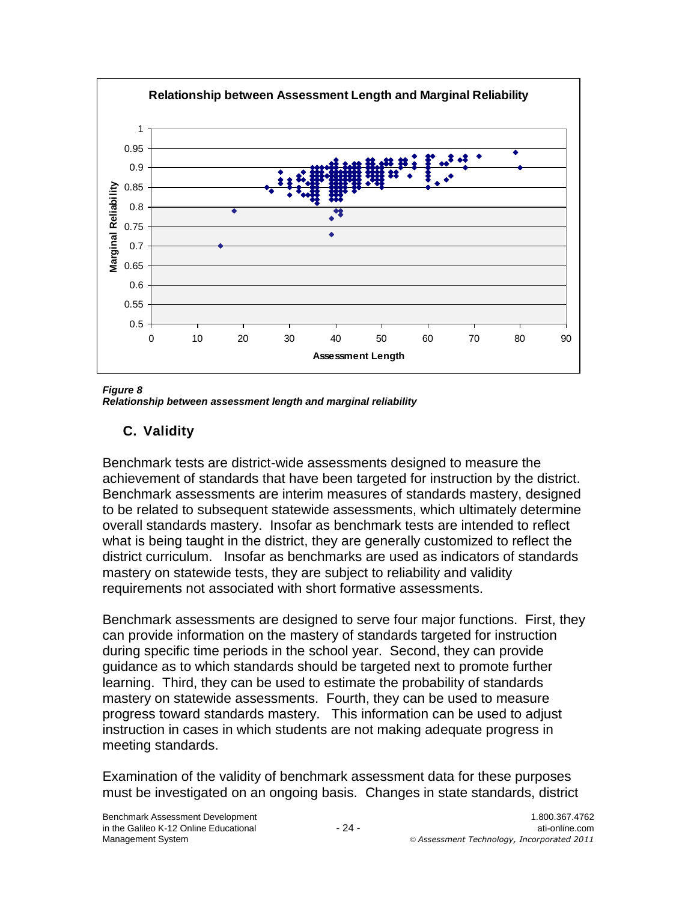*Figure 8*
*Relationship between assessment length and marginal reliability*

## C. Validity

Benchmark tests are district-wide assessments designed to measure the achievement of standards that have been targeted for instruction by the district. Benchmark assessments are interim measures of standards mastery, designed to be related to subsequent statewide assessments, which ultimately determine overall standards mastery. Insofar as benchmark tests are intended to reflect what is being taught in the district, they are generally customized to reflect the district curriculum. Insofar as benchmarks are used as indicators of standards mastery on statewide tests, they are subject to reliability and validity requirements not associated with short formative assessments.

Benchmark assessments are designed to serve four major functions. First, they can provide information on the mastery of standards targeted for instruction during specific time periods in the school year. Second, they can provide guidance as to which standards should be targeted next to promote further learning. Third, they can be used to estimate the probability of standards mastery on statewide assessments. Fourth, they can be used to measure progress toward standards mastery. This information can be used to adjust instruction in cases in which students are not making adequate progress in meeting standards.

Examination of the validity of benchmark assessment data for these purposes must be investigated on an ongoing basis. Changes in state standards, district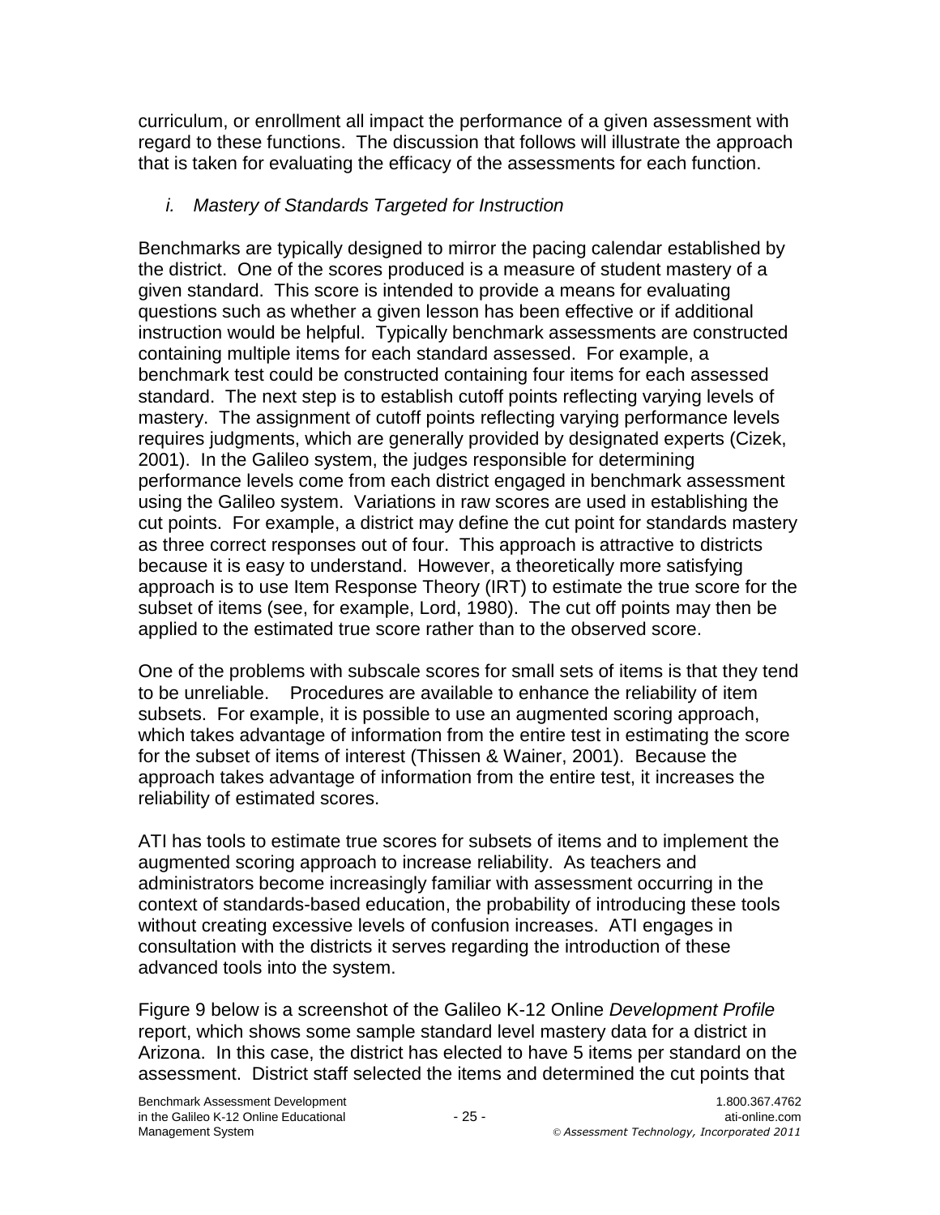curriculum, or enrollment all impact the performance of a given assessment with regard to these functions. The discussion that follows will illustrate the approach that is taken for evaluating the efficacy of the assessments for each function.

#### *i. Mastery of Standards Targeted for Instruction*

Benchmarks are typically designed to mirror the pacing calendar established by the district. One of the scores produced is a measure of student mastery of a given standard. This score is intended to provide a means for evaluating questions such as whether a given lesson has been effective or if additional instruction would be helpful. Typically benchmark assessments are constructed containing multiple items for each standard assessed. For example, a benchmark test could be constructed containing four items for each assessed standard. The next step is to establish cutoff points reflecting varying levels of mastery. The assignment of cutoff points reflecting varying performance levels requires judgments, which are generally provided by designated experts (Cizek, 2001). In the Galileo system, the judges responsible for determining performance levels come from each district engaged in benchmark assessment using the Galileo system. Variations in raw scores are used in establishing the cut points. For example, a district may define the cut point for standards mastery as three correct responses out of four. This approach is attractive to districts because it is easy to understand. However, a theoretically more satisfying approach is to use Item Response Theory (IRT) to estimate the true score for the subset of items (see, for example, Lord, 1980). The cut off points may then be applied to the estimated true score rather than to the observed score.

One of the problems with subscale scores for small sets of items is that they tend to be unreliable. Procedures are available to enhance the reliability of item subsets. For example, it is possible to use an augmented scoring approach, which takes advantage of information from the entire test in estimating the score for the subset of items of interest (Thissen & Wainer, 2001). Because the approach takes advantage of information from the entire test, it increases the reliability of estimated scores.

ATI has tools to estimate true scores for subsets of items and to implement the augmented scoring approach to increase reliability. As teachers and administrators become increasingly familiar with assessment occurring in the context of standards-based education, the probability of introducing these tools without creating excessive levels of confusion increases. ATI engages in consultation with the districts it serves regarding the introduction of these advanced tools into the system.

Figure 9 below is a screenshot of the Galileo K-12 Online *Development Profile* report, which shows some sample standard level mastery data for a district in Arizona. In this case, the district has elected to have 5 items per standard on the assessment. District staff selected the items and determined the cut points that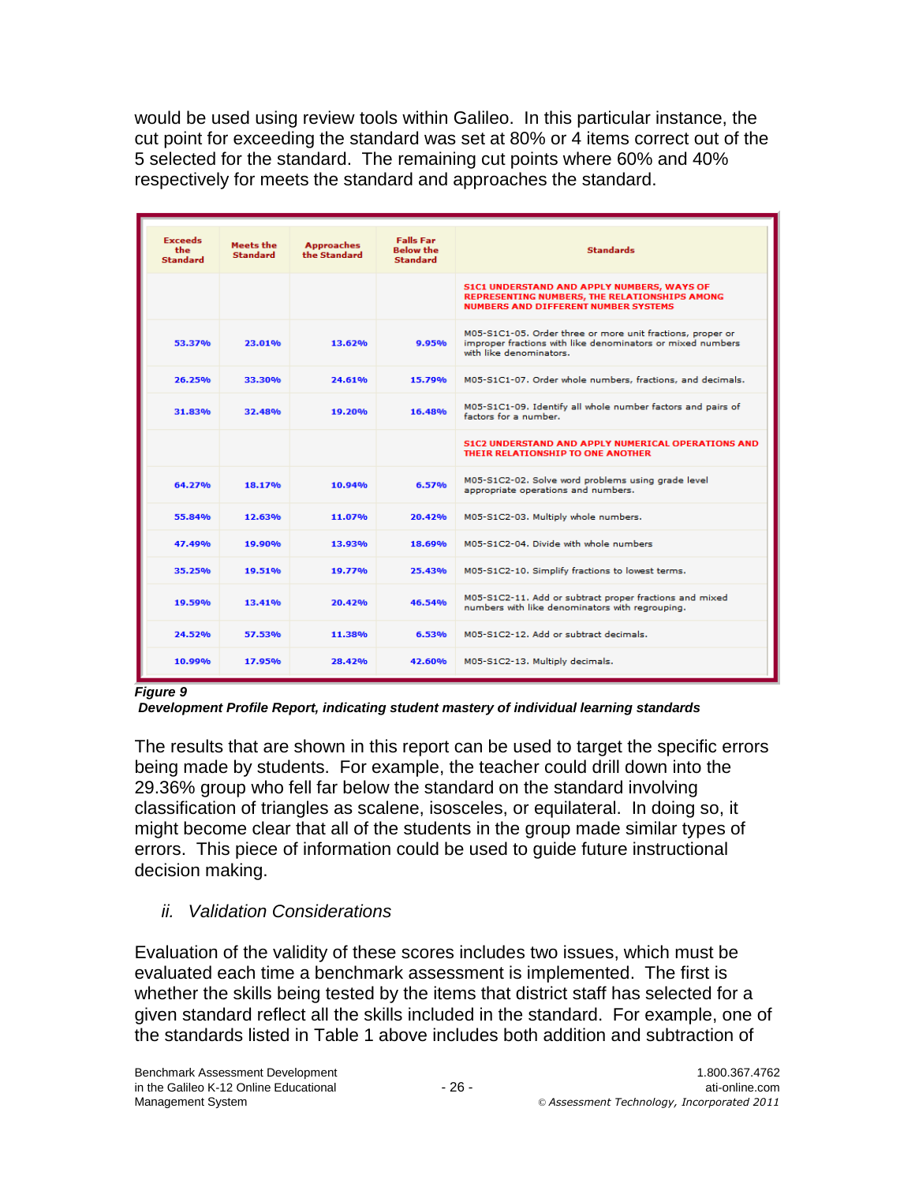would be used using review tools within Galileo. In this particular instance, the cut point for exceeding the standard was set at 80% or 4 items correct out of the 5 selected for the standard. The remaining cut points where 60% and 40% respectively for meets the standard and approaches the standard.

| Exceeds the Standard | Meets the Standard | Approaches the Standard | Falls Far Below the Standard | Standards |
|---|---|---|---|---|
| | | | | **S1C1 UNDERSTAND AND APPLY NUMBERS, WAYS OF REPRESENTING NUMBERS, THE RELATIONSHIPS AMONG NUMBERS AND DIFFERENT NUMBER SYSTEMS** |
| 53.37% | 23.01% | 13.62% | 9.95% | M05-S1C1-05. Order three or more unit fractions, proper or improper fractions with like denominators or mixed numbers with like denominators. |
| 26.25% | 33.30% | 24.61% | 15.79% | M05-S1C1-07. Order whole numbers, fractions, and decimals. |
| 31.83% | 32.48% | 19.20% | 16.48% | M05-S1C1-09. Identify all whole number factors and pairs of factors for a number. |
| | | | | **S1C2 UNDERSTAND AND APPLY NUMERICAL OPERATIONS AND THEIR RELATIONSHIP TO ONE ANOTHER** |
| 64.27% | 18.17% | 10.94% | 6.57% | M05-S1C2-02. Solve word problems using grade level appropriate operations and numbers. |
| 55.84% | 12.63% | 11.07% | 20.42% | M05-S1C2-03. Multiply whole numbers. |
| 47.49% | 19.90% | 13.93% | 18.69% | M05-S1C2-04. Divide with whole numbers |
| 35.25% | 19.51% | 19.77% | 25.43% | M05-S1C2-10. Simplify fractions to lowest terms. |
| 19.59% | 13.41% | 20.42% | 46.54% | M05-S1C2-11. Add or subtract proper fractions and mixed numbers with like denominators with regrouping. |
| 24.52% | 57.53% | 11.38% | 6.53% | M05-S1C2-12. Add or subtract decimals. |
| 10.99% | 17.95% | 28.42% | 42.60% | M05-S1C2-13. Multiply decimals. |

***Figure 9***

***Development Profile Report, indicating student mastery of individual learning standards***

The results that are shown in this report can be used to target the specific errors being made by students. For example, the teacher could drill down into the 29.36% group who fell far below the standard on the standard involving classification of triangles as scalene, isosceles, or equilateral. In doing so, it might become clear that all of the students in the group made similar types of errors. This piece of information could be used to guide future instructional decision making.

### *ii. Validation Considerations*

Evaluation of the validity of these scores includes two issues, which must be evaluated each time a benchmark assessment is implemented. The first is whether the skills being tested by the items that district staff has selected for a given standard reflect all the skills included in the standard. For example, one of the standards listed in Table 1 above includes both addition and subtraction of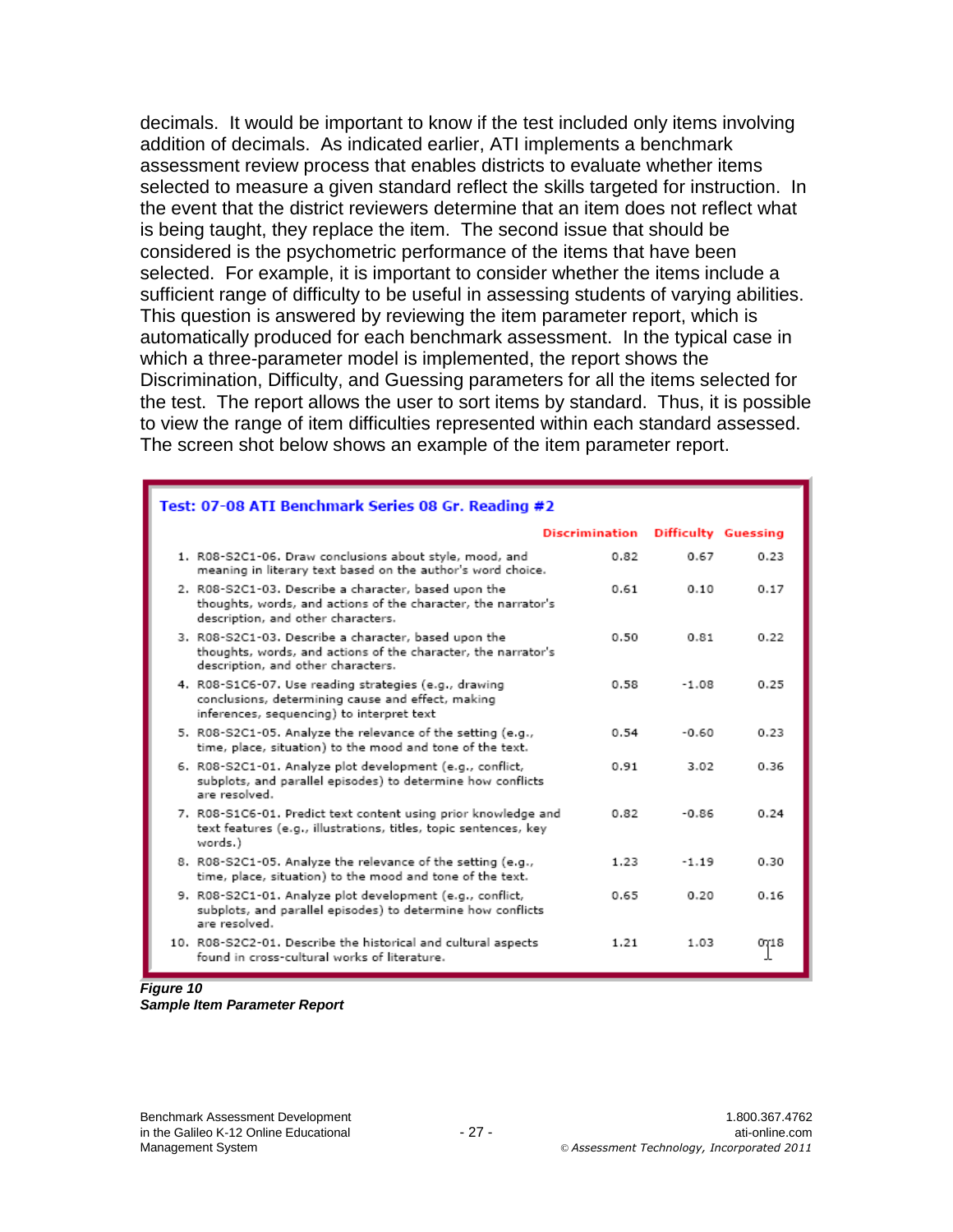decimals. It would be important to know if the test included only items involving addition of decimals. As indicated earlier, ATI implements a benchmark assessment review process that enables districts to evaluate whether items selected to measure a given standard reflect the skills targeted for instruction. In the event that the district reviewers determine that an item does not reflect what is being taught, they replace the item. The second issue that should be considered is the psychometric performance of the items that have been selected. For example, it is important to consider whether the items include a sufficient range of difficulty to be useful in assessing students of varying abilities. This question is answered by reviewing the item parameter report, which is automatically produced for each benchmark assessment. In the typical case in which a three-parameter model is implemented, the report shows the Discrimination, Difficulty, and Guessing parameters for all the items selected for the test. The report allows the user to sort items by standard. Thus, it is possible to view the range of item difficulties represented within each standard assessed. The screen shot below shows an example of the item parameter report.

**Test: 07-08 ATI Benchmark Series 08 Gr. Reading #2**

| | Discrimination | Difficulty | Guessing |
|---|---|---|---|
| 1. R08-S2C1-06. Draw conclusions about style, mood, and meaning in literary text based on the author's word choice. | 0.82 | 0.67 | 0.23 |
| 2. R08-S2C1-03. Describe a character, based upon the thoughts, words, and actions of the character, the narrator's description, and other characters. | 0.61 | 0.10 | 0.17 |
| 3. R08-S2C1-03. Describe a character, based upon the thoughts, words, and actions of the character, the narrator's description, and other characters. | 0.50 | 0.81 | 0.22 |
| 4. R08-S1C6-07. Use reading strategies (e.g., drawing conclusions, determining cause and effect, making inferences, sequencing) to interpret text | 0.58 | -1.08 | 0.25 |
| 5. R08-S2C1-05. Analyze the relevance of the setting (e.g., time, place, situation) to the mood and tone of the text. | 0.54 | -0.60 | 0.23 |
| 6. R08-S2C1-01. Analyze plot development (e.g., conflict, subplots, and parallel episodes) to determine how conflicts are resolved. | 0.91 | 3.02 | 0.36 |
| 7. R08-S1C6-01. Predict text content using prior knowledge and text features (e.g., illustrations, titles, topic sentences, key words.) | 0.82 | -0.86 | 0.24 |
| 8. R08-S2C1-05. Analyze the relevance of the setting (e.g., time, place, situation) to the mood and tone of the text. | 1.23 | -1.19 | 0.30 |
| 9. R08-S2C1-01. Analyze plot development (e.g., conflict, subplots, and parallel episodes) to determine how conflicts are resolved. | 0.65 | 0.20 | 0.16 |
| 10. R08-S2C2-01. Describe the historical and cultural aspects found in cross-cultural works of literature. | 1.21 | 1.03 | 0.18 |

***Figure 10***
***Sample Item Parameter Report***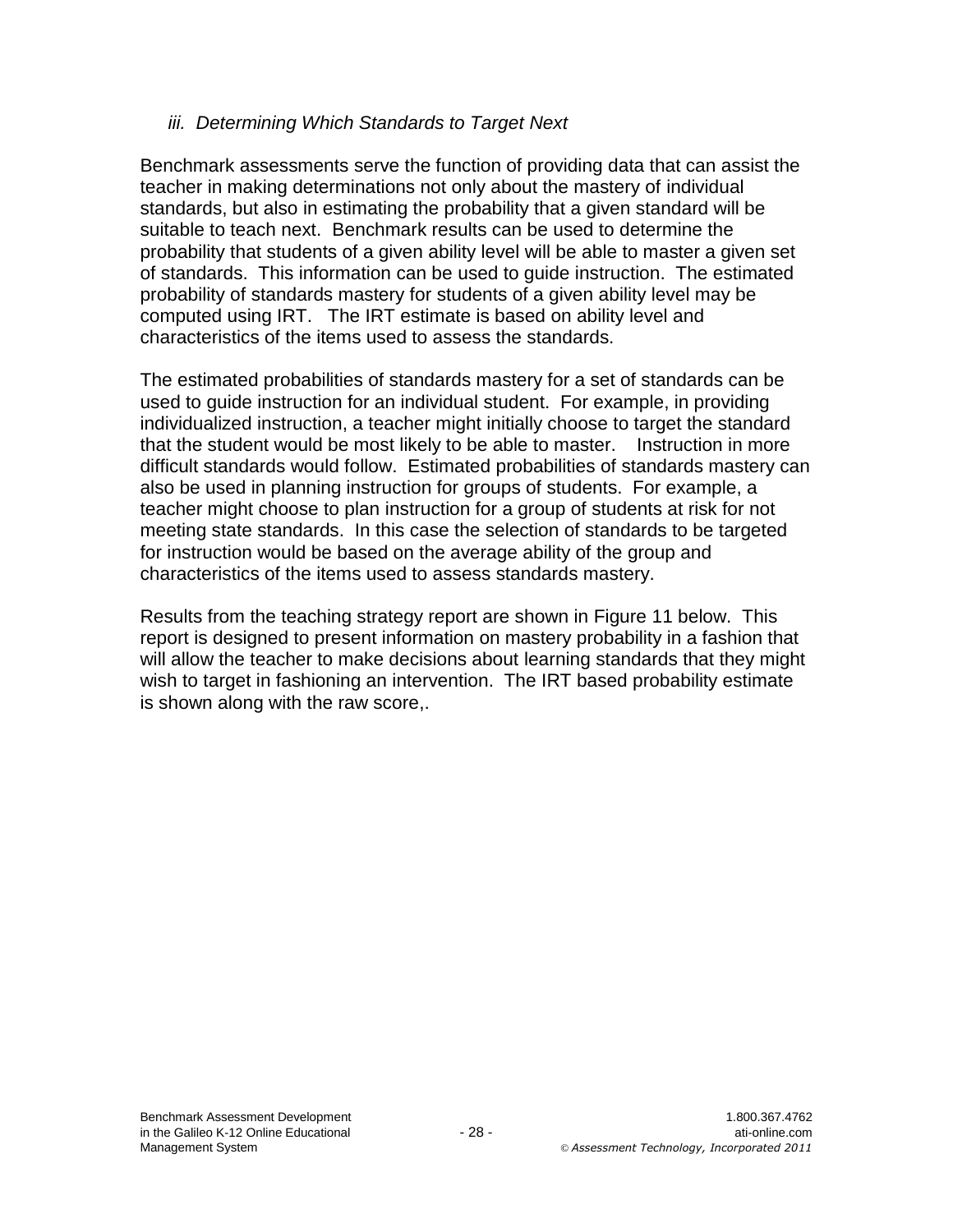### *iii. Determining Which Standards to Target Next*

Benchmark assessments serve the function of providing data that can assist the teacher in making determinations not only about the mastery of individual standards, but also in estimating the probability that a given standard will be suitable to teach next. Benchmark results can be used to determine the probability that students of a given ability level will be able to master a given set of standards. This information can be used to guide instruction. The estimated probability of standards mastery for students of a given ability level may be computed using IRT. The IRT estimate is based on ability level and characteristics of the items used to assess the standards.

The estimated probabilities of standards mastery for a set of standards can be used to guide instruction for an individual student. For example, in providing individualized instruction, a teacher might initially choose to target the standard that the student would be most likely to be able to master. Instruction in more difficult standards would follow. Estimated probabilities of standards mastery can also be used in planning instruction for groups of students. For example, a teacher might choose to plan instruction for a group of students at risk for not meeting state standards. In this case the selection of standards to be targeted for instruction would be based on the average ability of the group and characteristics of the items used to assess standards mastery.

Results from the teaching strategy report are shown in Figure 11 below. This report is designed to present information on mastery probability in a fashion that will allow the teacher to make decisions about learning standards that they might wish to target in fashioning an intervention. The IRT based probability estimate is shown along with the raw score,.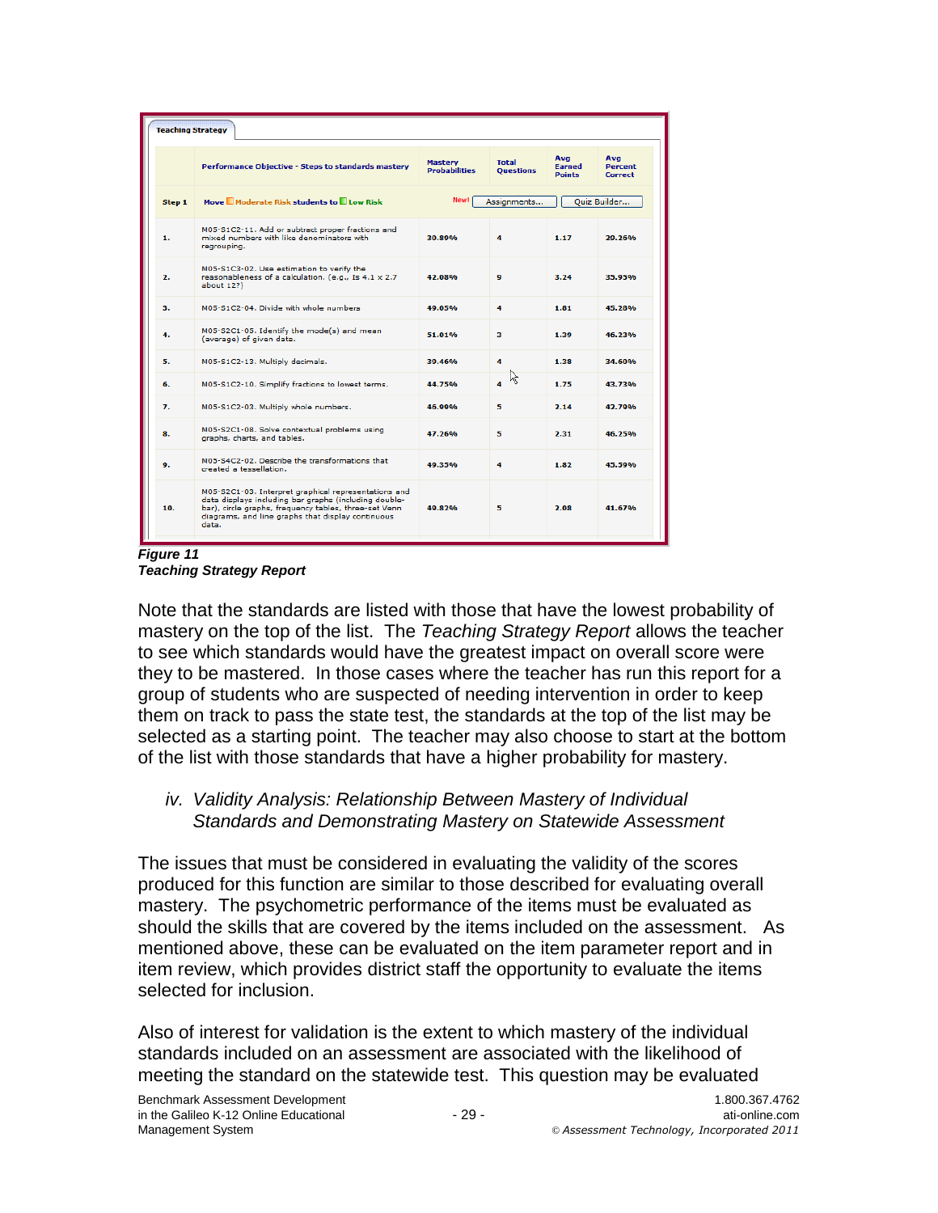**Teaching Strategy**

| | Performance Objective - Steps to standards mastery | Mastery Probabilities | Total Questions | Avg Earned Points | Avg Percent Correct |
|---|---|---|---|---|---|
| Step 1 | Move Moderate Risk students to Low Risk | New! Assignments... | | Quiz Builder... | |
| 1. | M05-S1C2-11. Add or subtract proper fractions and mixed numbers with like denominators with regrouping. | 30.89% | 4 | 1.17 | 29.26% |
| 2. | M05-S1C3-02. Use estimation to verify the reasonableness of a calculation. (e.g., Is 4.1 x 2.7 about 12?) | 42.08% | 9 | 3.24 | 35.93% |
| 3. | M05-S1C2-04. Divide with whole numbers | 49.05% | 4 | 1.81 | 45.28% |
| 4. | M05-S2C1-05. Identify the mode(s) and mean (average) of given data. | 51.01% | 3 | 1.39 | 46.23% |
| 5. | M05-S1C2-13. Multiply decimals. | 39.46% | 4 | 1.38 | 34.60% |
| 6. | M05-S1C2-10. Simplify fractions to lowest terms. | 44.75% | 4 | 1.75 | 43.73% |
| 7. | M05-S1C2-03. Multiply whole numbers. | 46.00% | 5 | 2.14 | 42.70% |
| 8. | M05-S2C1-08. Solve contextual problems using graphs, charts, and tables. | 47.26% | 5 | 2.31 | 46.25% |
| 9. | M05-S4C2-02. Describe the transformations that created a tessellation. | 49.35% | 4 | 1.82 | 45.59% |
| 10. | M05-S2C1-03. Interpret graphical representations and data displays including bar graphs (including double-bar), circle graphs, frequency tables, three-set Venn diagrams, and line graphs that display continuous data. | 40.82% | 5 | 2.08 | 41.67% |

***Figure 11***
***Teaching Strategy Report***

Note that the standards are listed with those that have the lowest probability of mastery on the top of the list. The *Teaching Strategy Report* allows the teacher to see which standards would have the greatest impact on overall score were they to be mastered. In those cases where the teacher has run this report for a group of students who are suspected of needing intervention in order to keep them on track to pass the state test, the standards at the top of the list may be selected as a starting point. The teacher may also choose to start at the bottom of the list with those standards that have a higher probability for mastery.

### *iv. Validity Analysis: Relationship Between Mastery of Individual Standards and Demonstrating Mastery on Statewide Assessment*

The issues that must be considered in evaluating the validity of the scores produced for this function are similar to those described for evaluating overall mastery. The psychometric performance of the items must be evaluated as should the skills that are covered by the items included on the assessment. As mentioned above, these can be evaluated on the item parameter report and in item review, which provides district staff the opportunity to evaluate the items selected for inclusion.

Also of interest for validation is the extent to which mastery of the individual standards included on an assessment are associated with the likelihood of meeting the standard on the statewide test. This question may be evaluated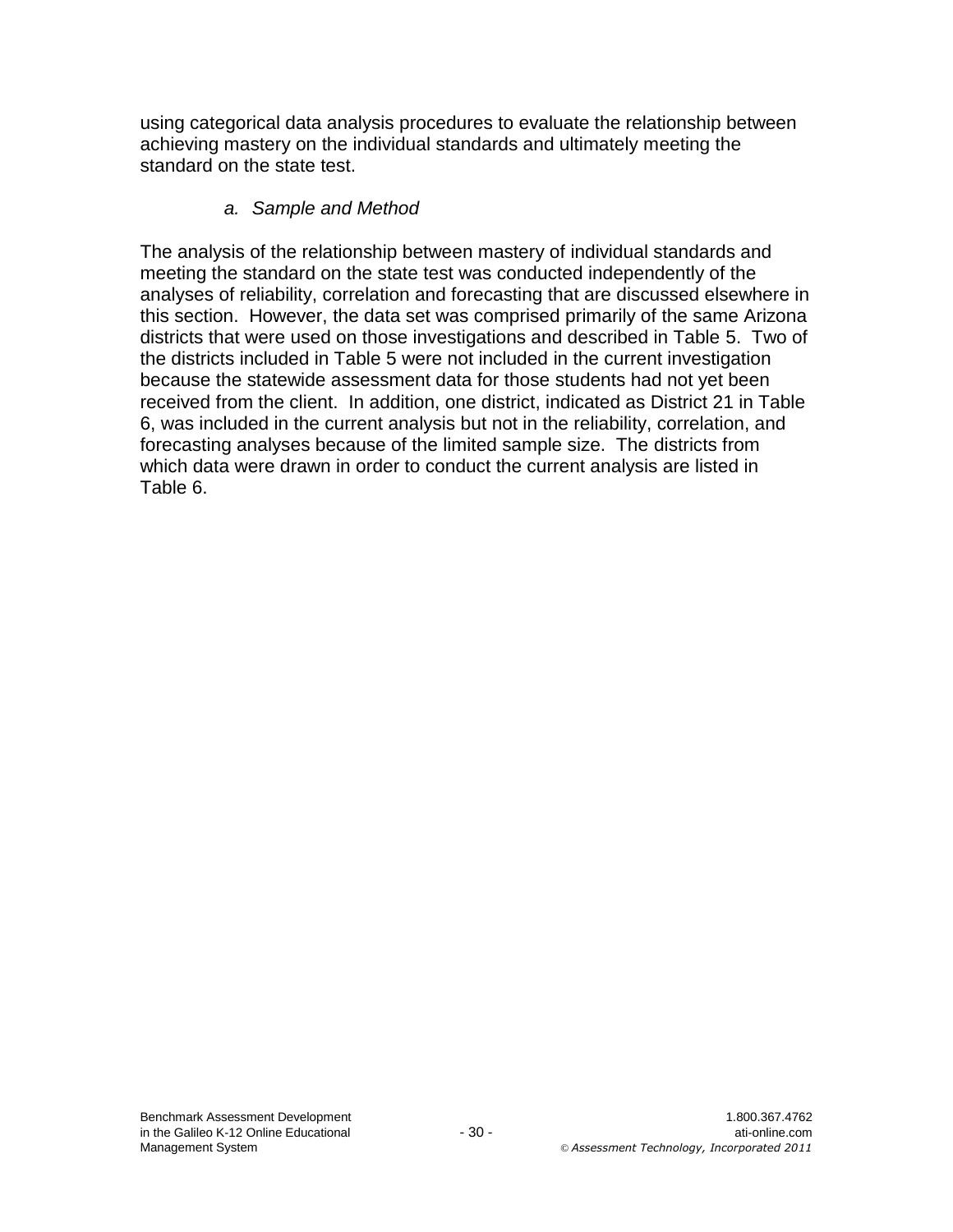using categorical data analysis procedures to evaluate the relationship between achieving mastery on the individual standards and ultimately meeting the standard on the state test.

### *a. Sample and Method*

The analysis of the relationship between mastery of individual standards and meeting the standard on the state test was conducted independently of the analyses of reliability, correlation and forecasting that are discussed elsewhere in this section. However, the data set was comprised primarily of the same Arizona districts that were used on those investigations and described in Table 5. Two of the districts included in Table 5 were not included in the current investigation because the statewide assessment data for those students had not yet been received from the client. In addition, one district, indicated as District 21 in Table 6, was included in the current analysis but not in the reliability, correlation, and forecasting analyses because of the limited sample size. The districts from which data were drawn in order to conduct the current analysis are listed in Table 6.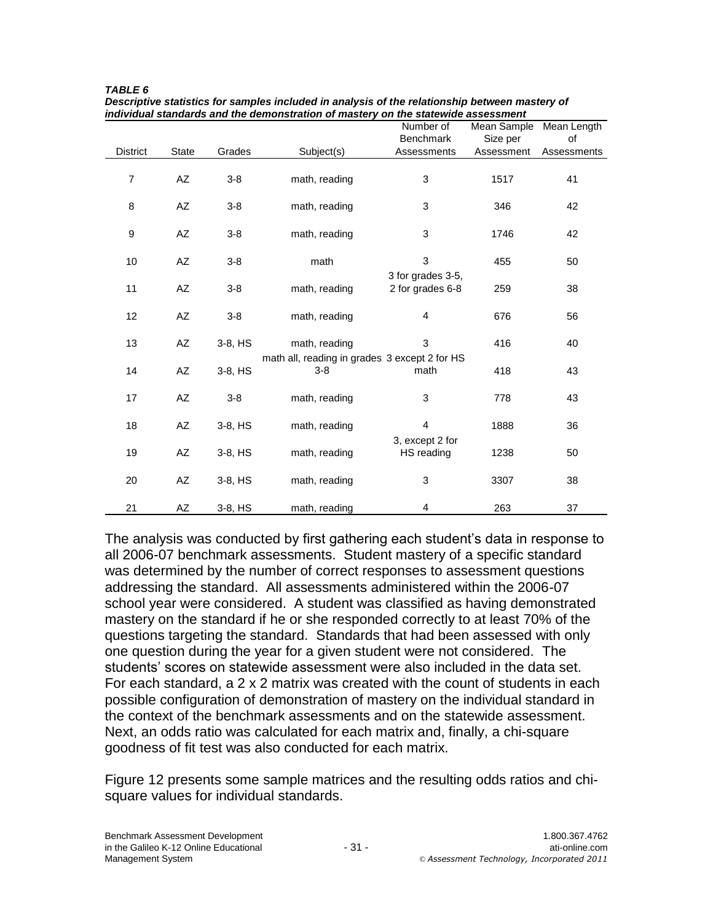***TABLE 6***
***Descriptive statistics for samples included in analysis of the relationship between mastery of individual standards and the demonstration of mastery on the statewide assessment***

| District | State | Grades | Subject(s) | Number of Benchmark Assessments | Mean Sample Size per Assessment | Mean Length of Assessments |
|---|---|---|---|---|---|---|
| 7 | AZ | 3-8 | math, reading | 3 | 1517 | 41 |
| 8 | AZ | 3-8 | math, reading | 3 | 346 | 42 |
| 9 | AZ | 3-8 | math, reading | 3 | 1746 | 42 |
| 10 | AZ | 3-8 | math | 3 | 455 | 50 |
| 11 | AZ | 3-8 | math, reading | 3 for grades 3-5, 2 for grades 6-8 | 259 | 38 |
| 12 | AZ | 3-8 | math, reading | 4 | 676 | 56 |
| 13 | AZ | 3-8, HS | math, reading | 3 | 416 | 40 |
| 14 | AZ | 3-8, HS | math all, reading in grades 3-8 | 3 except 2 for HS math | 418 | 43 |
| 17 | AZ | 3-8 | math, reading | 3 | 778 | 43 |
| 18 | AZ | 3-8, HS | math, reading | 4 | 1888 | 36 |
| 19 | AZ | 3-8, HS | math, reading | 3, except 2 for HS reading | 1238 | 50 |
| 20 | AZ | 3-8, HS | math, reading | 3 | 3307 | 38 |
| 21 | AZ | 3-8, HS | math, reading | 4 | 263 | 37 |

The analysis was conducted by first gathering each student's data in response to all 2006-07 benchmark assessments. Student mastery of a specific standard was determined by the number of correct responses to assessment questions addressing the standard. All assessments administered within the 2006-07 school year were considered. A student was classified as having demonstrated mastery on the standard if he or she responded correctly to at least 70% of the questions targeting the standard. Standards that had been assessed with only one question during the year for a given student were not considered. The students' scores on statewide assessment were also included in the data set. For each standard, a 2 x 2 matrix was created with the count of students in each possible configuration of demonstration of mastery on the individual standard in the context of the benchmark assessments and on the statewide assessment. Next, an odds ratio was calculated for each matrix and, finally, a chi-square goodness of fit test was also conducted for each matrix.

Figure 12 presents some sample matrices and the resulting odds ratios and chi-square values for individual standards.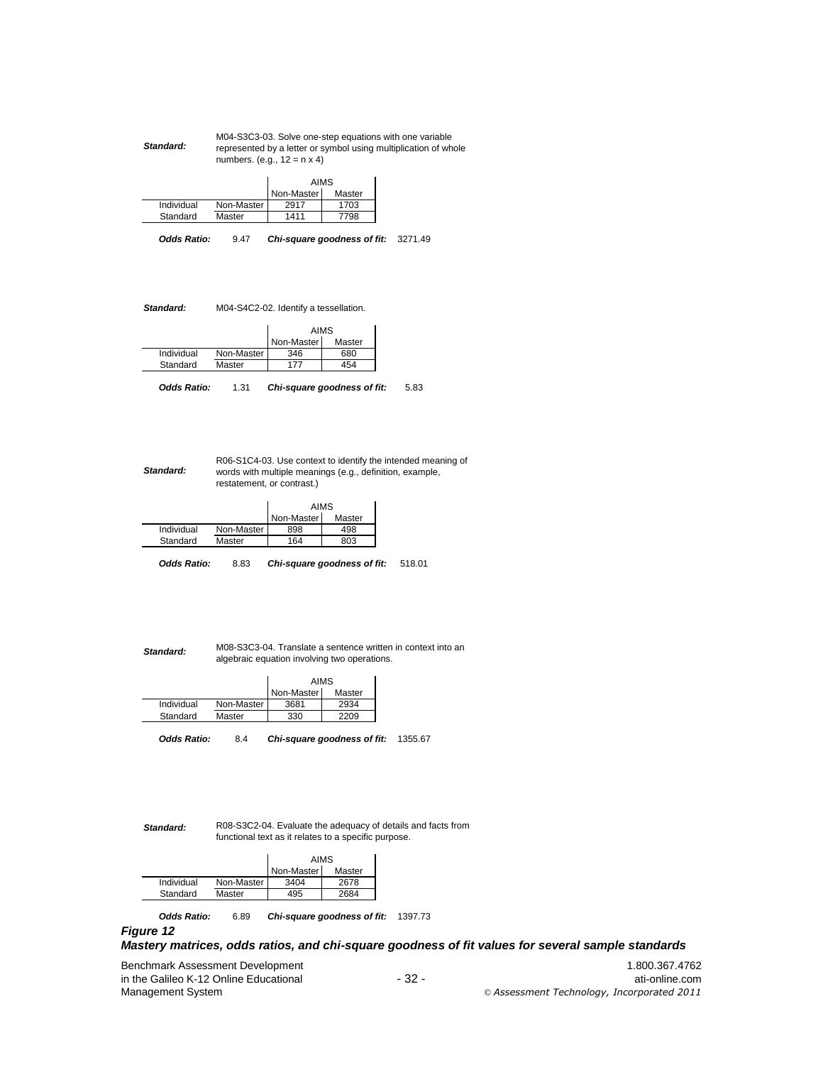***Standard:*** M04-S3C3-03. Solve one-step equations with one variable represented by a letter or symbol using multiplication of whole numbers. (e.g., 12 = n x 4)

| | | AIMS | |
|---|---|---|---|
| | | Non-Master | Master |
| Individual | Non-Master | 2917 | 1703 |
| Standard | Master | 1411 | 7798 |

***Odds Ratio:*** 9.47 ***Chi-square goodness of fit:*** 3271.49

***Standard:*** M04-S4C2-02. Identify a tessellation.

| | | AIMS | |
|---|---|---|---|
| | | Non-Master | Master |
| Individual | Non-Master | 346 | 680 |
| Standard | Master | 177 | 454 |

***Odds Ratio:*** 1.31 ***Chi-square goodness of fit:*** 5.83

***Standard:*** R06-S1C4-03. Use context to identify the intended meaning of words with multiple meanings (e.g., definition, example, restatement, or contrast.)

| | | AIMS | |
|---|---|---|---|
| | | Non-Master | Master |
| Individual | Non-Master | 898 | 498 |
| Standard | Master | 164 | 803 |

***Odds Ratio:*** 8.83 ***Chi-square goodness of fit:*** 518.01

***Standard:*** M08-S3C3-04. Translate a sentence written in context into an algebraic equation involving two operations.

| | | AIMS | |
|---|---|---|---|
| | | Non-Master | Master |
| Individual | Non-Master | 3681 | 2934 |
| Standard | Master | 330 | 2209 |

***Odds Ratio:*** 8.4 ***Chi-square goodness of fit:*** 1355.67

***Standard:*** R08-S3C2-04. Evaluate the adequacy of details and facts from functional text as it relates to a specific purpose.

| | | AIMS | |
|---|---|---|---|
| | | Non-Master | Master |
| Individual | Non-Master | 3404 | 2678 |
| Standard | Master | 495 | 2684 |

***Odds Ratio:*** 6.89 ***Chi-square goodness of fit:*** 1397.73

***Figure 12***

***Mastery matrices, odds ratios, and chi-square goodness of fit values for several sample standards***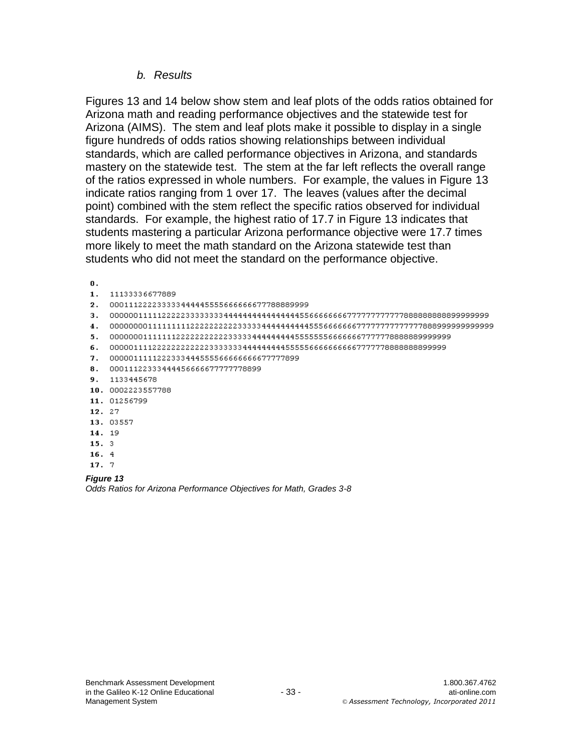### b. Results

Figures 13 and 14 below show stem and leaf plots of the odds ratios obtained for Arizona math and reading performance objectives and the statewide test for Arizona (AIMS). The stem and leaf plots make it possible to display in a single figure hundreds of odds ratios showing relationships between individual standards, which are called performance objectives in Arizona, and standards mastery on the statewide test. The stem at the far left reflects the overall range of the ratios expressed in whole numbers. For example, the values in Figure 13 indicate ratios ranging from 1 over 17. The leaves (values after the decimal point) combined with the stem reflect the specific ratios observed for individual standards. For example, the highest ratio of 17.7 in Figure 13 indicates that students mastering a particular Arizona performance objective were 17.7 times more likely to meet the math standard on the Arizona statewide test than students who did not meet the standard on the performance objective.

```
0.
1.  11133336677889
2.  000111222233333444445555666666677788889999
3.  0000001111122222333333334444444444444445566666666777777777777888888888899999999
4.  000000001111111122222222222333334444444444555566666667777777777777788899999999999999
5.  00000001111111222222222222333334444444445555555666666677777788888889999999
6.  00000111122222222222223333333444444444555556666666666677777788888888899999
7.  000001111122233344455556666666677777899
8.  0001112233344445666667777777778899
9.  1133445678
10. 0002223557788
11. 01256799
12. 27
13. 03557
14. 19
15. 3
16. 4
17. 7
```

***Figure 13***

*Odds Ratios for Arizona Performance Objectives for Math, Grades 3-8*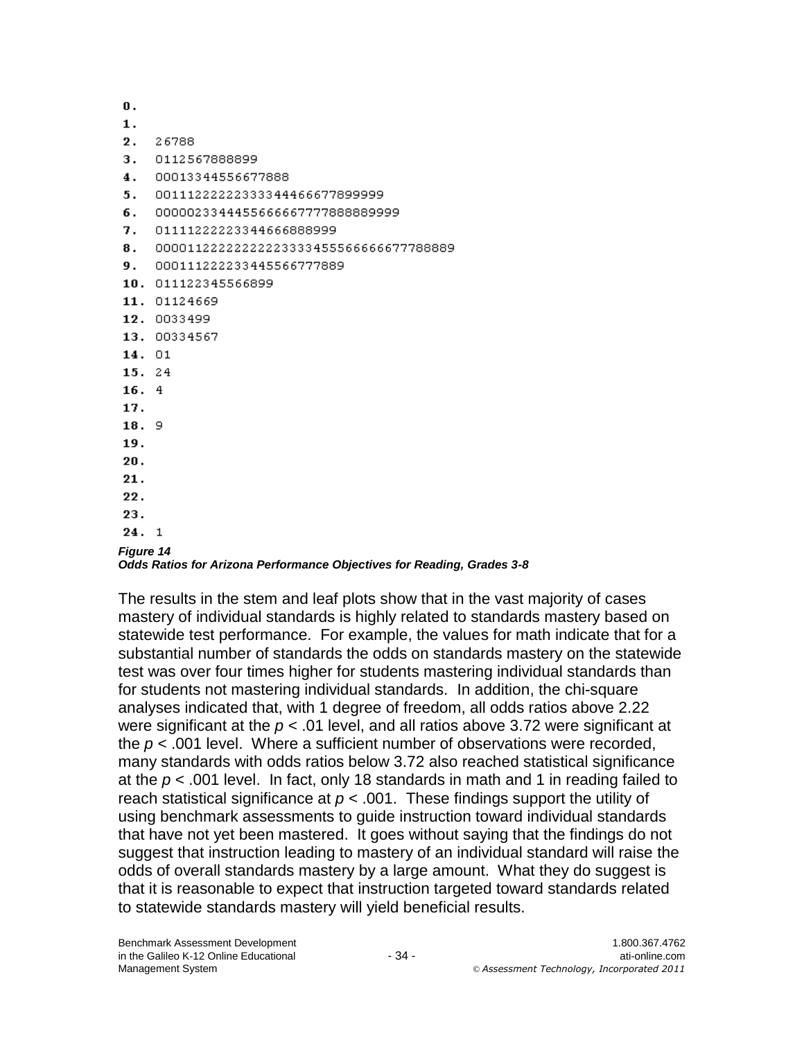```
0.
1.
2.  26788
3.  0112567888899
4.  00013344556677888
5.  0011122222233334446667789999 9
6.  000002334445566666777788889999
7.  01111222223344666888999
8.  000011222222222233334555666666677788889
9.  0001112222233445566777889
10. 011122345566899
11. 01124669
12. 0033499
13. 00334567
14. 01
15. 24
16. 4
17.
18. 9
19.
20.
21.
22.
23.
24. 1
```

***Figure 14***
***Odds Ratios for Arizona Performance Objectives for Reading, Grades 3-8***

The results in the stem and leaf plots show that in the vast majority of cases mastery of individual standards is highly related to standards mastery based on statewide test performance. For example, the values for math indicate that for a substantial number of standards the odds on standards mastery on the statewide test was over four times higher for students mastering individual standards than for students not mastering individual standards. In addition, the chi-square analyses indicated that, with 1 degree of freedom, all odds ratios above 2.22 were significant at the $p < .01$ level, and all ratios above 3.72 were significant at the $p < .001$ level. Where a sufficient number of observations were recorded, many standards with odds ratios below 3.72 also reached statistical significance at the $p < .001$ level. In fact, only 18 standards in math and 1 in reading failed to reach statistical significance at $p < .001$. These findings support the utility of using benchmark assessments to guide instruction toward individual standards that have not yet been mastered. It goes without saying that the findings do not suggest that instruction leading to mastery of an individual standard will raise the odds of overall standards mastery by a large amount. What they do suggest is that it is reasonable to expect that instruction targeted toward standards related to statewide standards mastery will yield beneficial results.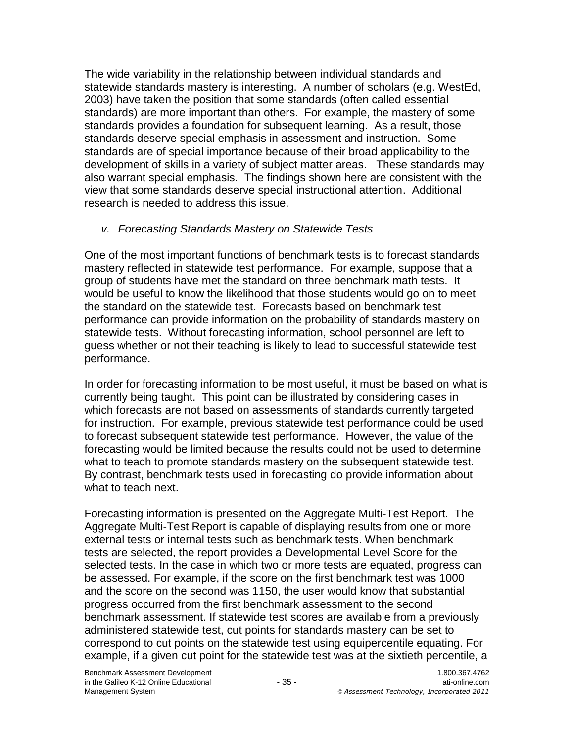The wide variability in the relationship between individual standards and statewide standards mastery is interesting. A number of scholars (e.g. WestEd, 2003) have taken the position that some standards (often called essential standards) are more important than others. For example, the mastery of some standards provides a foundation for subsequent learning. As a result, those standards deserve special emphasis in assessment and instruction. Some standards are of special importance because of their broad applicability to the development of skills in a variety of subject matter areas. These standards may also warrant special emphasis. The findings shown here are consistent with the view that some standards deserve special instructional attention. Additional research is needed to address this issue.

### *v. Forecasting Standards Mastery on Statewide Tests*

One of the most important functions of benchmark tests is to forecast standards mastery reflected in statewide test performance. For example, suppose that a group of students have met the standard on three benchmark math tests. It would be useful to know the likelihood that those students would go on to meet the standard on the statewide test. Forecasts based on benchmark test performance can provide information on the probability of standards mastery on statewide tests. Without forecasting information, school personnel are left to guess whether or not their teaching is likely to lead to successful statewide test performance.

In order for forecasting information to be most useful, it must be based on what is currently being taught. This point can be illustrated by considering cases in which forecasts are not based on assessments of standards currently targeted for instruction. For example, previous statewide test performance could be used to forecast subsequent statewide test performance. However, the value of the forecasting would be limited because the results could not be used to determine what to teach to promote standards mastery on the subsequent statewide test. By contrast, benchmark tests used in forecasting do provide information about what to teach next.

Forecasting information is presented on the Aggregate Multi-Test Report. The Aggregate Multi-Test Report is capable of displaying results from one or more external tests or internal tests such as benchmark tests. When benchmark tests are selected, the report provides a Developmental Level Score for the selected tests. In the case in which two or more tests are equated, progress can be assessed. For example, if the score on the first benchmark test was 1000 and the score on the second was 1150, the user would know that substantial progress occurred from the first benchmark assessment to the second benchmark assessment. If statewide test scores are available from a previously administered statewide test, cut points for standards mastery can be set to correspond to cut points on the statewide test using equipercentile equating. For example, if a given cut point for the statewide test was at the sixtieth percentile, a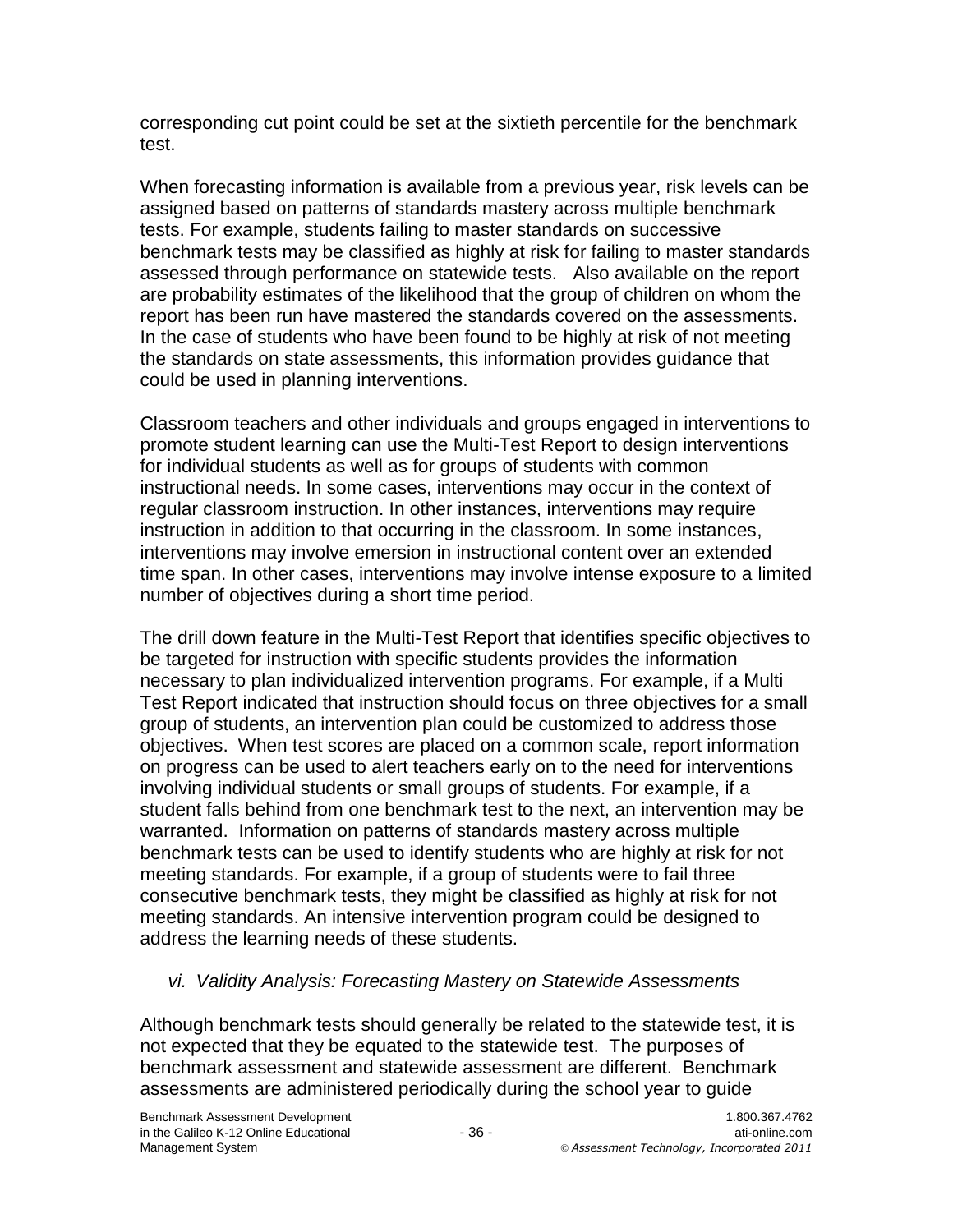corresponding cut point could be set at the sixtieth percentile for the benchmark test.

When forecasting information is available from a previous year, risk levels can be assigned based on patterns of standards mastery across multiple benchmark tests. For example, students failing to master standards on successive benchmark tests may be classified as highly at risk for failing to master standards assessed through performance on statewide tests. Also available on the report are probability estimates of the likelihood that the group of children on whom the report has been run have mastered the standards covered on the assessments. In the case of students who have been found to be highly at risk of not meeting the standards on state assessments, this information provides guidance that could be used in planning interventions.

Classroom teachers and other individuals and groups engaged in interventions to promote student learning can use the Multi-Test Report to design interventions for individual students as well as for groups of students with common instructional needs. In some cases, interventions may occur in the context of regular classroom instruction. In other instances, interventions may require instruction in addition to that occurring in the classroom. In some instances, interventions may involve emersion in instructional content over an extended time span. In other cases, interventions may involve intense exposure to a limited number of objectives during a short time period.

The drill down feature in the Multi-Test Report that identifies specific objectives to be targeted for instruction with specific students provides the information necessary to plan individualized intervention programs. For example, if a Multi Test Report indicated that instruction should focus on three objectives for a small group of students, an intervention plan could be customized to address those objectives. When test scores are placed on a common scale, report information on progress can be used to alert teachers early on to the need for interventions involving individual students or small groups of students. For example, if a student falls behind from one benchmark test to the next, an intervention may be warranted. Information on patterns of standards mastery across multiple benchmark tests can be used to identify students who are highly at risk for not meeting standards. For example, if a group of students were to fail three consecutive benchmark tests, they might be classified as highly at risk for not meeting standards. An intensive intervention program could be designed to address the learning needs of these students.

### *vi. Validity Analysis: Forecasting Mastery on Statewide Assessments*

Although benchmark tests should generally be related to the statewide test, it is not expected that they be equated to the statewide test. The purposes of benchmark assessment and statewide assessment are different. Benchmark assessments are administered periodically during the school year to guide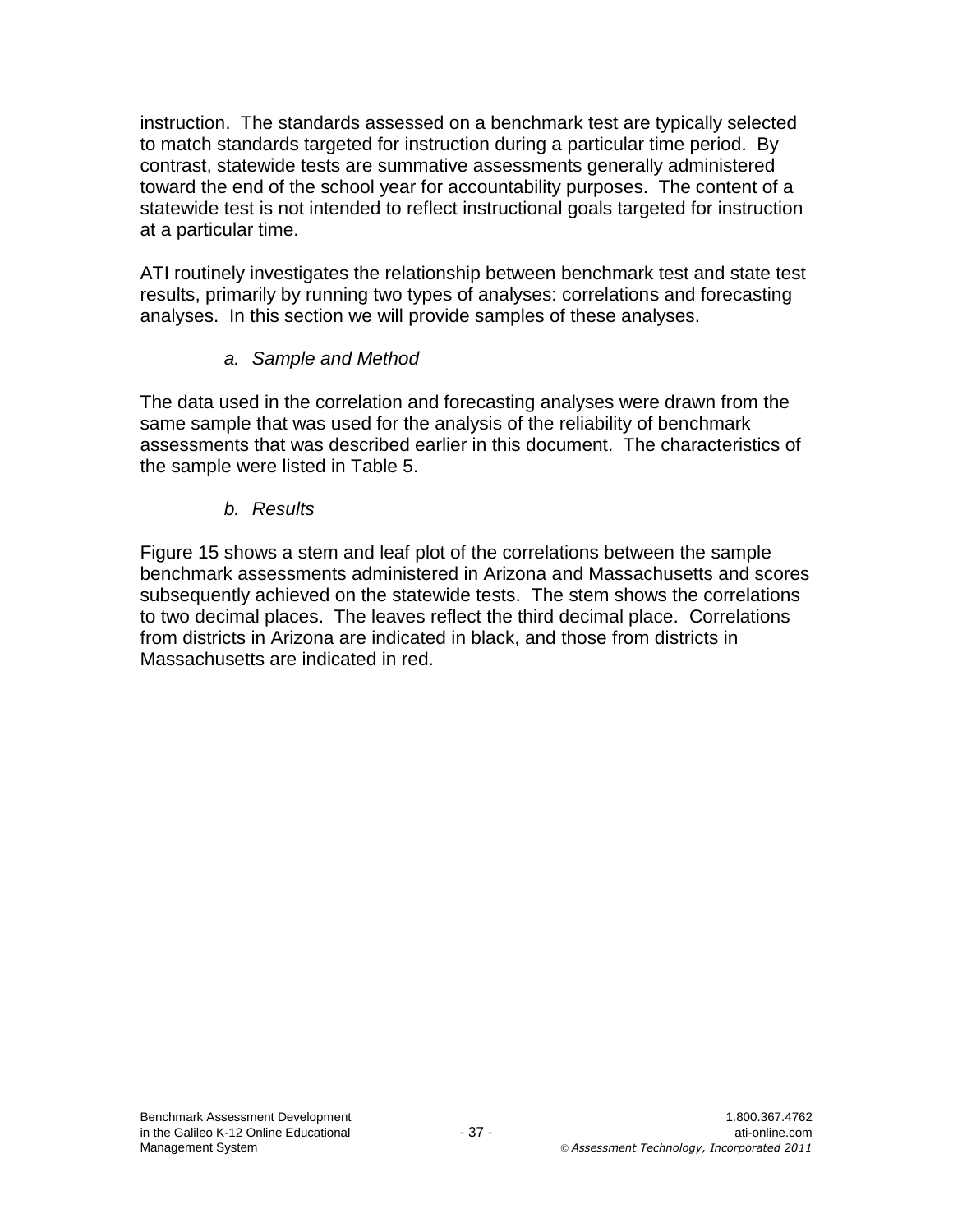instruction. The standards assessed on a benchmark test are typically selected to match standards targeted for instruction during a particular time period. By contrast, statewide tests are summative assessments generally administered toward the end of the school year for accountability purposes. The content of a statewide test is not intended to reflect instructional goals targeted for instruction at a particular time.

ATI routinely investigates the relationship between benchmark test and state test results, primarily by running two types of analyses: correlations and forecasting analyses. In this section we will provide samples of these analyses.

### *a. Sample and Method*

The data used in the correlation and forecasting analyses were drawn from the same sample that was used for the analysis of the reliability of benchmark assessments that was described earlier in this document. The characteristics of the sample were listed in Table 5.

### *b. Results*

Figure 15 shows a stem and leaf plot of the correlations between the sample benchmark assessments administered in Arizona and Massachusetts and scores subsequently achieved on the statewide tests. The stem shows the correlations to two decimal places. The leaves reflect the third decimal place. Correlations from districts in Arizona are indicated in black, and those from districts in Massachusetts are indicated in red.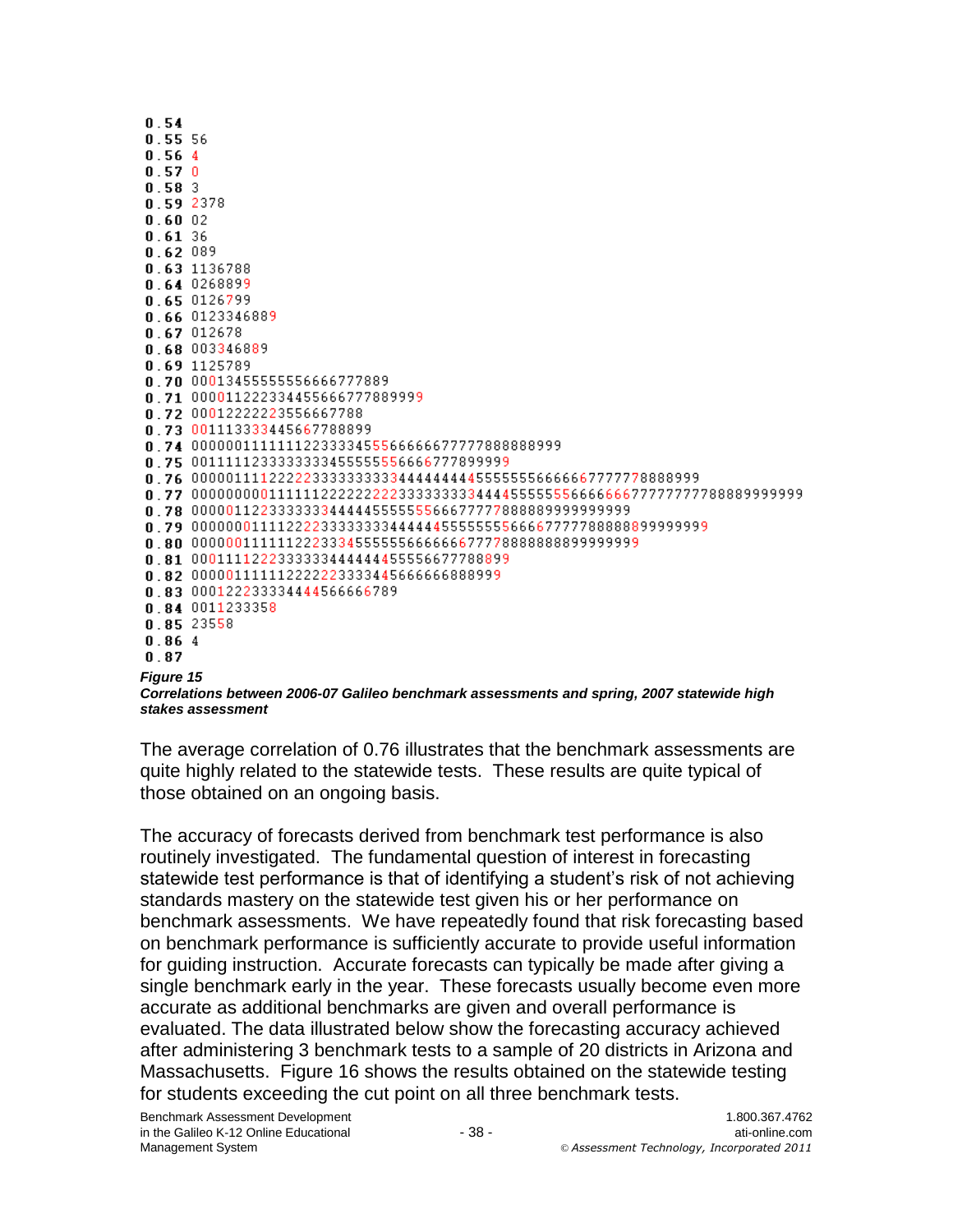```
0.54
0.55 56
0.56 4
0.57 0
0.58 3
0.59 2378
0.60 02
0.61 36
0.62 089
0.63 1136788
0.64 0268899
0.65 0126799
0.66 0123346889
0.67 012678
0.68 003346889
0.69 1125789
0.70 00013455555556666777889
0.71 000011222334455666777889999
0.72 00012222223556667788
0.73 001113333445667788899
0.74 0000001111111223333455566666677777888888999
0.75 0011111233333333455555556666777899999
0.76 00000111122222233333333334444444445555555666666777777788888999
0.77 000000000111111222222222233333333344445555555666666677777777788889999999
0.78 0000011223333333444445555555666777778888999999999
0.79 00000001111222233333333444444555555556666777778888889999999
0.80 000000111111222333455555566666667777888888899999999
0.81 000111122233333344444445555667778889​9
0.82 000001111111222222333344566666668889​99
0.83 00012223333444456666678​9
0.84 0011233358
0.85 23558
0.86 4
0.87
```

***Figure 15***
***Correlations between 2006-07 Galileo benchmark assessments and spring, 2007 statewide high stakes assessment***

The average correlation of 0.76 illustrates that the benchmark assessments are quite highly related to the statewide tests. These results are quite typical of those obtained on an ongoing basis.

The accuracy of forecasts derived from benchmark test performance is also routinely investigated. The fundamental question of interest in forecasting statewide test performance is that of identifying a student's risk of not achieving standards mastery on the statewide test given his or her performance on benchmark assessments. We have repeatedly found that risk forecasting based on benchmark performance is sufficiently accurate to provide useful information for guiding instruction. Accurate forecasts can typically be made after giving a single benchmark early in the year. These forecasts usually become even more accurate as additional benchmarks are given and overall performance is evaluated. The data illustrated below show the forecasting accuracy achieved after administering 3 benchmark tests to a sample of 20 districts in Arizona and Massachusetts. Figure 16 shows the results obtained on the statewide testing for students exceeding the cut point on all three benchmark tests.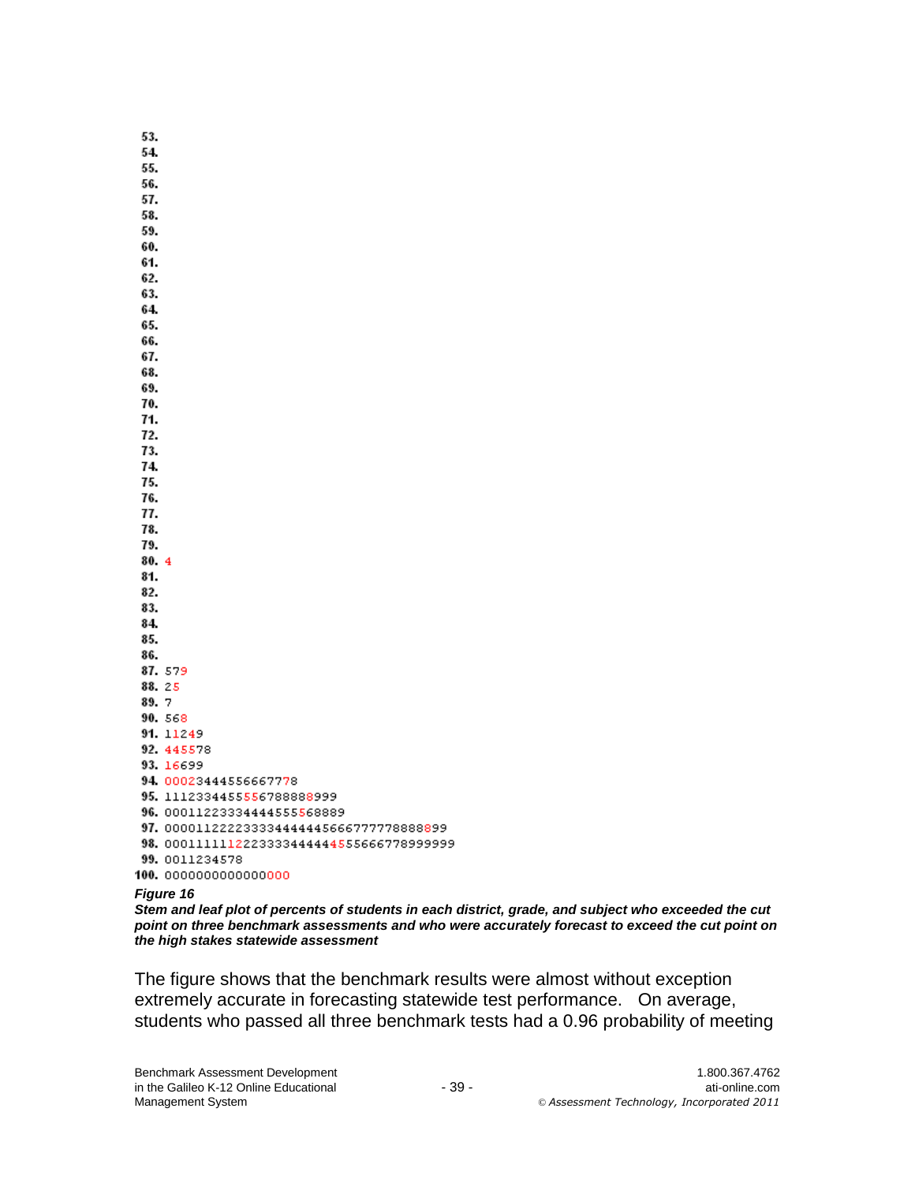```
 53.
 54.
 55.
 56.
 57.
 58.
 59.
 60.
 61.
 62.
 63.
 64.
 65.
 66.
 67.
 68.
 69.
 70.
 71.
 72.
 73.
 74.
 75.
 76.
 77.
 78.
 79.
 80. 4
 81.
 82.
 83.
 84.
 85.
 86.
 87. 579
 88. 25
 89. 7
 90. 568
 91. 11249
 92. 445578
 93. 16699
 94. 000234445566667778
 95. 11123344555556788888999
 96. 0001122333444455556889
 97. 0000112222333344444456667777788888899
 98. 000111111222333344444455556667789999999
 99. 0011234578
100. 000000000000000000
```

***Figure 16***

***Stem and leaf plot of percents of students in each district, grade, and subject who exceeded the cut point on three benchmark assessments and who were accurately forecast to exceed the cut point on the high stakes statewide assessment***

The figure shows that the benchmark results were almost without exception extremely accurate in forecasting statewide test performance. On average, students who passed all three benchmark tests had a 0.96 probability of meeting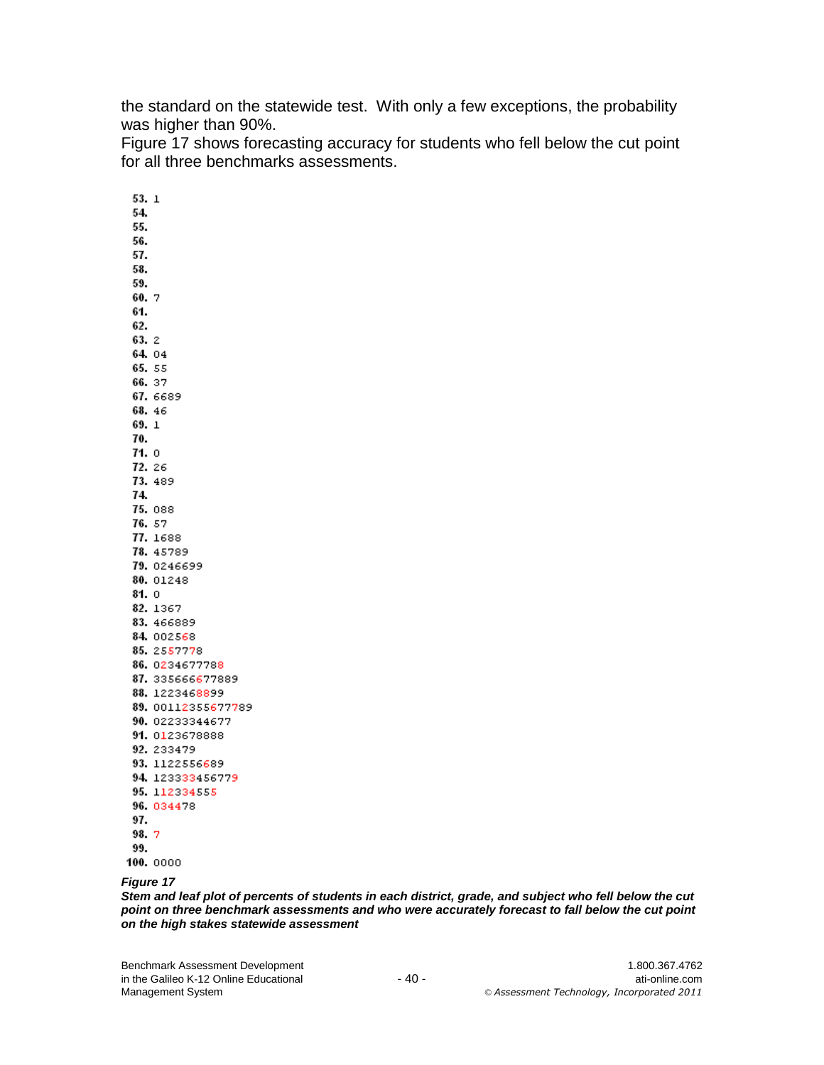the standard on the statewide test. With only a few exceptions, the probability was higher than 90%.

Figure 17 shows forecasting accuracy for students who fell below the cut point for all three benchmarks assessments.

```
 53. 1
 54.
 55.
 56.
 57.
 58.
 59.
 60. 7
 61.
 62.
 63. 2
 64. 04
 65. 55
 66. 37
 67. 6689
 68. 46
 69. 1
 70.
 71. 0
 72. 26
 73. 489
 74.
 75. 088
 76. 57
 77. 1688
 78. 45789
 79. 0246699
 80. 01248
 81. 0
 82. 1367
 83. 466889
 84. 002568
 85. 2557778
 86. 0234677788
 87. 335666677889
 88. 1223468899
 89. 00112355677789
 90. 02233344677
 91. 0123678888
 92. 233479
 93. 1122556689
 94. 123333456779
 95. 112334555
 96. 034478
 97.
 98. 7
 99.
100. 0000
```

***Figure 17***

***Stem and leaf plot of percents of students in each district, grade, and subject who fell below the cut point on three benchmark assessments and who were accurately forecast to fall below the cut point on the high stakes statewide assessment***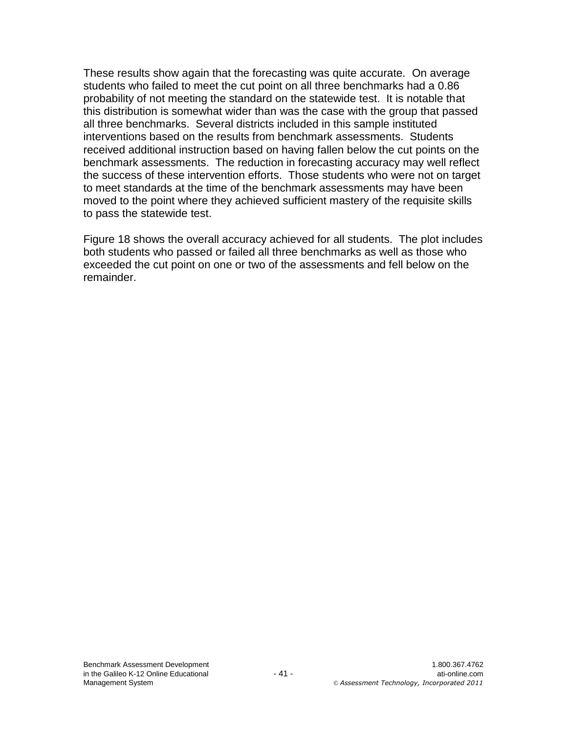These results show again that the forecasting was quite accurate. On average students who failed to meet the cut point on all three benchmarks had a 0.86 probability of not meeting the standard on the statewide test. It is notable that this distribution is somewhat wider than was the case with the group that passed all three benchmarks. Several districts included in this sample instituted interventions based on the results from benchmark assessments. Students received additional instruction based on having fallen below the cut points on the benchmark assessments. The reduction in forecasting accuracy may well reflect the success of these intervention efforts. Those students who were not on target to meet standards at the time of the benchmark assessments may have been moved to the point where they achieved sufficient mastery of the requisite skills to pass the statewide test.

Figure 18 shows the overall accuracy achieved for all students. The plot includes both students who passed or failed all three benchmarks as well as those who exceeded the cut point on one or two of the assessments and fell below on the remainder.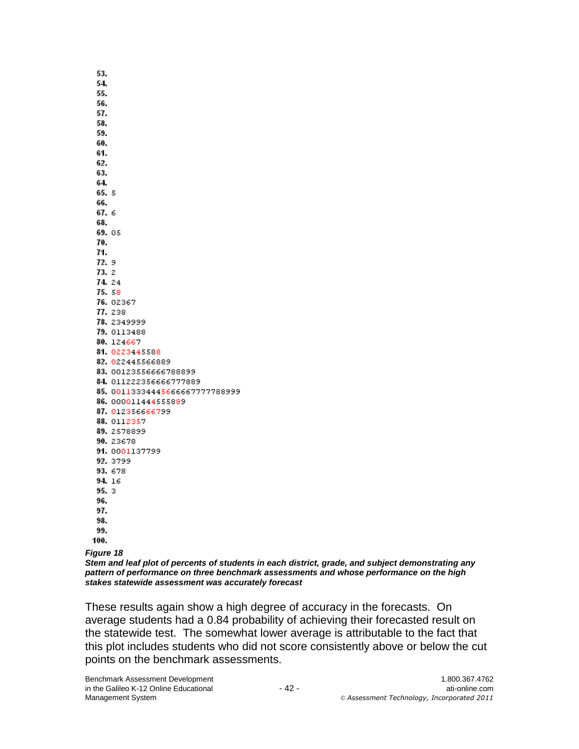```
 53.
 54.
 55.
 56.
 57.
 58.
 59.
 60.
 61.
 62.
 63.
 64.
 65. 5
 66.
 67. 6
 68.
 69. 05
 70.
 71.
 72. 9
 73. 2
 74. 24
 75. 58
 76. 02367
 77. 238
 78. 2349999
 79. 0113488
 80. 124667
 81. 0223445588
 82. 022445566889
 83. 00123556666788899
 84. 011222356666777889
 85. 00113334445666667777788999
 86. 000011444555889
 87. 012356666799
 88. 0112357
 89. 2578899
 90. 23678
 91. 0001137799
 92. 3799
 93. 678
 94. 16
 95. 3
 96.
 97.
 98.
 99.
100.
```

***Figure 18***

***Stem and leaf plot of percents of students in each district, grade, and subject demonstrating any pattern of performance on three benchmark assessments and whose performance on the high stakes statewide assessment was accurately forecast***

These results again show a high degree of accuracy in the forecasts. On average students had a 0.84 probability of achieving their forecasted result on the statewide test. The somewhat lower average is attributable to the fact that this plot includes students who did not score consistently above or below the cut points on the benchmark assessments.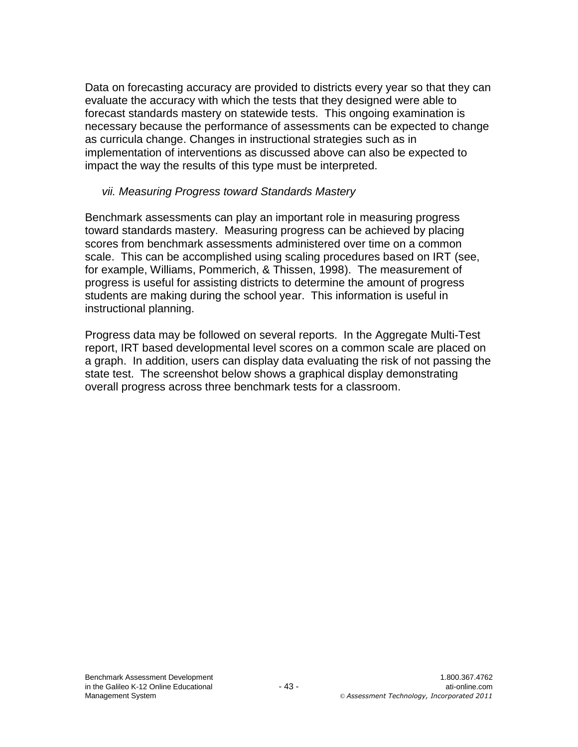Data on forecasting accuracy are provided to districts every year so that they can evaluate the accuracy with which the tests that they designed were able to forecast standards mastery on statewide tests. This ongoing examination is necessary because the performance of assessments can be expected to change as curricula change. Changes in instructional strategies such as in implementation of interventions as discussed above can also be expected to impact the way the results of this type must be interpreted.

### *vii. Measuring Progress toward Standards Mastery*

Benchmark assessments can play an important role in measuring progress toward standards mastery. Measuring progress can be achieved by placing scores from benchmark assessments administered over time on a common scale. This can be accomplished using scaling procedures based on IRT (see, for example, Williams, Pommerich, & Thissen, 1998). The measurement of progress is useful for assisting districts to determine the amount of progress students are making during the school year. This information is useful in instructional planning.

Progress data may be followed on several reports. In the Aggregate Multi-Test report, IRT based developmental level scores on a common scale are placed on a graph. In addition, users can display data evaluating the risk of not passing the state test. The screenshot below shows a graphical display demonstrating overall progress across three benchmark tests for a classroom.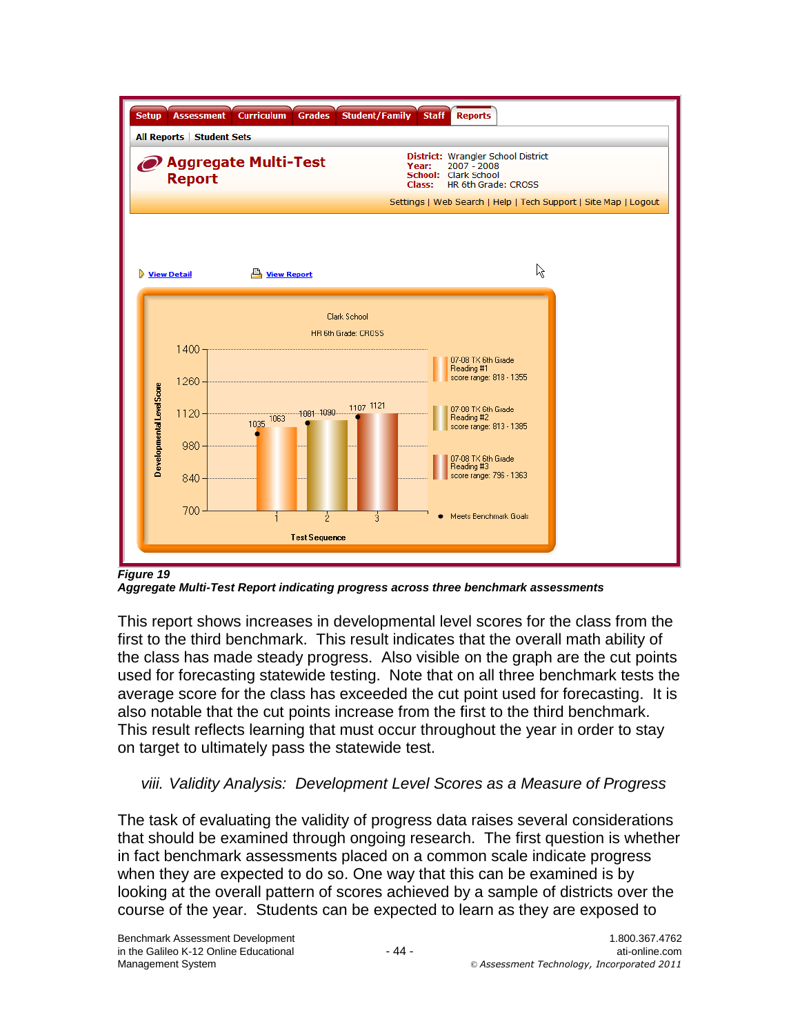**Figure 19**
***Aggregate Multi-Test Report indicating progress across three benchmark assessments***

This report shows increases in developmental level scores for the class from the first to the third benchmark. This result indicates that the overall math ability of the class has made steady progress. Also visible on the graph are the cut points used for forecasting statewide testing. Note that on all three benchmark tests the average score for the class has exceeded the cut point used for forecasting. It is also notable that the cut points increase from the first to the third benchmark. This result reflects learning that must occur throughout the year in order to stay on target to ultimately pass the statewide test.

### *viii. Validity Analysis: Development Level Scores as a Measure of Progress*

The task of evaluating the validity of progress data raises several considerations that should be examined through ongoing research. The first question is whether in fact benchmark assessments placed on a common scale indicate progress when they are expected to do so. One way that this can be examined is by looking at the overall pattern of scores achieved by a sample of districts over the course of the year. Students can be expected to learn as they are exposed to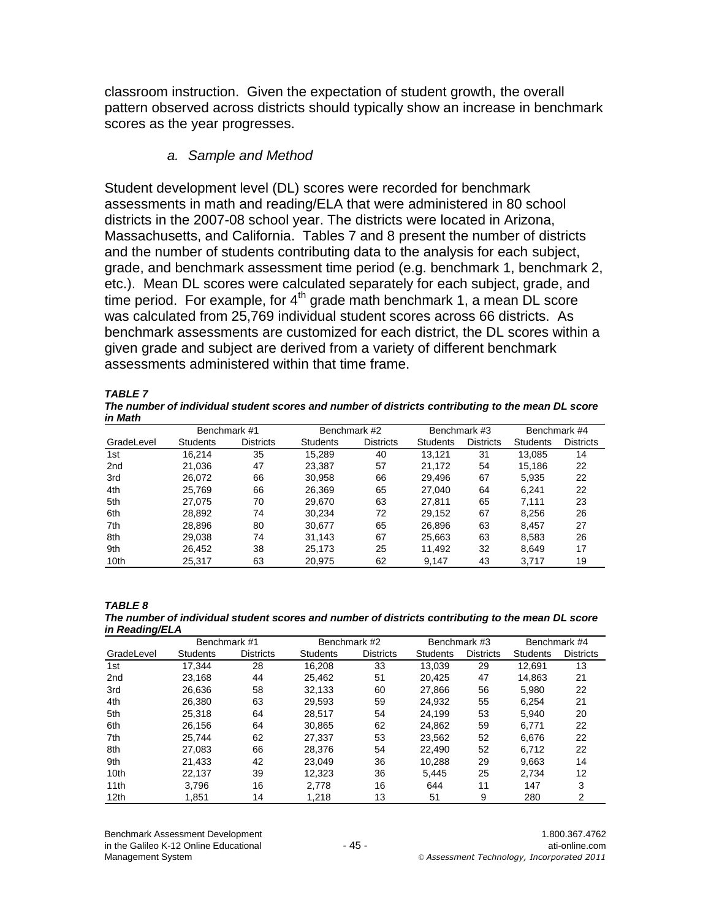classroom instruction. Given the expectation of student growth, the overall pattern observed across districts should typically show an increase in benchmark scores as the year progresses.

### *a. Sample and Method*

Student development level (DL) scores were recorded for benchmark assessments in math and reading/ELA that were administered in 80 school districts in the 2007-08 school year. The districts were located in Arizona, Massachusetts, and California. Tables 7 and 8 present the number of districts and the number of students contributing data to the analysis for each subject, grade, and benchmark assessment time period (e.g. benchmark 1, benchmark 2, etc.). Mean DL scores were calculated separately for each subject, grade, and time period. For example, for 4$^{th}$ grade math benchmark 1, a mean DL score was calculated from 25,769 individual student scores across 66 districts. As benchmark assessments are customized for each district, the DL scores within a given grade and subject are derived from a variety of different benchmark assessments administered within that time frame.

***TABLE 7***

***The number of individual student scores and number of districts contributing to the mean DL score in Math***

| | Benchmark #1 | | Benchmark #2 | | Benchmark #3 | | Benchmark #4 | |
|---|---|---|---|---|---|---|---|---|
| GradeLevel | Students | Districts | Students | Districts | Students | Districts | Students | Districts |
| 1st | 16,214 | 35 | 15,289 | 40 | 13,121 | 31 | 13,085 | 14 |
| 2nd | 21,036 | 47 | 23,387 | 57 | 21,172 | 54 | 15,186 | 22 |
| 3rd | 26,072 | 66 | 30,958 | 66 | 29,496 | 67 | 5,935 | 22 |
| 4th | 25,769 | 66 | 26,369 | 65 | 27,040 | 64 | 6,241 | 22 |
| 5th | 27,075 | 70 | 29,670 | 63 | 27,811 | 65 | 7,111 | 23 |
| 6th | 28,892 | 74 | 30,234 | 72 | 29,152 | 67 | 8,256 | 26 |
| 7th | 28,896 | 80 | 30,677 | 65 | 26,896 | 63 | 8,457 | 27 |
| 8th | 29,038 | 74 | 31,143 | 67 | 25,663 | 63 | 8,583 | 26 |
| 9th | 26,452 | 38 | 25,173 | 25 | 11,492 | 32 | 8,649 | 17 |
| 10th | 25,317 | 63 | 20,975 | 62 | 9,147 | 43 | 3,717 | 19 |

***TABLE 8***

***The number of individual student scores and number of districts contributing to the mean DL score in Reading/ELA***

| | Benchmark #1 | | Benchmark #2 | | Benchmark #3 | | Benchmark #4 | |
|---|---|---|---|---|---|---|---|---|
| GradeLevel | Students | Districts | Students | Districts | Students | Districts | Students | Districts |
| 1st | 17,344 | 28 | 16,208 | 33 | 13,039 | 29 | 12,691 | 13 |
| 2nd | 23,168 | 44 | 25,462 | 51 | 20,425 | 47 | 14,863 | 21 |
| 3rd | 26,636 | 58 | 32,133 | 60 | 27,866 | 56 | 5,980 | 22 |
| 4th | 26,380 | 63 | 29,593 | 59 | 24,932 | 55 | 6,254 | 21 |
| 5th | 25,318 | 64 | 28,517 | 54 | 24,199 | 53 | 5,940 | 20 |
| 6th | 26,156 | 64 | 30,865 | 62 | 24,862 | 59 | 6,771 | 22 |
| 7th | 25,744 | 62 | 27,337 | 53 | 23,562 | 52 | 6,676 | 22 |
| 8th | 27,083 | 66 | 28,376 | 54 | 22,490 | 52 | 6,712 | 22 |
| 9th | 21,433 | 42 | 23,049 | 36 | 10,288 | 29 | 9,663 | 14 |
| 10th | 22,137 | 39 | 12,323 | 36 | 5,445 | 25 | 2,734 | 12 |
| 11th | 3,796 | 16 | 2,778 | 16 | 644 | 11 | 147 | 3 |
| 12th | 1,851 | 14 | 1,218 | 13 | 51 | 9 | 280 | 2 |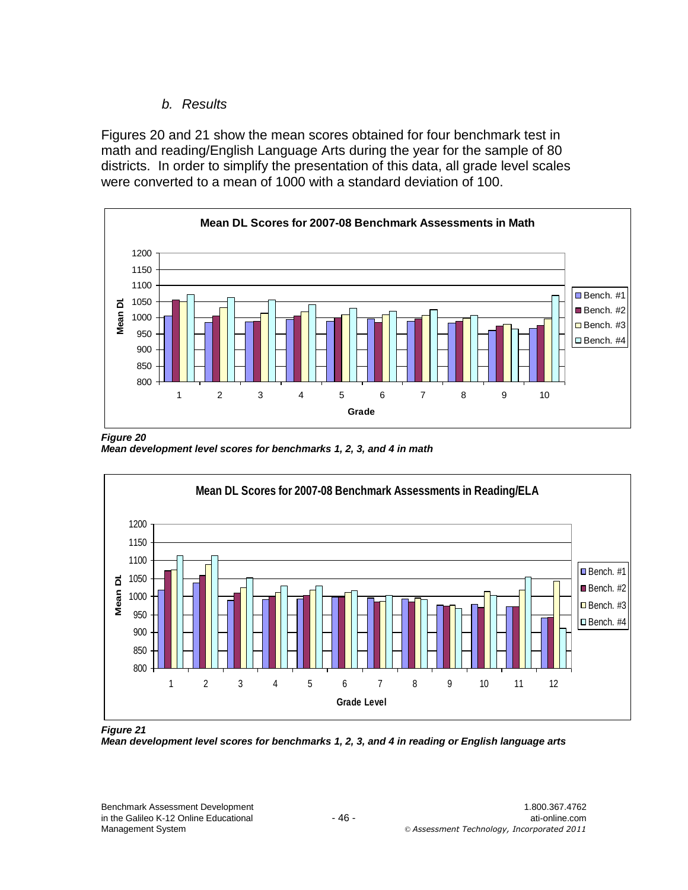*b. Results*

Figures 20 and 21 show the mean scores obtained for four benchmark test in math and reading/English Language Arts during the year for the sample of 80 districts. In order to simplify the presentation of this data, all grade level scales were converted to a mean of 1000 with a standard deviation of 100.

***Figure 20***
***Mean development level scores for benchmarks 1, 2, 3, and 4 in math***

***Figure 21***
***Mean development level scores for benchmarks 1, 2, 3, and 4 in reading or English language arts***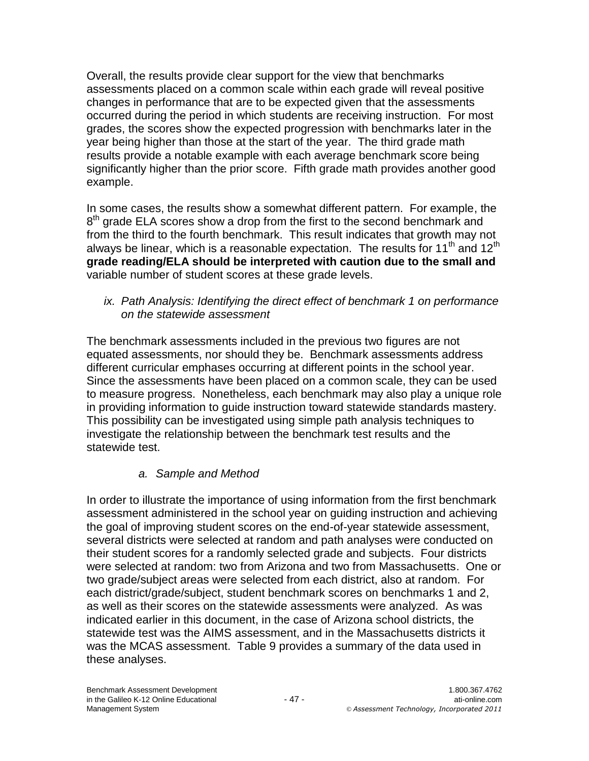Overall, the results provide clear support for the view that benchmarks assessments placed on a common scale within each grade will reveal positive changes in performance that are to be expected given that the assessments occurred during the period in which students are receiving instruction. For most grades, the scores show the expected progression with benchmarks later in the year being higher than those at the start of the year. The third grade math results provide a notable example with each average benchmark score being significantly higher than the prior score. Fifth grade math provides another good example.

In some cases, the results show a somewhat different pattern. For example, the 8th grade ELA scores show a drop from the first to the second benchmark and from the third to the fourth benchmark. This result indicates that growth may not always be linear, which is a reasonable expectation. The results for 11th and 12th **grade reading/ELA should be interpreted with caution due to the small and** variable number of student scores at these grade levels.

*ix. Path Analysis: Identifying the direct effect of benchmark 1 on performance on the statewide assessment*

The benchmark assessments included in the previous two figures are not equated assessments, nor should they be. Benchmark assessments address different curricular emphases occurring at different points in the school year. Since the assessments have been placed on a common scale, they can be used to measure progress. Nonetheless, each benchmark may also play a unique role in providing information to guide instruction toward statewide standards mastery. This possibility can be investigated using simple path analysis techniques to investigate the relationship between the benchmark test results and the statewide test.

*a. Sample and Method*

In order to illustrate the importance of using information from the first benchmark assessment administered in the school year on guiding instruction and achieving the goal of improving student scores on the end-of-year statewide assessment, several districts were selected at random and path analyses were conducted on their student scores for a randomly selected grade and subjects. Four districts were selected at random: two from Arizona and two from Massachusetts. One or two grade/subject areas were selected from each district, also at random. For each district/grade/subject, student benchmark scores on benchmarks 1 and 2, as well as their scores on the statewide assessments were analyzed. As was indicated earlier in this document, in the case of Arizona school districts, the statewide test was the AIMS assessment, and in the Massachusetts districts it was the MCAS assessment. Table 9 provides a summary of the data used in these analyses.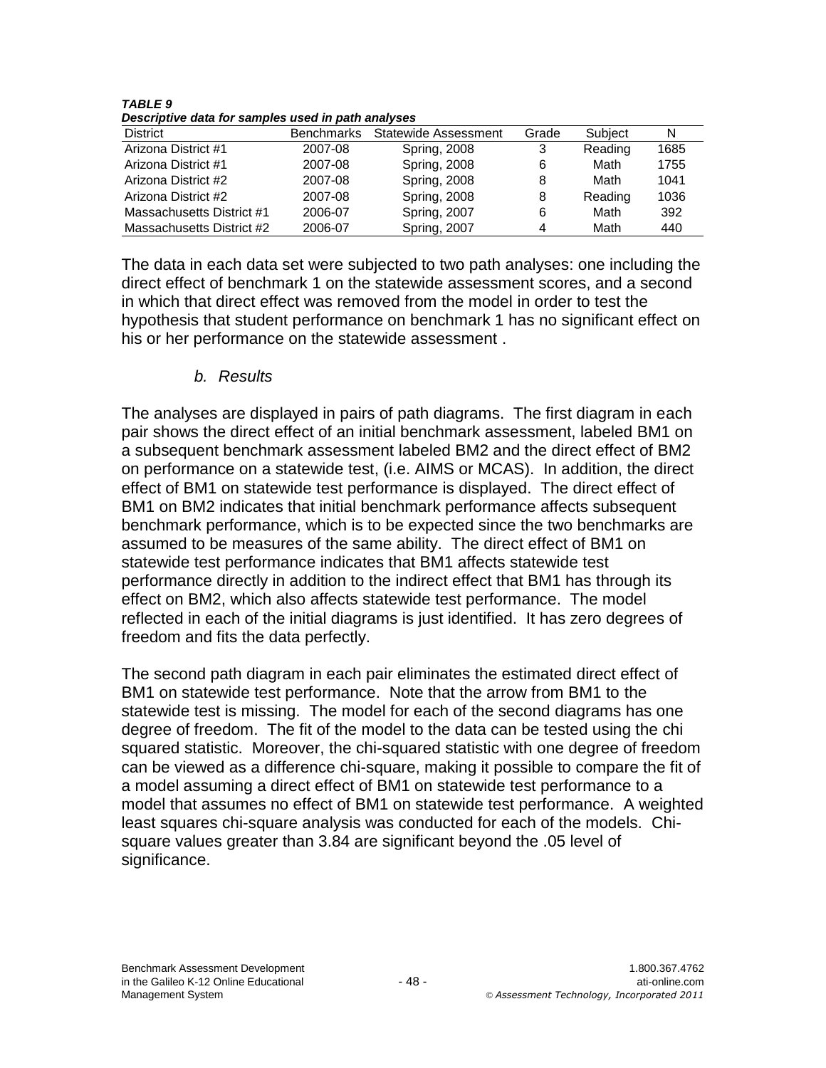***TABLE 9***
***Descriptive data for samples used in path analyses***

| District | Benchmarks | Statewide Assessment | Grade | Subject | N |
|---|---|---|---|---|---|
| Arizona District #1 | 2007-08 | Spring, 2008 | 3 | Reading | 1685 |
| Arizona District #1 | 2007-08 | Spring, 2008 | 6 | Math | 1755 |
| Arizona District #2 | 2007-08 | Spring, 2008 | 8 | Math | 1041 |
| Arizona District #2 | 2007-08 | Spring, 2008 | 8 | Reading | 1036 |
| Massachusetts District #1 | 2006-07 | Spring, 2007 | 6 | Math | 392 |
| Massachusetts District #2 | 2006-07 | Spring, 2007 | 4 | Math | 440 |

The data in each data set were subjected to two path analyses: one including the direct effect of benchmark 1 on the statewide assessment scores, and a second in which that direct effect was removed from the model in order to test the hypothesis that student performance on benchmark 1 has no significant effect on his or her performance on the statewide assessment .

### *b. Results*

The analyses are displayed in pairs of path diagrams. The first diagram in each pair shows the direct effect of an initial benchmark assessment, labeled BM1 on a subsequent benchmark assessment labeled BM2 and the direct effect of BM2 on performance on a statewide test, (i.e. AIMS or MCAS). In addition, the direct effect of BM1 on statewide test performance is displayed. The direct effect of BM1 on BM2 indicates that initial benchmark performance affects subsequent benchmark performance, which is to be expected since the two benchmarks are assumed to be measures of the same ability. The direct effect of BM1 on statewide test performance indicates that BM1 affects statewide test performance directly in addition to the indirect effect that BM1 has through its effect on BM2, which also affects statewide test performance. The model reflected in each of the initial diagrams is just identified. It has zero degrees of freedom and fits the data perfectly.

The second path diagram in each pair eliminates the estimated direct effect of BM1 on statewide test performance. Note that the arrow from BM1 to the statewide test is missing. The model for each of the second diagrams has one degree of freedom. The fit of the model to the data can be tested using the chi squared statistic. Moreover, the chi-squared statistic with one degree of freedom can be viewed as a difference chi-square, making it possible to compare the fit of a model assuming a direct effect of BM1 on statewide test performance to a model that assumes no effect of BM1 on statewide test performance. A weighted least squares chi-square analysis was conducted for each of the models. Chi-square values greater than 3.84 are significant beyond the .05 level of significance.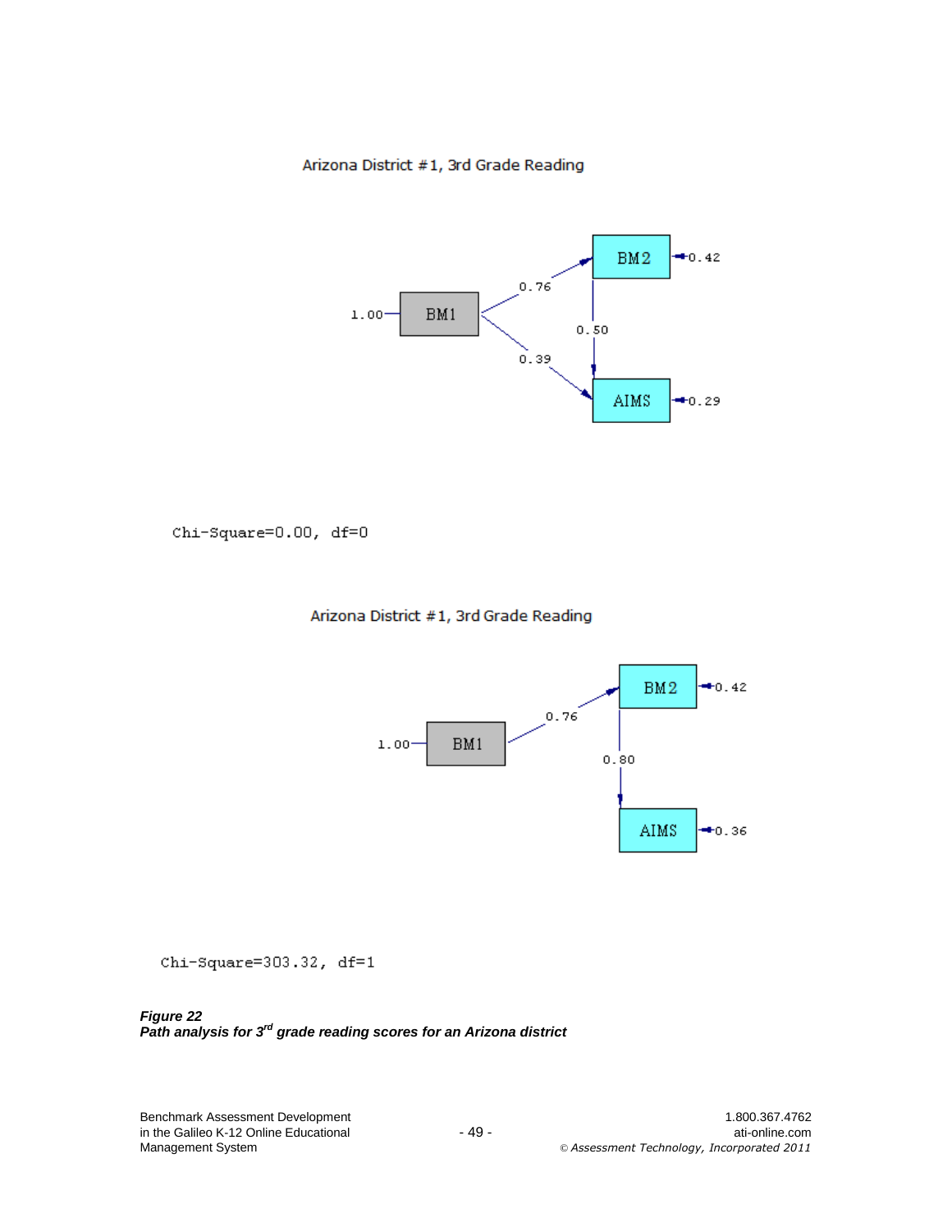Arizona District #1, 3rd Grade Reading

1.00 — BM1 → BM2: 0.76
BM1 → AIMS: 0.39
BM2 → AIMS: 0.50
BM2 ← 0.42
AIMS ← 0.29

Chi-Square=0.00, df=0

Arizona District #1, 3rd Grade Reading

1.00 — BM1 → BM2: 0.76
BM2 → AIMS: 0.80
BM2 ← 0.42
AIMS ← 0.36

Chi-Square=303.32, df=1

***Figure 22***
***Path analysis for 3rd grade reading scores for an Arizona district***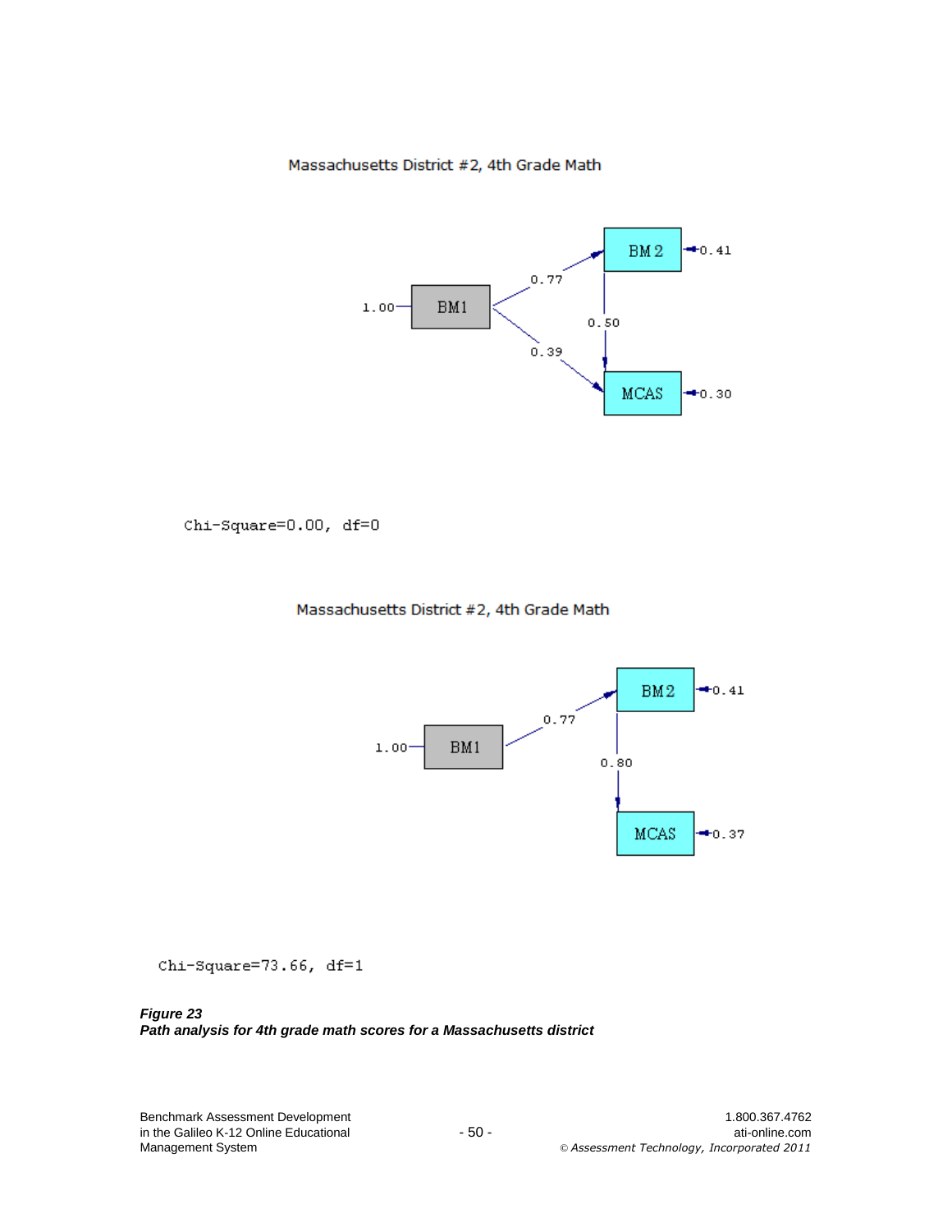Massachusetts District #2, 4th Grade Math

1.00 — BM1

BM1 → BM2: 0.77

BM1 → MCAS: 0.39

BM2 → MCAS: 0.50

BM2 ← 0.41

MCAS ← 0.30

Chi-Square=0.00, df=0

Massachusetts District #2, 4th Grade Math

1.00 — BM1

BM1 → BM2: 0.77

BM2 → MCAS: 0.80

BM2 ← 0.41

MCAS ← 0.37

Chi-Square=73.66, df=1

***Figure 23***
***Path analysis for 4th grade math scores for a Massachusetts district***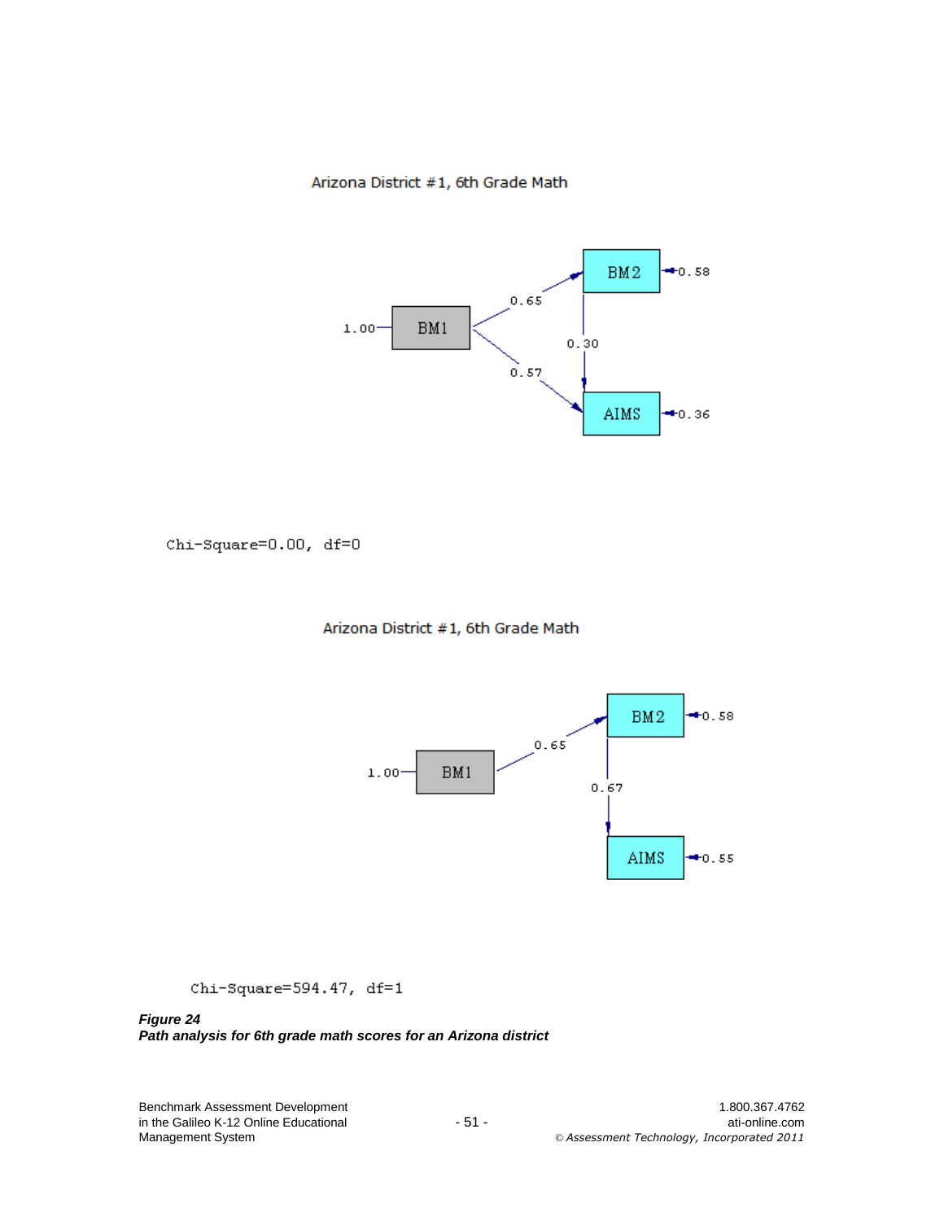Arizona District #1, 6th Grade Math

Chi-Square=0.00, df=0

Arizona District #1, 6th Grade Math

Chi-Square=594.47, df=1

***Figure 24***
***Path analysis for 6th grade math scores for an Arizona district***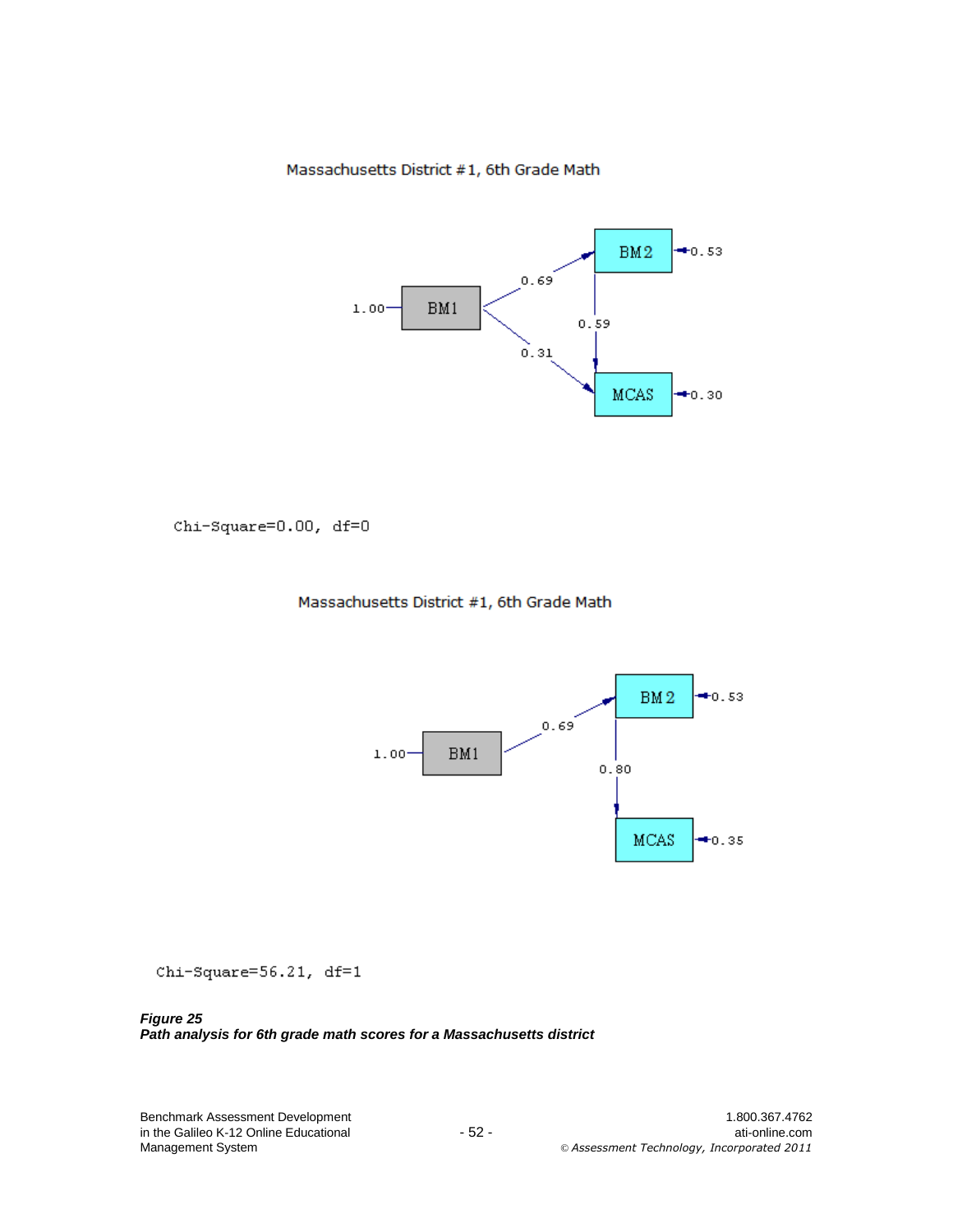Massachusetts District #1, 6th Grade Math

BM1 (1.00) → BM2: 0.69
BM1 → MCAS: 0.31
BM2 → MCAS: 0.59
BM2 error: 0.53
MCAS error: 0.30

Chi-Square=0.00, df=0

Massachusetts District #1, 6th Grade Math

BM1 (1.00) → BM2: 0.69
BM2 → MCAS: 0.80
BM2 error: 0.53
MCAS error: 0.35

Chi-Square=56.21, df=1

***Figure 25***
***Path analysis for 6th grade math scores for a Massachusetts district***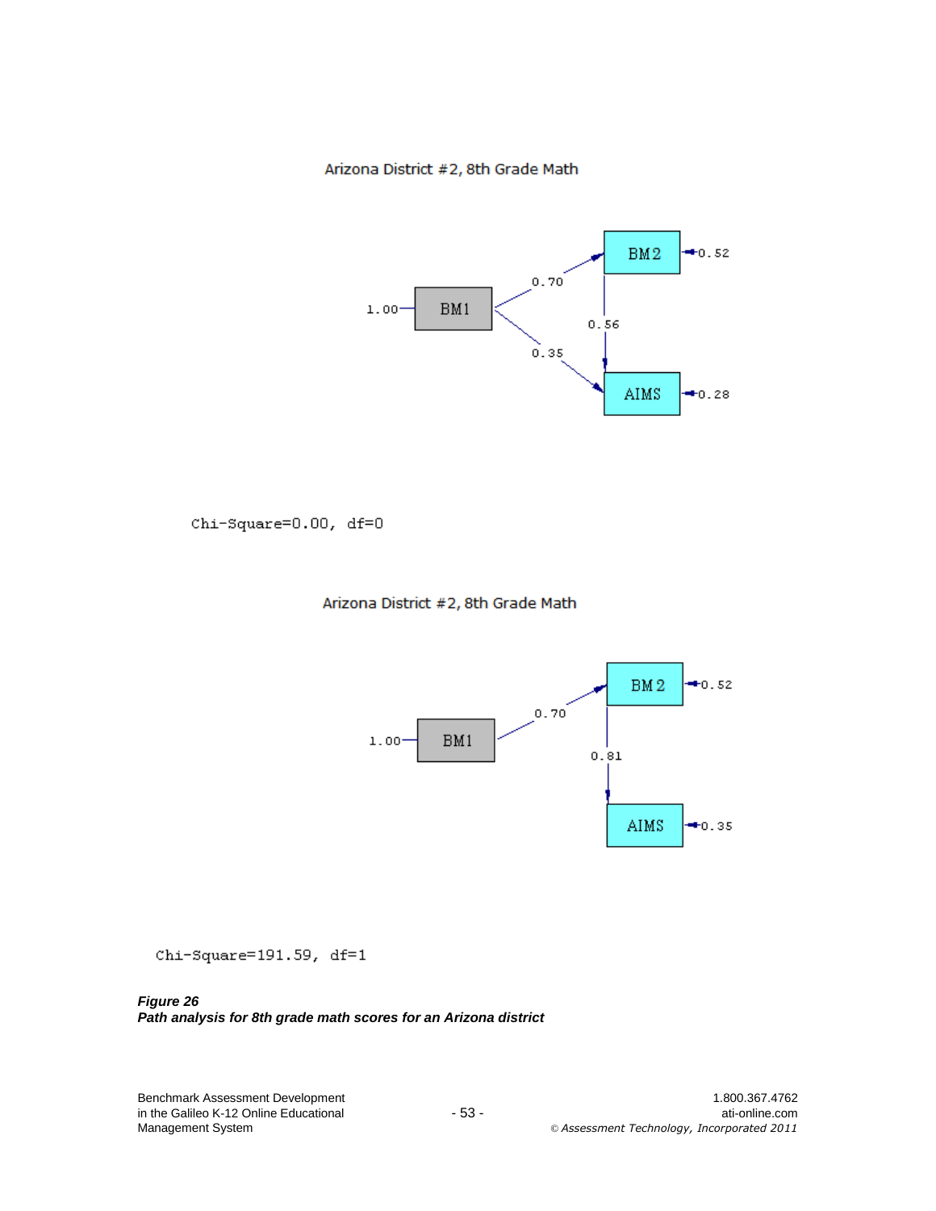Arizona District #2, 8th Grade Math

Chi-Square=0.00, df=0

Arizona District #2, 8th Grade Math

Chi-Square=191.59, df=1

***Figure 26***
***Path analysis for 8th grade math scores for an Arizona district***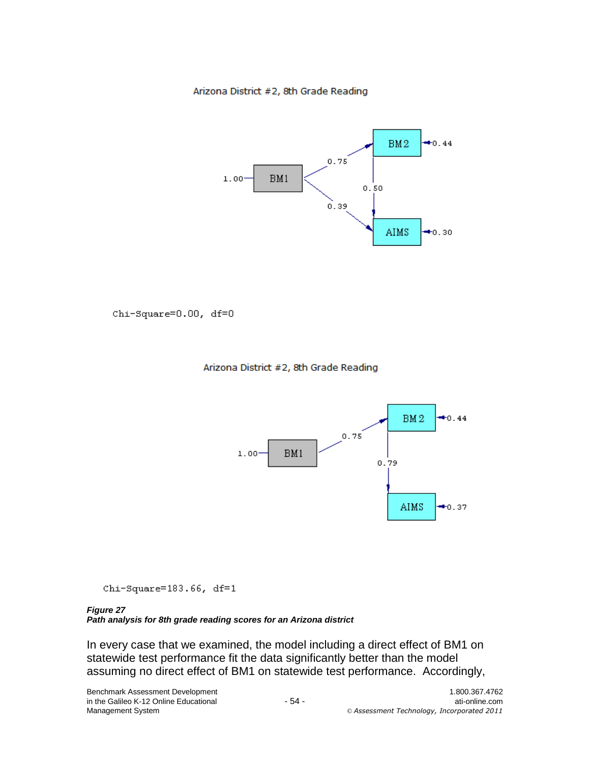Arizona District #2, 8th Grade Reading

BM1 (1.00) → BM2: 0.75; BM2 error: 0.44
BM1 → AIMS: 0.39
BM2 → AIMS: 0.50; AIMS error: 0.30

Chi-Square=0.00, df=0

Arizona District #2, 8th Grade Reading

BM1 (1.00) → BM2: 0.75; BM2 error: 0.44
BM2 → AIMS: 0.79; AIMS error: 0.37

Chi-Square=183.66, df=1

***Figure 27***
***Path analysis for 8th grade reading scores for an Arizona district***

In every case that we examined, the model including a direct effect of BM1 on statewide test performance fit the data significantly better than the model assuming no direct effect of BM1 on statewide test performance. Accordingly,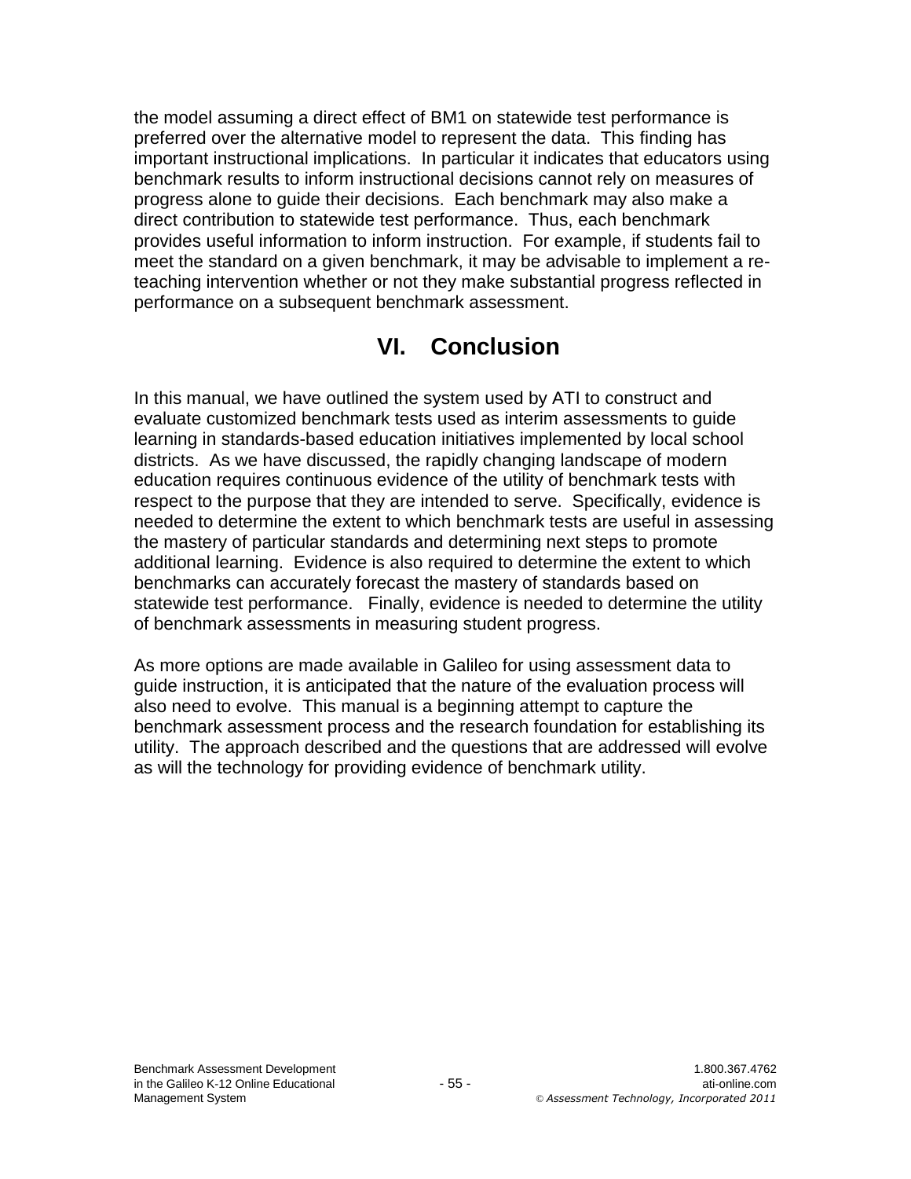the model assuming a direct effect of BM1 on statewide test performance is preferred over the alternative model to represent the data. This finding has important instructional implications. In particular it indicates that educators using benchmark results to inform instructional decisions cannot rely on measures of progress alone to guide their decisions. Each benchmark may also make a direct contribution to statewide test performance. Thus, each benchmark provides useful information to inform instruction. For example, if students fail to meet the standard on a given benchmark, it may be advisable to implement a re-teaching intervention whether or not they make substantial progress reflected in performance on a subsequent benchmark assessment.

# VI. Conclusion

In this manual, we have outlined the system used by ATI to construct and evaluate customized benchmark tests used as interim assessments to guide learning in standards-based education initiatives implemented by local school districts. As we have discussed, the rapidly changing landscape of modern education requires continuous evidence of the utility of benchmark tests with respect to the purpose that they are intended to serve. Specifically, evidence is needed to determine the extent to which benchmark tests are useful in assessing the mastery of particular standards and determining next steps to promote additional learning. Evidence is also required to determine the extent to which benchmarks can accurately forecast the mastery of standards based on statewide test performance. Finally, evidence is needed to determine the utility of benchmark assessments in measuring student progress.

As more options are made available in Galileo for using assessment data to guide instruction, it is anticipated that the nature of the evaluation process will also need to evolve. This manual is a beginning attempt to capture the benchmark assessment process and the research foundation for establishing its utility. The approach described and the questions that are addressed will evolve as will the technology for providing evidence of benchmark utility.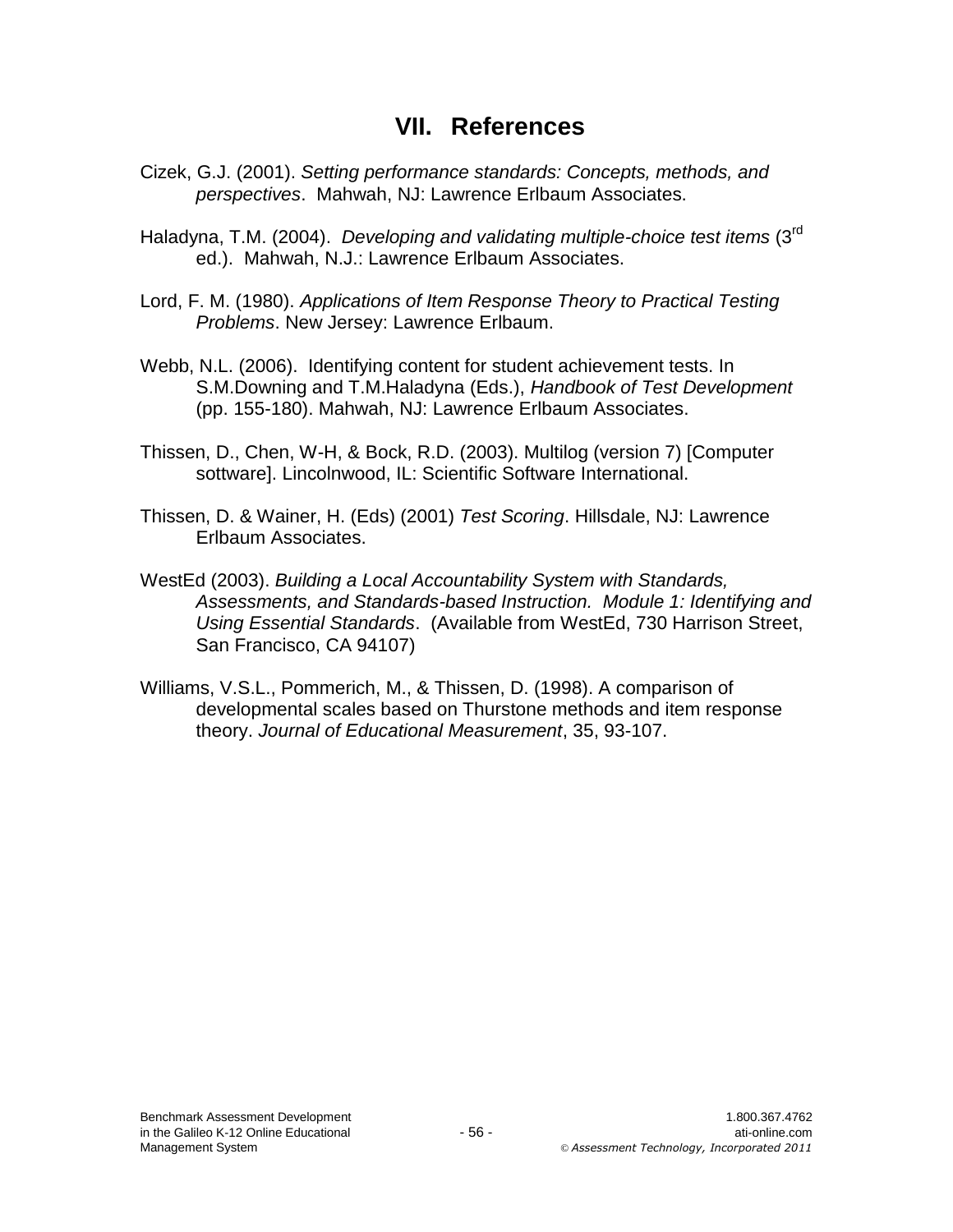# VII. References

Cizek, G.J. (2001). *Setting performance standards: Concepts, methods, and perspectives*. Mahwah, NJ: Lawrence Erlbaum Associates.

Haladyna, T.M. (2004). *Developing and validating multiple-choice test items* (3rd ed.). Mahwah, N.J.: Lawrence Erlbaum Associates.

Lord, F. M. (1980). *Applications of Item Response Theory to Practical Testing Problems*. New Jersey: Lawrence Erlbaum.

Webb, N.L. (2006). Identifying content for student achievement tests. In S.M.Downing and T.M.Haladyna (Eds.), *Handbook of Test Development* (pp. 155-180). Mahwah, NJ: Lawrence Erlbaum Associates.

Thissen, D., Chen, W-H, & Bock, R.D. (2003). Multilog (version 7) [Computer sottware]. Lincolnwood, IL: Scientific Software International.

Thissen, D. & Wainer, H. (Eds) (2001) *Test Scoring*. Hillsdale, NJ: Lawrence Erlbaum Associates.

WestEd (2003). *Building a Local Accountability System with Standards, Assessments, and Standards-based Instruction. Module 1: Identifying and Using Essential Standards*. (Available from WestEd, 730 Harrison Street, San Francisco, CA 94107)

Williams, V.S.L., Pommerich, M., & Thissen, D. (1998). A comparison of developmental scales based on Thurstone methods and item response theory. *Journal of Educational Measurement*, 35, 93-107.